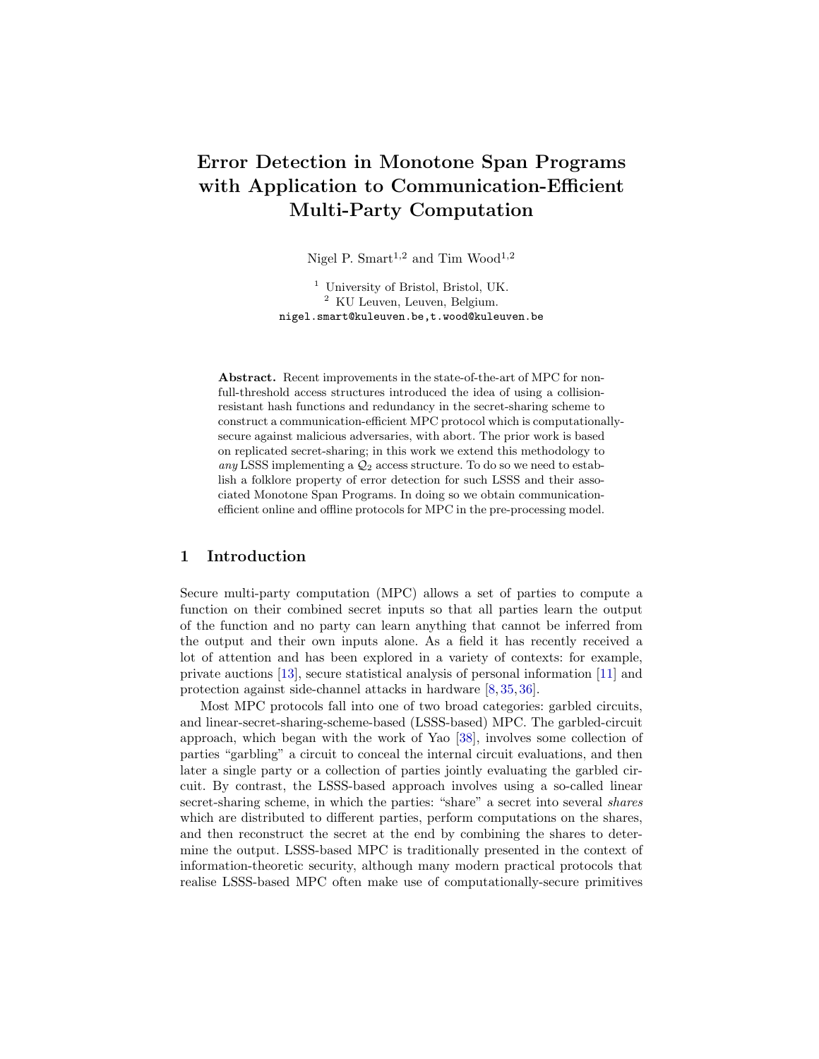# Error Detection in Monotone Span Programs with Application to Communication-Efficient Multi-Party Computation

Nigel P. Smart[1,2] and Tim Wood[1,2]

[1] University of Bristol, Bristol, UK.
[2] KU Leuven, Leuven, Belgium.
nigel.smart@kuleuven.be,t.wood@kuleuven.be

**Abstract.** Recent improvements in the state-of-the-art of MPC for non-full-threshold access structures introduced the idea of using a collision-resistant hash functions and redundancy in the secret-sharing scheme to construct a communication-efficient MPC protocol which is computationally-secure against malicious adversaries, with abort. The prior work is based on replicated secret-sharing; in this work we extend this methodology to *any* LSSS implementing a $\mathcal{Q}_2$ access structure. To do so we need to establish a folklore property of error detection for such LSSS and their associated Monotone Span Programs. In doing so we obtain communication-efficient online and offline protocols for MPC in the pre-processing model.

## 1 Introduction

Secure multi-party computation (MPC) allows a set of parties to compute a function on their combined secret inputs so that all parties learn the output of the function and no party can learn anything that cannot be inferred from the output and their own inputs alone. As a field it has recently received a lot of attention and has been explored in a variety of contexts: for example, private auctions [13], secure statistical analysis of personal information [11] and protection against side-channel attacks in hardware [8, 35, 36].

Most MPC protocols fall into one of two broad categories: garbled circuits, and linear-secret-sharing-scheme-based (LSSS-based) MPC. The garbled-circuit approach, which began with the work of Yao [38], involves some collection of parties "garbling" a circuit to conceal the internal circuit evaluations, and then later a single party or a collection of parties jointly evaluating the garbled circuit. By contrast, the LSSS-based approach involves using a so-called linear secret-sharing scheme, in which the parties: "share" a secret into several *shares* which are distributed to different parties, perform computations on the shares, and then reconstruct the secret at the end by combining the shares to determine the output. LSSS-based MPC is traditionally presented in the context of information-theoretic security, although many modern practical protocols that realise LSSS-based MPC often make use of computationally-secure primitives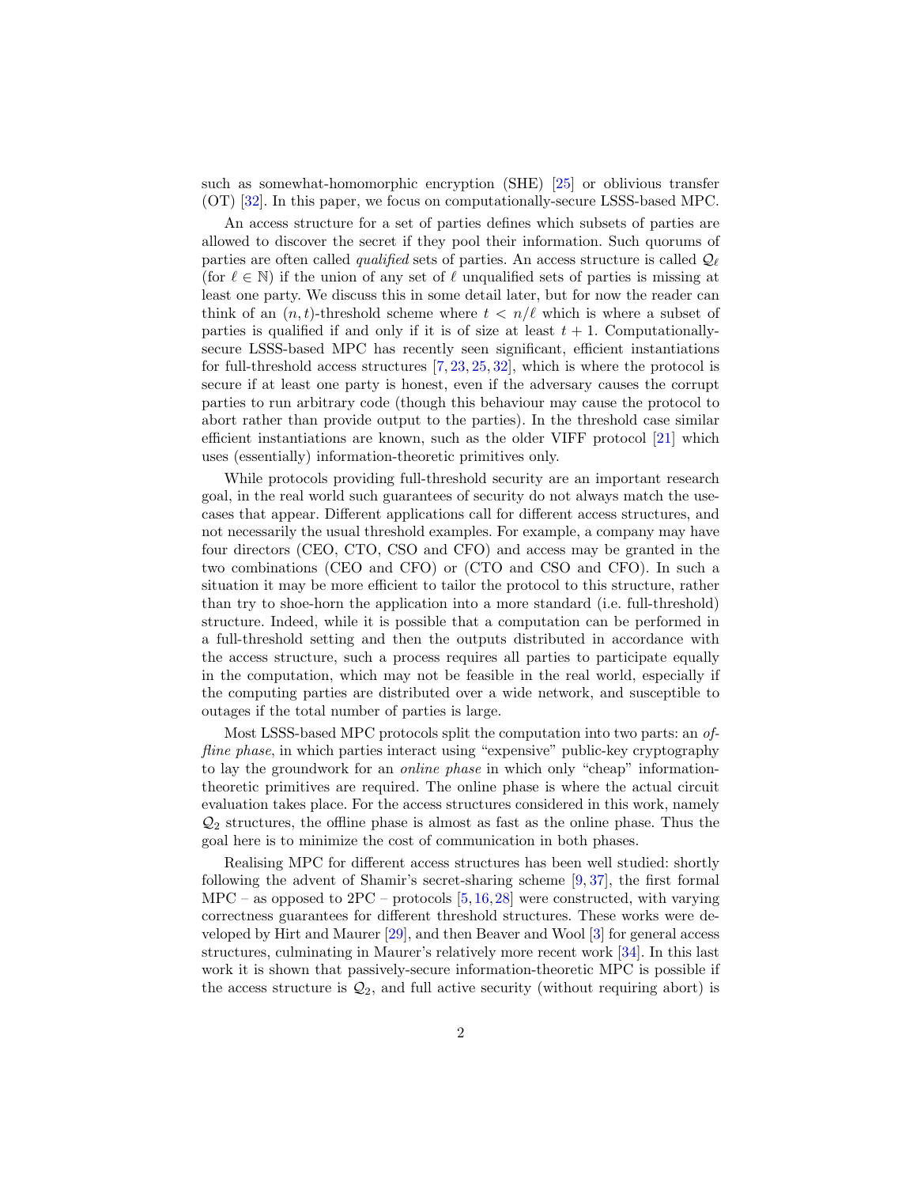such as somewhat-homomorphic encryption (SHE) [25] or oblivious transfer (OT) [32]. In this paper, we focus on computationally-secure LSSS-based MPC.

An access structure for a set of parties defines which subsets of parties are allowed to discover the secret if they pool their information. Such quorums of parties are often called *qualified* sets of parties. An access structure is called $\mathcal{Q}_\ell$ (for $\ell \in \mathbb{N}$) if the union of any set of $\ell$ unqualified sets of parties is missing at least one party. We discuss this in some detail later, but for now the reader can think of an $(n, t)$-threshold scheme where $t < n/\ell$ which is where a subset of parties is qualified if and only if it is of size at least $t+1$. Computationally-secure LSSS-based MPC has recently seen significant, efficient instantiations for full-threshold access structures [7, 23, 25, 32], which is where the protocol is secure if at least one party is honest, even if the adversary causes the corrupt parties to run arbitrary code (though this behaviour may cause the protocol to abort rather than provide output to the parties). In the threshold case similar efficient instantiations are known, such as the older VIFF protocol [21] which uses (essentially) information-theoretic primitives only.

While protocols providing full-threshold security are an important research goal, in the real world such guarantees of security do not always match the use-cases that appear. Different applications call for different access structures, and not necessarily the usual threshold examples. For example, a company may have four directors (CEO, CTO, CSO and CFO) and access may be granted in the two combinations (CEO and CFO) or (CTO and CSO and CFO). In such a situation it may be more efficient to tailor the protocol to this structure, rather than try to shoe-horn the application into a more standard (i.e. full-threshold) structure. Indeed, while it is possible that a computation can be performed in a full-threshold setting and then the outputs distributed in accordance with the access structure, such a process requires all parties to participate equally in the computation, which may not be feasible in the real world, especially if the computing parties are distributed over a wide network, and susceptible to outages if the total number of parties is large.

Most LSSS-based MPC protocols split the computation into two parts: an *offline phase*, in which parties interact using "expensive" public-key cryptography to lay the groundwork for an *online phase* in which only "cheap" information-theoretic primitives are required. The online phase is where the actual circuit evaluation takes place. For the access structures considered in this work, namely $\mathcal{Q}_2$ structures, the offline phase is almost as fast as the online phase. Thus the goal here is to minimize the cost of communication in both phases.

Realising MPC for different access structures has been well studied: shortly following the advent of Shamir's secret-sharing scheme [9, 37], the first formal MPC – as opposed to 2PC – protocols [5, 16, 28] were constructed, with varying correctness guarantees for different threshold structures. These works were developed by Hirt and Maurer [29], and then Beaver and Wool [3] for general access structures, culminating in Maurer's relatively more recent work [34]. In this last work it is shown that passively-secure information-theoretic MPC is possible if the access structure is $\mathcal{Q}_2$, and full active security (without requiring abort) is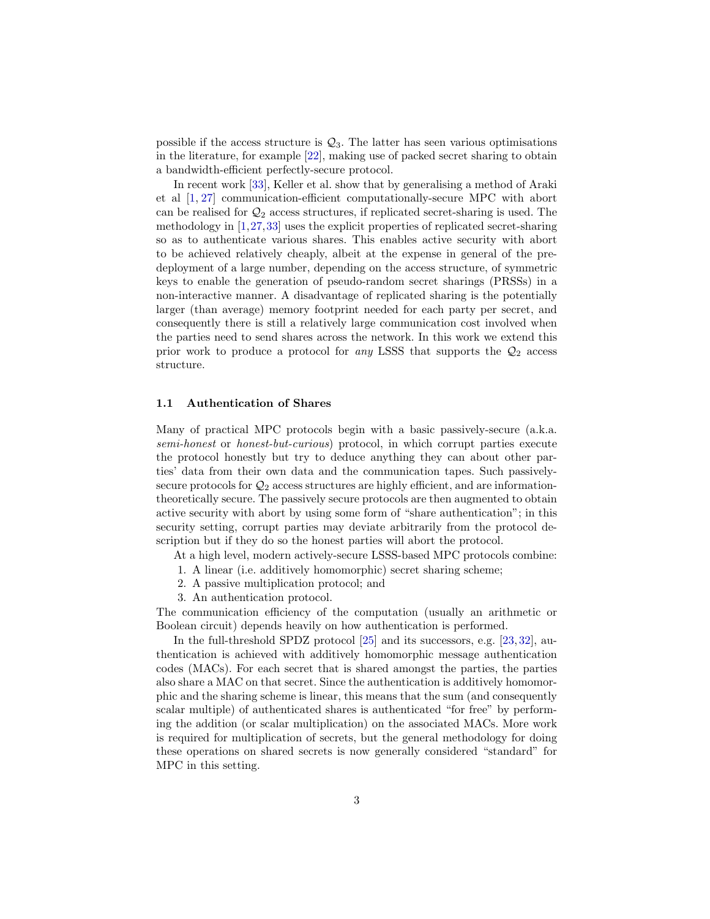possible if the access structure is $\mathcal{Q}_3$. The latter has seen various optimisations in the literature, for example [22], making use of packed secret sharing to obtain a bandwidth-efficient perfectly-secure protocol.

In recent work [33], Keller et al. show that by generalising a method of Araki et al [1, 27] communication-efficient computationally-secure MPC with abort can be realised for $\mathcal{Q}_2$ access structures, if replicated secret-sharing is used. The methodology in [1,27,33] uses the explicit properties of replicated secret-sharing so as to authenticate various shares. This enables active security with abort to be achieved relatively cheaply, albeit at the expense in general of the pre-deployment of a large number, depending on the access structure, of symmetric keys to enable the generation of pseudo-random secret sharings (PRSSs) in a non-interactive manner. A disadvantage of replicated sharing is the potentially larger (than average) memory footprint needed for each party per secret, and consequently there is still a relatively large communication cost involved when the parties need to send shares across the network. In this work we extend this prior work to produce a protocol for *any* LSSS that supports the $\mathcal{Q}_2$ access structure.

### 1.1 Authentication of Shares

Many of practical MPC protocols begin with a basic passively-secure (a.k.a. *semi-honest* or *honest-but-curious*) protocol, in which corrupt parties execute the protocol honestly but try to deduce anything they can about other parties' data from their own data and the communication tapes. Such passively-secure protocols for $\mathcal{Q}_2$ access structures are highly efficient, and are information-theoretically secure. The passively secure protocols are then augmented to obtain active security with abort by using some form of "share authentication"; in this security setting, corrupt parties may deviate arbitrarily from the protocol description but if they do so the honest parties will abort the protocol.

At a high level, modern actively-secure LSSS-based MPC protocols combine:

1. A linear (i.e. additively homomorphic) secret sharing scheme;
2. A passive multiplication protocol; and
3. An authentication protocol.

The communication efficiency of the computation (usually an arithmetic or Boolean circuit) depends heavily on how authentication is performed.

In the full-threshold SPDZ protocol [25] and its successors, e.g. [23, 32], authentication is achieved with additively homomorphic message authentication codes (MACs). For each secret that is shared amongst the parties, the parties also share a MAC on that secret. Since the authentication is additively homomorphic and the sharing scheme is linear, this means that the sum (and consequently scalar multiple) of authenticated shares is authenticated "for free" by performing the addition (or scalar multiplication) on the associated MACs. More work is required for multiplication of secrets, but the general methodology for doing these operations on shared secrets is now generally considered "standard" for MPC in this setting.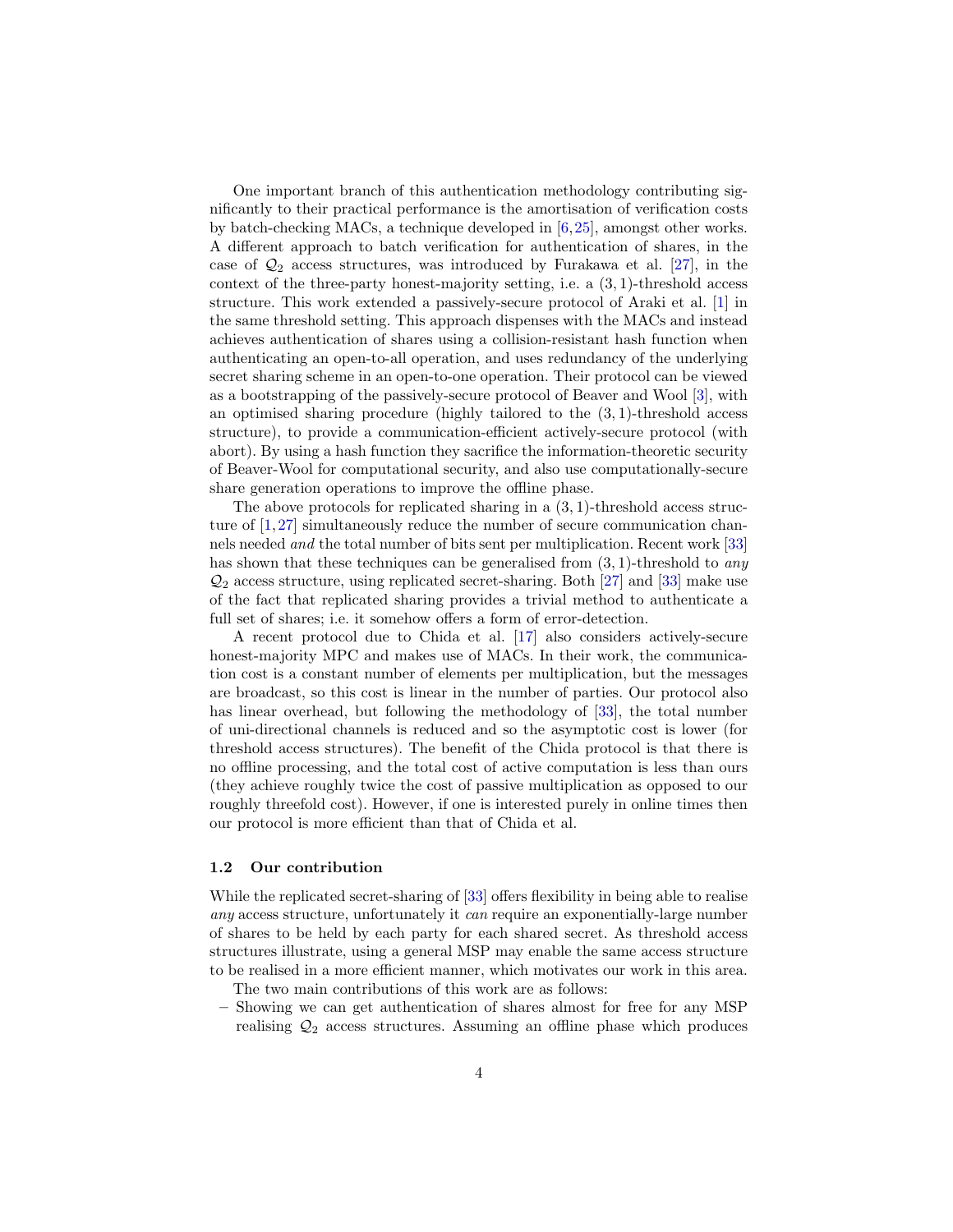One important branch of this authentication methodology contributing significantly to their practical performance is the amortisation of verification costs by batch-checking MACs, a technique developed in [6,25], amongst other works. A different approach to batch verification for authentication of shares, in the case of $\mathcal{Q}_2$ access structures, was introduced by Furakawa et al. [27], in the context of the three-party honest-majority setting, i.e. a $(3,1)$-threshold access structure. This work extended a passively-secure protocol of Araki et al. [1] in the same threshold setting. This approach dispenses with the MACs and instead achieves authentication of shares using a collision-resistant hash function when authenticating an open-to-all operation, and uses redundancy of the underlying secret sharing scheme in an open-to-one operation. Their protocol can be viewed as a bootstrapping of the passively-secure protocol of Beaver and Wool [3], with an optimised sharing procedure (highly tailored to the $(3,1)$-threshold access structure), to provide a communication-efficient actively-secure protocol (with abort). By using a hash function they sacrifice the information-theoretic security of Beaver-Wool for computational security, and also use computationally-secure share generation operations to improve the offline phase.

The above protocols for replicated sharing in a $(3,1)$-threshold access structure of [1,27] simultaneously reduce the number of secure communication channels needed *and* the total number of bits sent per multiplication. Recent work [33] has shown that these techniques can be generalised from $(3,1)$-threshold to *any* $\mathcal{Q}_2$ access structure, using replicated secret-sharing. Both [27] and [33] make use of the fact that replicated sharing provides a trivial method to authenticate a full set of shares; i.e. it somehow offers a form of error-detection.

A recent protocol due to Chida et al. [17] also considers actively-secure honest-majority MPC and makes use of MACs. In their work, the communication cost is a constant number of elements per multiplication, but the messages are broadcast, so this cost is linear in the number of parties. Our protocol also has linear overhead, but following the methodology of [33], the total number of uni-directional channels is reduced and so the asymptotic cost is lower (for threshold access structures). The benefit of the Chida protocol is that there is no offline processing, and the total cost of active computation is less than ours (they achieve roughly twice the cost of passive multiplication as opposed to our roughly threefold cost). However, if one is interested purely in online times then our protocol is more efficient than that of Chida et al.

### 1.2 Our contribution

While the replicated secret-sharing of [33] offers flexibility in being able to realise *any* access structure, unfortunately it *can* require an exponentially-large number of shares to be held by each party for each shared secret. As threshold access structures illustrate, using a general MSP may enable the same access structure to be realised in a more efficient manner, which motivates our work in this area.

The two main contributions of this work are as follows:

- Showing we can get authentication of shares almost for free for any MSP realising $\mathcal{Q}_2$ access structures. Assuming an offline phase which produces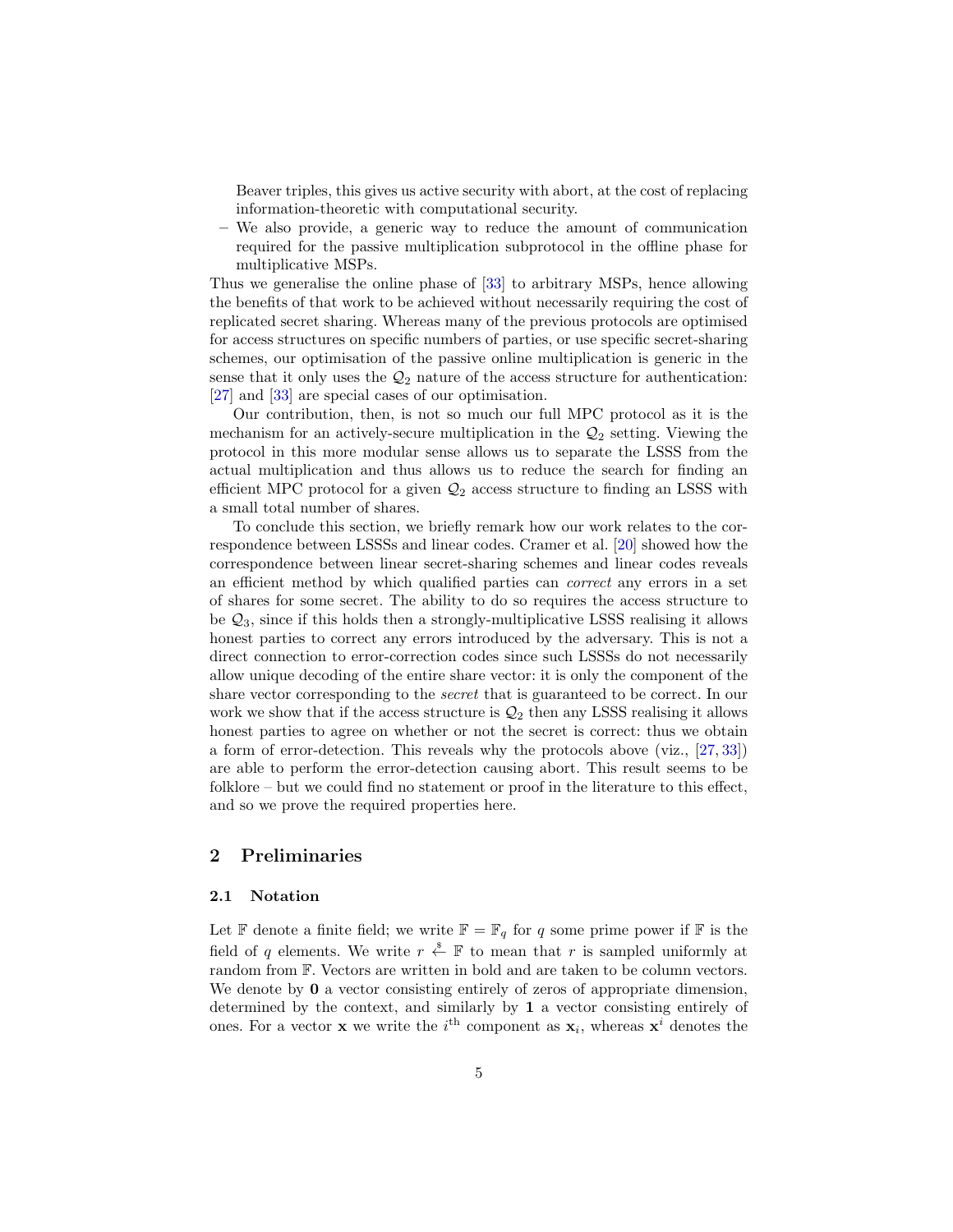Beaver triples, this gives us active security with abort, at the cost of replacing information-theoretic with computational security.

– We also provide, a generic way to reduce the amount of communication required for the passive multiplication subprotocol in the offline phase for multiplicative MSPs.

Thus we generalise the online phase of [33] to arbitrary MSPs, hence allowing the benefits of that work to be achieved without necessarily requiring the cost of replicated secret sharing. Whereas many of the previous protocols are optimised for access structures on specific numbers of parties, or use specific secret-sharing schemes, our optimisation of the passive online multiplication is generic in the sense that it only uses the $\mathcal{Q}_2$ nature of the access structure for authentication: [27] and [33] are special cases of our optimisation.

Our contribution, then, is not so much our full MPC protocol as it is the mechanism for an actively-secure multiplication in the $\mathcal{Q}_2$ setting. Viewing the protocol in this more modular sense allows us to separate the LSSS from the actual multiplication and thus allows us to reduce the search for finding an efficient MPC protocol for a given $\mathcal{Q}_2$ access structure to finding an LSSS with a small total number of shares.

To conclude this section, we briefly remark how our work relates to the correspondence between LSSSs and linear codes. Cramer et al. [20] showed how the correspondence between linear secret-sharing schemes and linear codes reveals an efficient method by which qualified parties can *correct* any errors in a set of shares for some secret. The ability to do so requires the access structure to be $\mathcal{Q}_3$, since if this holds then a strongly-multiplicative LSSS realising it allows honest parties to correct any errors introduced by the adversary. This is not a direct connection to error-correction codes since such LSSSs do not necessarily allow unique decoding of the entire share vector: it is only the component of the share vector corresponding to the *secret* that is guaranteed to be correct. In our work we show that if the access structure is $\mathcal{Q}_2$ then any LSSS realising it allows honest parties to agree on whether or not the secret is correct: thus we obtain a form of error-detection. This reveals why the protocols above (viz., [27, 33]) are able to perform the error-detection causing abort. This result seems to be folklore – but we could find no statement or proof in the literature to this effect, and so we prove the required properties here.

## 2 Preliminaries

### 2.1 Notation

Let $\mathbb{F}$ denote a finite field; we write $\mathbb{F} = \mathbb{F}_q$ for $q$ some prime power if $\mathbb{F}$ is the field of $q$ elements. We write $r \xleftarrow{\$} \mathbb{F}$ to mean that $r$ is sampled uniformly at random from $\mathbb{F}$. Vectors are written in bold and are taken to be column vectors. We denote by $\mathbf{0}$ a vector consisting entirely of zeros of appropriate dimension, determined by the context, and similarly by $\mathbf{1}$ a vector consisting entirely of ones. For a vector $\mathbf{x}$ we write the $i^{\text{th}}$ component as $\mathbf{x}_i$, whereas $\mathbf{x}^i$ denotes the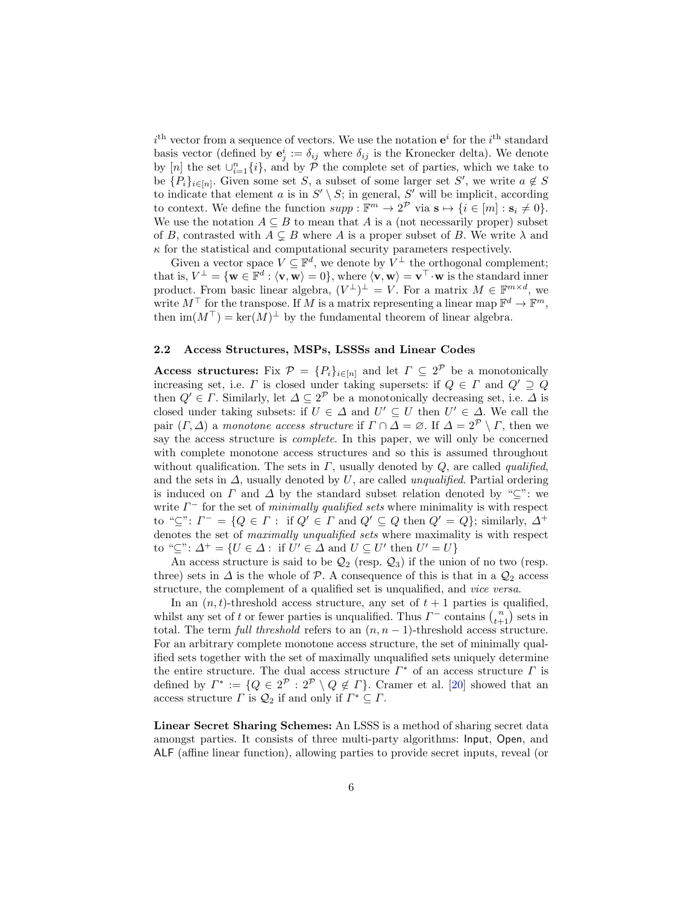$i^{\text{th}}$ vector from a sequence of vectors. We use the notation $\mathbf{e}^i$ for the $i^{\text{th}}$ standard basis vector (defined by $\mathbf{e}^i_j := \delta_{ij}$ where $\delta_{ij}$ is the Kronecker delta). We denote by $[n]$ the set $\cup_{i=1}^n \{i\}$, and by $\mathcal{P}$ the complete set of parties, which we take to be $\{P_i\}_{i\in[n]}$. Given some set $S$, a subset of some larger set $S'$, we write $a \notin S$ to indicate that element $a$ is in $S' \setminus S$; in general, $S'$ will be implicit, according to context. We define the function $supp : \mathbb{F}^m \to 2^{\mathcal{P}}$ via $\mathbf{s} \mapsto \{i \in [m] : \mathbf{s}_i \neq 0\}$. We use the notation $A \subseteq B$ to mean that $A$ is a (not necessarily proper) subset of $B$, contrasted with $A \subsetneq B$ where $A$ is a proper subset of $B$. We write $\lambda$ and $\kappa$ for the statistical and computational security parameters respectively.

Given a vector space $V \subseteq \mathbb{F}^d$, we denote by $V^\perp$ the orthogonal complement; that is, $V^\perp = \{\mathbf{w} \in \mathbb{F}^d : \langle \mathbf{v}, \mathbf{w}\rangle = 0\}$, where $\langle \mathbf{v}, \mathbf{w}\rangle = \mathbf{v}^\top \cdot \mathbf{w}$ is the standard inner product. From basic linear algebra, $(V^\perp)^\perp = V$. For a matrix $M \in \mathbb{F}^{m\times d}$, we write $M^\top$ for the transpose. If $M$ is a matrix representing a linear map $\mathbb{F}^d \to \mathbb{F}^m$, then $\text{im}(M^\top) = \ker(M)^\perp$ by the fundamental theorem of linear algebra.

### 2.2 Access Structures, MSPs, LSSSs and Linear Codes

**Access structures:** Fix $\mathcal{P} = \{P_i\}_{i\in[n]}$ and let $\Gamma \subseteq 2^{\mathcal{P}}$ be a monotonically increasing set, i.e. $\Gamma$ is closed under taking supersets: if $Q \in \Gamma$ and $Q' \supseteq Q$ then $Q' \in \Gamma$. Similarly, let $\Delta \subseteq 2^{\mathcal{P}}$ be a monotonically decreasing set, i.e. $\Delta$ is closed under taking subsets: if $U \in \Delta$ and $U' \subseteq U$ then $U' \in \Delta$. We call the pair $(\Gamma, \Delta)$ a *monotone access structure* if $\Gamma \cap \Delta = \varnothing$. If $\Delta = 2^{\mathcal{P}} \setminus \Gamma$, then we say the access structure is *complete*. In this paper, we will only be concerned with complete monotone access structures and so this is assumed throughout without qualification. The sets in $\Gamma$, usually denoted by $Q$, are called *qualified*, and the sets in $\Delta$, usually denoted by $U$, are called *unqualified*. Partial ordering is induced on $\Gamma$ and $\Delta$ by the standard subset relation denoted by "$\subseteq$": we write $\Gamma^-$ for the set of *minimally qualified sets* where minimality is with respect to "$\subseteq$": $\Gamma^- = \{Q \in \Gamma : \text{ if } Q' \in \Gamma \text{ and } Q' \subseteq Q \text{ then } Q' = Q\}$; similarly, $\Delta^+$ denotes the set of *maximally unqualified sets* where maximality is with respect to "$\subseteq$": $\Delta^+ = \{U \in \Delta : \text{ if } U' \in \Delta \text{ and } U \subseteq U' \text{ then } U' = U\}$

An access structure is said to be $\mathcal{Q}_2$ (resp. $\mathcal{Q}_3$) if the union of no two (resp. three) sets in $\Delta$ is the whole of $\mathcal{P}$. A consequence of this is that in a $\mathcal{Q}_2$ access structure, the complement of a qualified set is unqualified, and *vice versa*.

In an $(n, t)$-threshold access structure, any set of $t + 1$ parties is qualified, whilst any set of $t$ or fewer parties is unqualified. Thus $\Gamma^-$ contains $\binom{n}{t+1}$ sets in total. The term *full threshold* refers to an $(n, n-1)$-threshold access structure. For an arbitrary complete monotone access structure, the set of minimally qualified sets together with the set of maximally unqualified sets uniquely determine the entire structure. The dual access structure $\Gamma^*$ of an access structure $\Gamma$ is defined by $\Gamma^* := \{Q \in 2^{\mathcal{P}} : 2^{\mathcal{P}} \setminus Q \notin \Gamma\}$. Cramer et al. [20] showed that an access structure $\Gamma$ is $\mathcal{Q}_2$ if and only if $\Gamma^* \subseteq \Gamma$.

**Linear Secret Sharing Schemes:** An LSSS is a method of sharing secret data amongst parties. It consists of three multi-party algorithms: Input, Open, and ALF (affine linear function), allowing parties to provide secret inputs, reveal (or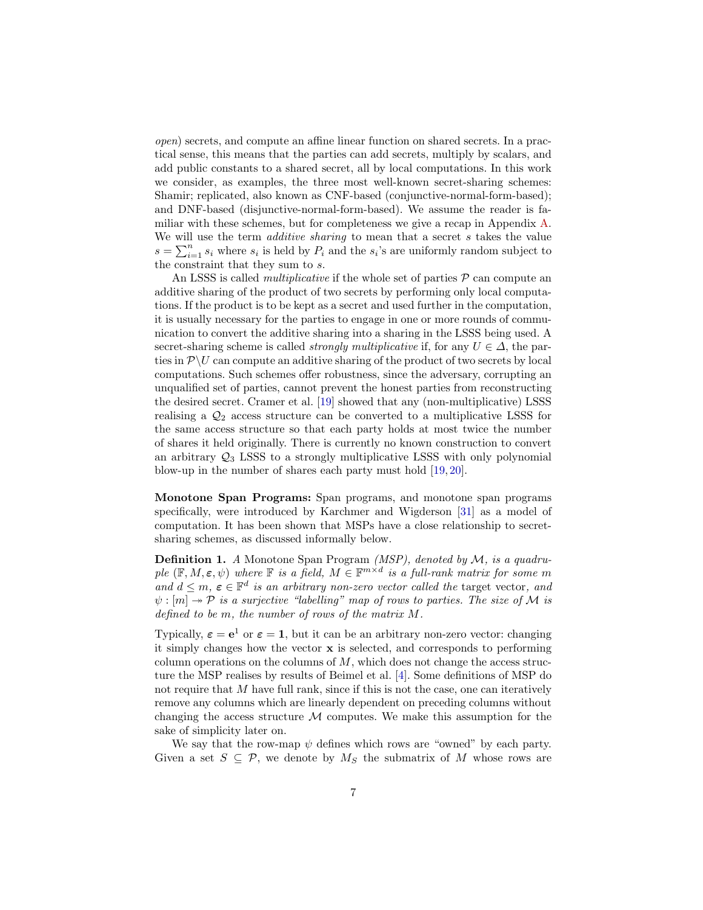*open*) secrets, and compute an affine linear function on shared secrets. In a practical sense, this means that the parties can add secrets, multiply by scalars, and add public constants to a shared secret, all by local computations. In this work we consider, as examples, the three most well-known secret-sharing schemes: Shamir; replicated, also known as CNF-based (conjunctive-normal-form-based); and DNF-based (disjunctive-normal-form-based). We assume the reader is familiar with these schemes, but for completeness we give a recap in Appendix A. We will use the term *additive sharing* to mean that a secret $s$ takes the value $s = \sum_{i=1}^{n} s_i$ where $s_i$ is held by $P_i$ and the $s_i$'s are uniformly random subject to the constraint that they sum to $s$.

An LSSS is called *multiplicative* if the whole set of parties $\mathcal{P}$ can compute an additive sharing of the product of two secrets by performing only local computations. If the product is to be kept as a secret and used further in the computation, it is usually necessary for the parties to engage in one or more rounds of communication to convert the additive sharing into a sharing in the LSSS being used. A secret-sharing scheme is called *strongly multiplicative* if, for any $U \in \Delta$, the parties in $\mathcal{P} \setminus U$ can compute an additive sharing of the product of two secrets by local computations. Such schemes offer robustness, since the adversary, corrupting an unqualified set of parties, cannot prevent the honest parties from reconstructing the desired secret. Cramer et al. [19] showed that any (non-multiplicative) LSSS realising a $\mathcal{Q}_2$ access structure can be converted to a multiplicative LSSS for the same access structure so that each party holds at most twice the number of shares it held originally. There is currently no known construction to convert an arbitrary $\mathcal{Q}_3$ LSSS to a strongly multiplicative LSSS with only polynomial blow-up in the number of shares each party must hold [19, 20].

**Monotone Span Programs:** Span programs, and monotone span programs specifically, were introduced by Karchmer and Wigderson [31] as a model of computation. It has been shown that MSPs have a close relationship to secret-sharing schemes, as discussed informally below.

**Definition 1.** *A* Monotone Span Program *(MSP), denoted by $\mathcal{M}$, is a quadruple $(\mathbb{F}, M, \boldsymbol{\varepsilon}, \psi)$ where $\mathbb{F}$ is a field, $M \in \mathbb{F}^{m \times d}$ is a full-rank matrix for some $m$ and $d \leq m$, $\boldsymbol{\varepsilon} \in \mathbb{F}^d$ is an arbitrary non-zero vector called the* target vector*, and $\psi : [m] \twoheadrightarrow \mathcal{P}$ is a surjective "labelling" map of rows to parties. The size of $\mathcal{M}$ is defined to be $m$, the number of rows of the matrix $M$.*

Typically, $\boldsymbol{\varepsilon} = \mathbf{e}^1$ or $\boldsymbol{\varepsilon} = \mathbf{1}$, but it can be an arbitrary non-zero vector: changing it simply changes how the vector $\mathbf{x}$ is selected, and corresponds to performing column operations on the columns of $M$, which does not change the access structure the MSP realises by results of Beimel et al. [4]. Some definitions of MSP do not require that $M$ have full rank, since if this is not the case, one can iteratively remove any columns which are linearly dependent on preceding columns without changing the access structure $\mathcal{M}$ computes. We make this assumption for the sake of simplicity later on.

We say that the row-map $\psi$ defines which rows are "owned" by each party. Given a set $S \subseteq \mathcal{P}$, we denote by $M_S$ the submatrix of $M$ whose rows are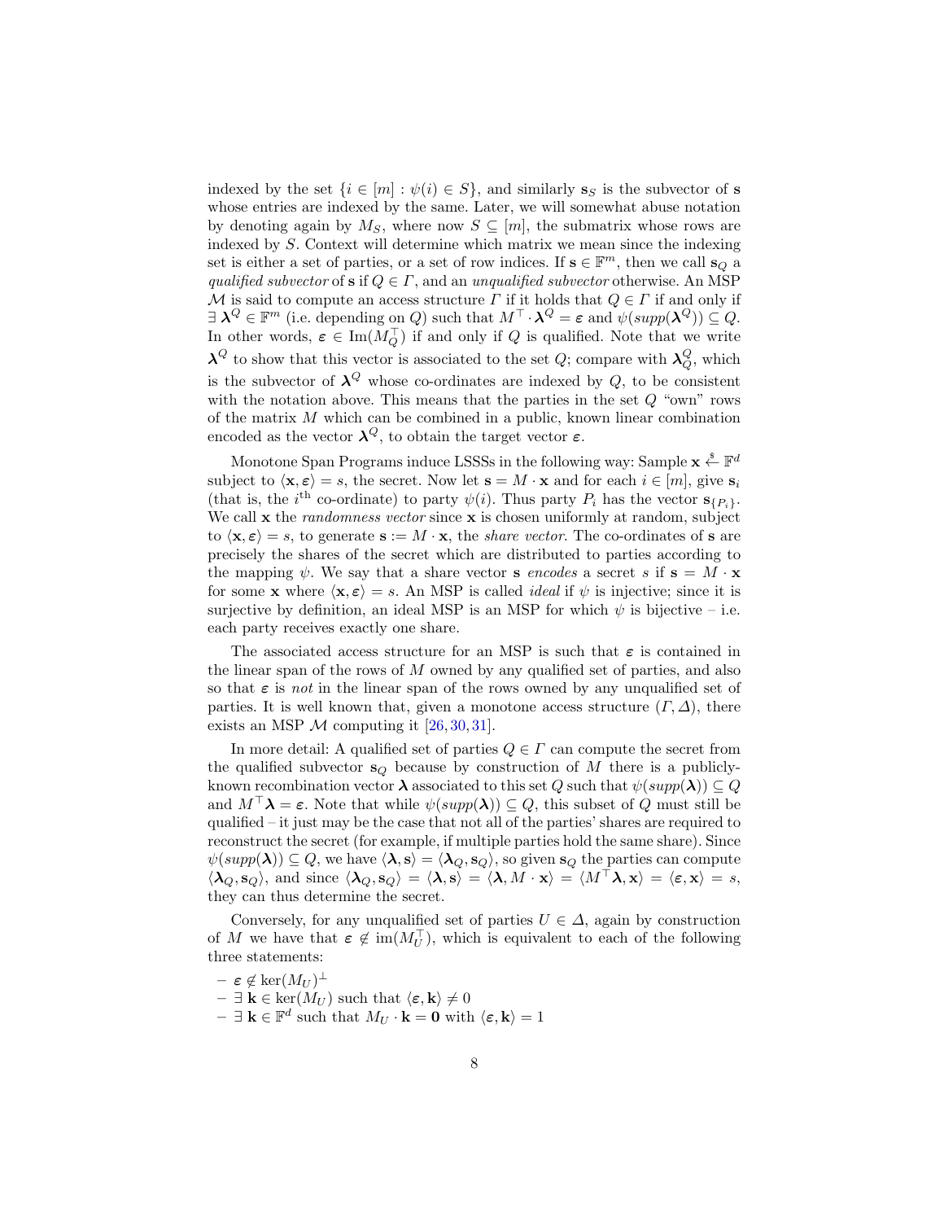indexed by the set $\{i \in [m] : \psi(i) \in S\}$, and similarly $\mathbf{s}_S$ is the subvector of $\mathbf{s}$ whose entries are indexed by the same. Later, we will somewhat abuse notation by denoting again by $M_S$, where now $S \subseteq [m]$, the submatrix whose rows are indexed by $S$. Context will determine which matrix we mean since the indexing set is either a set of parties, or a set of row indices. If $\mathbf{s} \in \mathbb{F}^m$, then we call $\mathbf{s}_Q$ a *qualified subvector* of $\mathbf{s}$ if $Q \in \Gamma$, and an *unqualified subvector* otherwise. An MSP $\mathcal{M}$ is said to compute an access structure $\Gamma$ if it holds that $Q \in \Gamma$ if and only if $\exists\, \boldsymbol{\lambda}^Q \in \mathbb{F}^m$ (i.e. depending on $Q$) such that $M^\top \cdot \boldsymbol{\lambda}^Q = \boldsymbol{\varepsilon}$ and $\psi(supp(\boldsymbol{\lambda}^Q)) \subseteq Q$. In other words, $\boldsymbol{\varepsilon} \in \mathrm{Im}(M_Q^\top)$ if and only if $Q$ is qualified. Note that we write $\boldsymbol{\lambda}^Q$ to show that this vector is associated to the set $Q$; compare with $\boldsymbol{\lambda}_Q^Q$, which is the subvector of $\boldsymbol{\lambda}^Q$ whose co-ordinates are indexed by $Q$, to be consistent with the notation above. This means that the parties in the set $Q$ "own" rows of the matrix $M$ which can be combined in a public, known linear combination encoded as the vector $\boldsymbol{\lambda}^Q$, to obtain the target vector $\boldsymbol{\varepsilon}$.

Monotone Span Programs induce LSSSs in the following way: Sample $\mathbf{x} \xleftarrow{\$} \mathbb{F}^d$ subject to $\langle \mathbf{x}, \boldsymbol{\varepsilon} \rangle = s$, the secret. Now let $\mathbf{s} = M \cdot \mathbf{x}$ and for each $i \in [m]$, give $\mathbf{s}_i$ (that is, the $i^{\text{th}}$ co-ordinate) to party $\psi(i)$. Thus party $P_i$ has the vector $\mathbf{s}_{\{P_i\}}$. We call $\mathbf{x}$ the *randomness vector* since $\mathbf{x}$ is chosen uniformly at random, subject to $\langle \mathbf{x}, \boldsymbol{\varepsilon} \rangle = s$, to generate $\mathbf{s} := M \cdot \mathbf{x}$, the *share vector*. The co-ordinates of $\mathbf{s}$ are precisely the shares of the secret which are distributed to parties according to the mapping $\psi$. We say that a share vector $\mathbf{s}$ *encodes* a secret $s$ if $\mathbf{s} = M \cdot \mathbf{x}$ for some $\mathbf{x}$ where $\langle \mathbf{x}, \boldsymbol{\varepsilon} \rangle = s$. An MSP is called *ideal* if $\psi$ is injective; since it is surjective by definition, an ideal MSP is an MSP for which $\psi$ is bijective – i.e. each party receives exactly one share.

The associated access structure for an MSP is such that $\boldsymbol{\varepsilon}$ is contained in the linear span of the rows of $M$ owned by any qualified set of parties, and also so that $\boldsymbol{\varepsilon}$ is *not* in the linear span of the rows owned by any unqualified set of parties. It is well known that, given a monotone access structure $(\Gamma, \Delta)$, there exists an MSP $\mathcal{M}$ computing it [26, 30, 31].

In more detail: A qualified set of parties $Q \in \Gamma$ can compute the secret from the qualified subvector $\mathbf{s}_Q$ because by construction of $M$ there is a publicly-known recombination vector $\boldsymbol{\lambda}$ associated to this set $Q$ such that $\psi(supp(\boldsymbol{\lambda})) \subseteq Q$ and $M^\top \boldsymbol{\lambda} = \boldsymbol{\varepsilon}$. Note that while $\psi(supp(\boldsymbol{\lambda})) \subseteq Q$, this subset of $Q$ must still be qualified – it just may be the case that not all of the parties' shares are required to reconstruct the secret (for example, if multiple parties hold the same share). Since $\psi(supp(\boldsymbol{\lambda})) \subseteq Q$, we have $\langle \boldsymbol{\lambda}, \mathbf{s} \rangle = \langle \boldsymbol{\lambda}_Q, \mathbf{s}_Q \rangle$, so given $\mathbf{s}_Q$ the parties can compute $\langle \boldsymbol{\lambda}_Q, \mathbf{s}_Q \rangle$, and since $\langle \boldsymbol{\lambda}_Q, \mathbf{s}_Q \rangle = \langle \boldsymbol{\lambda}, \mathbf{s} \rangle = \langle \boldsymbol{\lambda}, M \cdot \mathbf{x} \rangle = \langle M^\top \boldsymbol{\lambda}, \mathbf{x} \rangle = \langle \boldsymbol{\varepsilon}, \mathbf{x} \rangle = s$, they can thus determine the secret.

Conversely, for any unqualified set of parties $U \in \Delta$, again by construction of $M$ we have that $\boldsymbol{\varepsilon} \notin \mathrm{im}(M_U^\top)$, which is equivalent to each of the following three statements:

- $\boldsymbol{\varepsilon} \notin \ker(M_U)^\perp$
- $\exists\, \mathbf{k} \in \ker(M_U)$ such that $\langle \boldsymbol{\varepsilon}, \mathbf{k} \rangle \neq 0$
- $\exists\, \mathbf{k} \in \mathbb{F}^d$ such that $M_U \cdot \mathbf{k} = \mathbf{0}$ with $\langle \boldsymbol{\varepsilon}, \mathbf{k} \rangle = 1$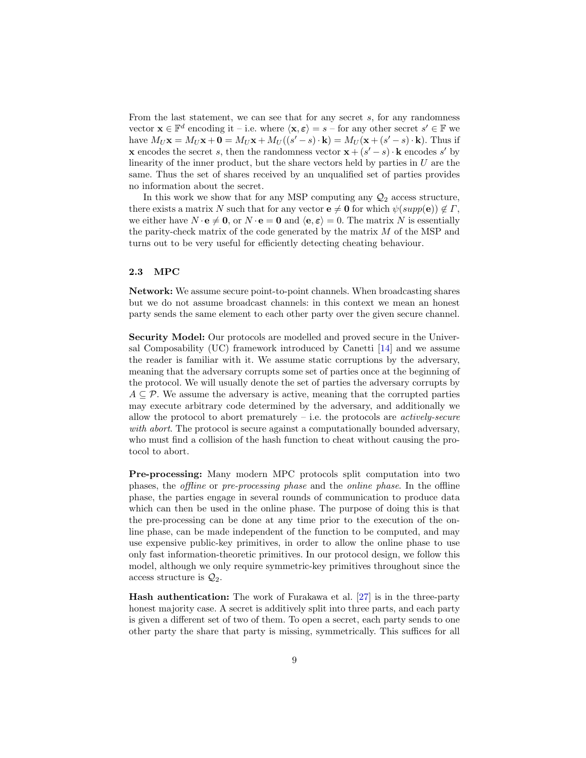From the last statement, we can see that for any secret $s$, for any randomness vector $\mathbf{x} \in \mathbb{F}^d$ encoding it – i.e. where $\langle \mathbf{x}, \boldsymbol{\varepsilon} \rangle = s$ – for any other secret $s' \in \mathbb{F}$ we have $M_U \mathbf{x} = M_U \mathbf{x} + \mathbf{0} = M_U \mathbf{x} + M_U((s' - s) \cdot \mathbf{k}) = M_U(\mathbf{x} + (s' - s) \cdot \mathbf{k})$. Thus if $\mathbf{x}$ encodes the secret $s$, then the randomness vector $\mathbf{x} + (s' - s) \cdot \mathbf{k}$ encodes $s'$ by linearity of the inner product, but the share vectors held by parties in $U$ are the same. Thus the set of shares received by an unqualified set of parties provides no information about the secret.

In this work we show that for any MSP computing any $\mathcal{Q}_2$ access structure, there exists a matrix $N$ such that for any vector $\mathbf{e} \neq \mathbf{0}$ for which $\psi(supp(\mathbf{e})) \notin \Gamma$, we either have $N \cdot \mathbf{e} \neq \mathbf{0}$, or $N \cdot \mathbf{e} = \mathbf{0}$ and $\langle \mathbf{e}, \boldsymbol{\varepsilon} \rangle = 0$. The matrix $N$ is essentially the parity-check matrix of the code generated by the matrix $M$ of the MSP and turns out to be very useful for efficiently detecting cheating behaviour.

### 2.3 MPC

**Network:** We assume secure point-to-point channels. When broadcasting shares but we do not assume broadcast channels: in this context we mean an honest party sends the same element to each other party over the given secure channel.

**Security Model:** Our protocols are modelled and proved secure in the Universal Composability (UC) framework introduced by Canetti [14] and we assume the reader is familiar with it. We assume static corruptions by the adversary, meaning that the adversary corrupts some set of parties once at the beginning of the protocol. We will usually denote the set of parties the adversary corrupts by $A \subseteq \mathcal{P}$. We assume the adversary is active, meaning that the corrupted parties may execute arbitrary code determined by the adversary, and additionally we allow the protocol to abort prematurely – i.e. the protocols are *actively-secure with abort*. The protocol is secure against a computationally bounded adversary, who must find a collision of the hash function to cheat without causing the protocol to abort.

**Pre-processing:** Many modern MPC protocols split computation into two phases, the *offline* or *pre-processing phase* and the *online phase*. In the offline phase, the parties engage in several rounds of communication to produce data which can then be used in the online phase. The purpose of doing this is that the pre-processing can be done at any time prior to the execution of the online phase, can be made independent of the function to be computed, and may use expensive public-key primitives, in order to allow the online phase to use only fast information-theoretic primitives. In our protocol design, we follow this model, although we only require symmetric-key primitives throughout since the access structure is $\mathcal{Q}_2$.

**Hash authentication:** The work of Furakawa et al. [27] is in the three-party honest majority case. A secret is additively split into three parts, and each party is given a different set of two of them. To open a secret, each party sends to one other party the share that party is missing, symmetrically. This suffices for all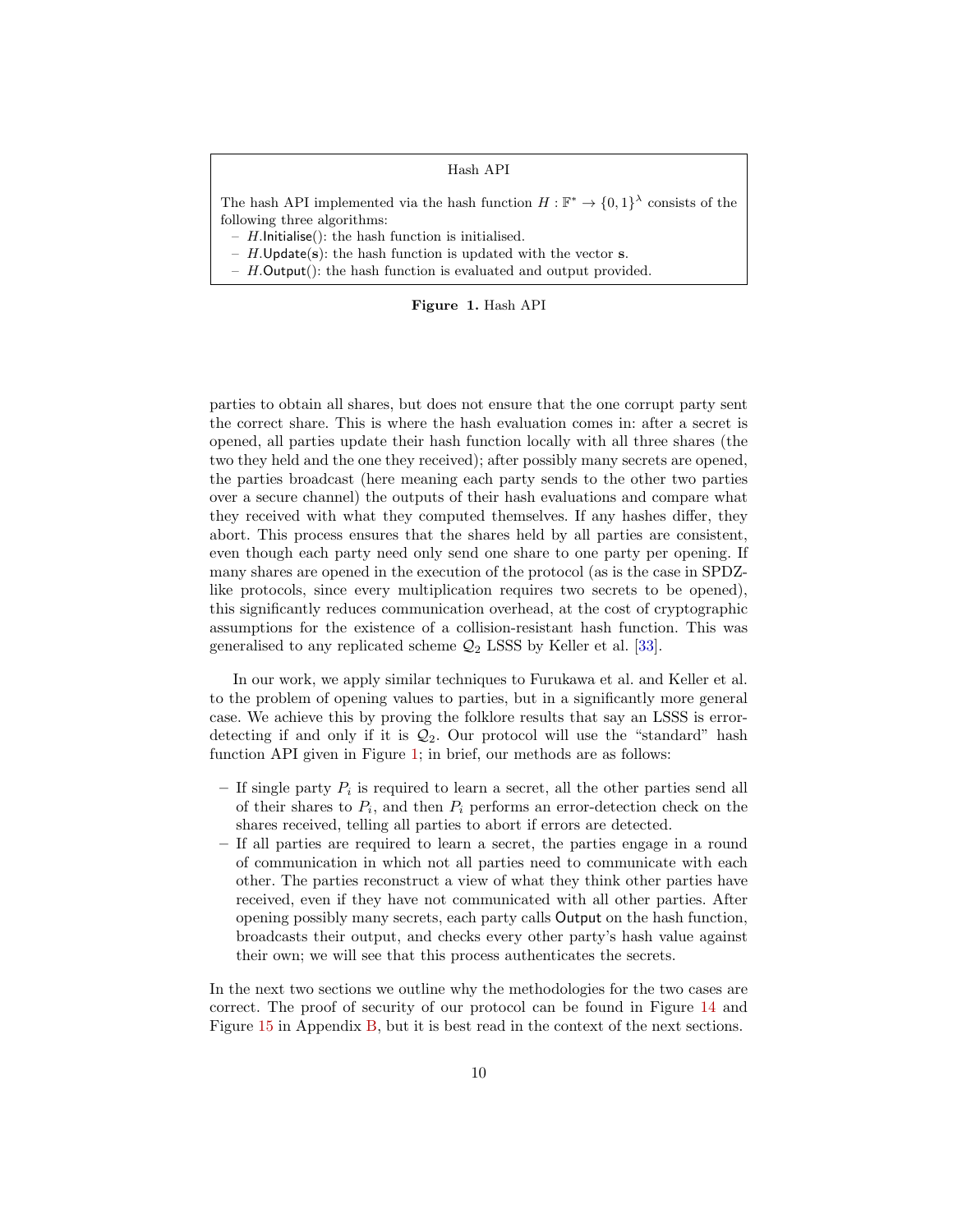Hash API

The hash API implemented via the hash function $H : \mathbb{F}^* \to \{0,1\}^\lambda$ consists of the following three algorithms:

- $H$.Initialise(): the hash function is initialised.
- $H$.Update($\mathbf{s}$): the hash function is updated with the vector $\mathbf{s}$.
- $H$.Output(): the hash function is evaluated and output provided.

**Figure 1.** Hash API

parties to obtain all shares, but does not ensure that the one corrupt party sent the correct share. This is where the hash evaluation comes in: after a secret is opened, all parties update their hash function locally with all three shares (the two they held and the one they received); after possibly many secrets are opened, the parties broadcast (here meaning each party sends to the other two parties over a secure channel) the outputs of their hash evaluations and compare what they received with what they computed themselves. If any hashes differ, they abort. This process ensures that the shares held by all parties are consistent, even though each party need only send one share to one party per opening. If many shares are opened in the execution of the protocol (as is the case in SPDZ-like protocols, since every multiplication requires two secrets to be opened), this significantly reduces communication overhead, at the cost of cryptographic assumptions for the existence of a collision-resistant hash function. This was generalised to any replicated scheme $\mathcal{Q}_2$ LSSS by Keller et al. [33].

In our work, we apply similar techniques to Furukawa et al. and Keller et al. to the problem of opening values to parties, but in a significantly more general case. We achieve this by proving the folklore results that say an LSSS is error-detecting if and only if it is $\mathcal{Q}_2$. Our protocol will use the "standard" hash function API given in Figure 1; in brief, our methods are as follows:

- If single party $P_i$ is required to learn a secret, all the other parties send all of their shares to $P_i$, and then $P_i$ performs an error-detection check on the shares received, telling all parties to abort if errors are detected.
- If all parties are required to learn a secret, the parties engage in a round of communication in which not all parties need to communicate with each other. The parties reconstruct a view of what they think other parties have received, even if they have not communicated with all other parties. After opening possibly many secrets, each party calls Output on the hash function, broadcasts their output, and checks every other party's hash value against their own; we will see that this process authenticates the secrets.

In the next two sections we outline why the methodologies for the two cases are correct. The proof of security of our protocol can be found in Figure 14 and Figure 15 in Appendix B, but it is best read in the context of the next sections.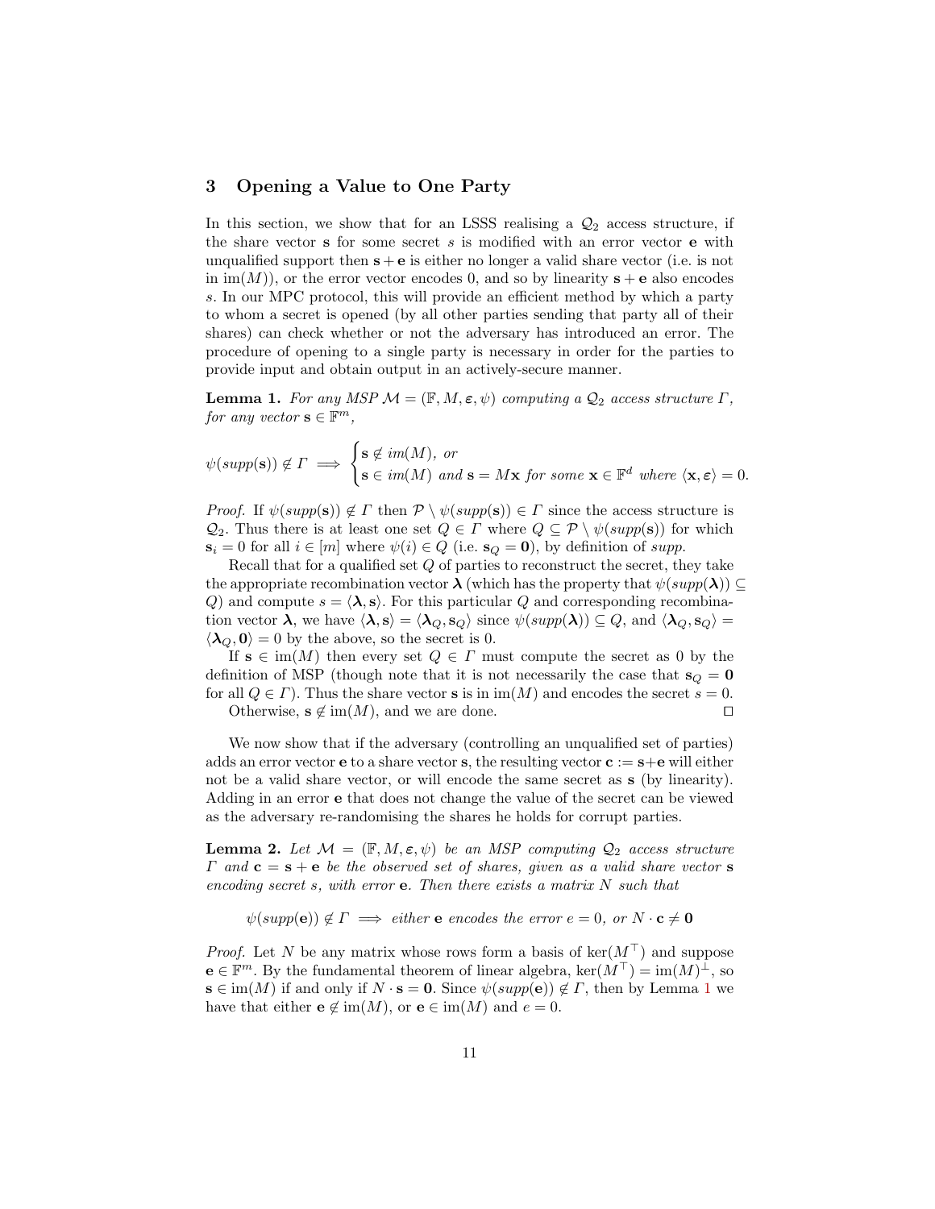## 3 Opening a Value to One Party

In this section, we show that for an LSSS realising a $\mathcal{Q}_2$ access structure, if the share vector $\mathbf{s}$ for some secret $s$ is modified with an error vector $\mathbf{e}$ with unqualified support then $\mathbf{s}+\mathbf{e}$ is either no longer a valid share vector (i.e. is not in $\text{im}(M)$), or the error vector encodes 0, and so by linearity $\mathbf{s}+\mathbf{e}$ also encodes $s$. In our MPC protocol, this will provide an efficient method by which a party to whom a secret is opened (by all other parties sending that party all of their shares) can check whether or not the adversary has introduced an error. The procedure of opening to a single party is necessary in order for the parties to provide input and obtain output in an actively-secure manner.

**Lemma 1.** *For any MSP $\mathcal{M} = (\mathbb{F}, M, \boldsymbol{\varepsilon}, \psi)$ computing a $\mathcal{Q}_2$ access structure $\Gamma$, for any vector $\mathbf{s} \in \mathbb{F}^m$,*

$$\psi(supp(\mathbf{s})) \notin \Gamma \implies \begin{cases} \mathbf{s} \notin im(M), \text{ or} \\ \mathbf{s} \in im(M) \text{ and } \mathbf{s} = M\mathbf{x} \text{ for some } \mathbf{x} \in \mathbb{F}^d \text{ where } \langle \mathbf{x}, \boldsymbol{\varepsilon} \rangle = 0. \end{cases}$$

*Proof.* If $\psi(supp(\mathbf{s})) \notin \Gamma$ then $\mathcal{P} \setminus \psi(supp(\mathbf{s})) \in \Gamma$ since the access structure is $\mathcal{Q}_2$. Thus there is at least one set $Q \in \Gamma$ where $Q \subseteq \mathcal{P} \setminus \psi(supp(\mathbf{s}))$ for which $\mathbf{s}_i = 0$ for all $i \in [m]$ where $\psi(i) \in Q$ (i.e. $\mathbf{s}_Q = \mathbf{0}$), by definition of *supp*.

Recall that for a qualified set $Q$ of parties to reconstruct the secret, they take the appropriate recombination vector $\boldsymbol{\lambda}$ (which has the property that $\psi(supp(\boldsymbol{\lambda})) \subseteq Q$) and compute $s = \langle \boldsymbol{\lambda}, \mathbf{s} \rangle$. For this particular $Q$ and corresponding recombination vector $\boldsymbol{\lambda}$, we have $\langle \boldsymbol{\lambda}, \mathbf{s} \rangle = \langle \boldsymbol{\lambda}_Q, \mathbf{s}_Q \rangle$ since $\psi(supp(\boldsymbol{\lambda})) \subseteq Q$, and $\langle \boldsymbol{\lambda}_Q, \mathbf{s}_Q \rangle = \langle \boldsymbol{\lambda}_Q, \mathbf{0} \rangle = 0$ by the above, so the secret is 0.

If $\mathbf{s} \in \text{im}(M)$ then every set $Q \in \Gamma$ must compute the secret as 0 by the definition of MSP (though note that it is not necessarily the case that $\mathbf{s}_Q = \mathbf{0}$ for all $Q \in \Gamma$). Thus the share vector $\mathbf{s}$ is in $\text{im}(M)$ and encodes the secret $s = 0$.

Otherwise, $\mathbf{s} \notin \text{im}(M)$, and we are done. ◻

We now show that if the adversary (controlling an unqualified set of parties) adds an error vector $\mathbf{e}$ to a share vector $\mathbf{s}$, the resulting vector $\mathbf{c} := \mathbf{s}+\mathbf{e}$ will either not be a valid share vector, or will encode the same secret as $\mathbf{s}$ (by linearity). Adding in an error $\mathbf{e}$ that does not change the value of the secret can be viewed as the adversary re-randomising the shares he holds for corrupt parties.

**Lemma 2.** *Let $\mathcal{M} = (\mathbb{F}, M, \boldsymbol{\varepsilon}, \psi)$ be an MSP computing $\mathcal{Q}_2$ access structure $\Gamma$ and $\mathbf{c} = \mathbf{s} + \mathbf{e}$ be the observed set of shares, given as a valid share vector $\mathbf{s}$ encoding secret $s$, with error $\mathbf{e}$. Then there exists a matrix $N$ such that*

$$\psi(supp(\mathbf{e})) \notin \Gamma \implies \text{either } \mathbf{e} \text{ encodes the error } e = 0, \text{ or } N \cdot \mathbf{c} \neq \mathbf{0}$$

*Proof.* Let $N$ be any matrix whose rows form a basis of $\ker(M^\top)$ and suppose $\mathbf{e} \in \mathbb{F}^m$. By the fundamental theorem of linear algebra, $\ker(M^\top) = \text{im}(M)^\perp$, so $\mathbf{s} \in \text{im}(M)$ if and only if $N \cdot \mathbf{s} = \mathbf{0}$. Since $\psi(supp(\mathbf{e})) \notin \Gamma$, then by Lemma 1 we have that either $\mathbf{e} \notin \text{im}(M)$, or $\mathbf{e} \in \text{im}(M)$ and $e = 0$.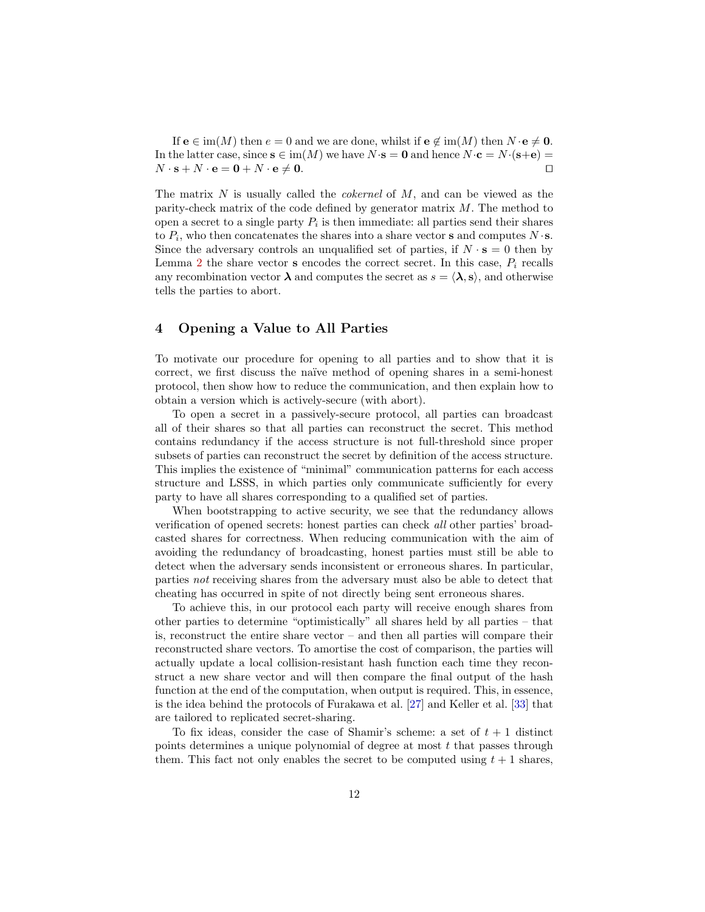If $\mathbf{e} \in \mathrm{im}(M)$ then $e = 0$ and we are done, whilst if $\mathbf{e} \notin \mathrm{im}(M)$ then $N \cdot \mathbf{e} \neq \mathbf{0}$. In the latter case, since $\mathbf{s} \in \mathrm{im}(M)$ we have $N \cdot \mathbf{s} = \mathbf{0}$ and hence $N \cdot \mathbf{c} = N \cdot (\mathbf{s} + \mathbf{e}) = N \cdot \mathbf{s} + N \cdot \mathbf{e} = \mathbf{0} + N \cdot \mathbf{e} \neq \mathbf{0}$. □

The matrix $N$ is usually called the *cokernel* of $M$, and can be viewed as the parity-check matrix of the code defined by generator matrix $M$. The method to open a secret to a single party $P_i$ is then immediate: all parties send their shares to $P_i$, who then concatenates the shares into a share vector $\mathbf{s}$ and computes $N \cdot \mathbf{s}$. Since the adversary controls an unqualified set of parties, if $N \cdot \mathbf{s} = 0$ then by Lemma 2 the share vector $\mathbf{s}$ encodes the correct secret. In this case, $P_i$ recalls any recombination vector $\boldsymbol{\lambda}$ and computes the secret as $s = \langle \boldsymbol{\lambda}, \mathbf{s} \rangle$, and otherwise tells the parties to abort.

## 4 Opening a Value to All Parties

To motivate our procedure for opening to all parties and to show that it is correct, we first discuss the naïve method of opening shares in a semi-honest protocol, then show how to reduce the communication, and then explain how to obtain a version which is actively-secure (with abort).

To open a secret in a passively-secure protocol, all parties can broadcast all of their shares so that all parties can reconstruct the secret. This method contains redundancy if the access structure is not full-threshold since proper subsets of parties can reconstruct the secret by definition of the access structure. This implies the existence of "minimal" communication patterns for each access structure and LSSS, in which parties only communicate sufficiently for every party to have all shares corresponding to a qualified set of parties.

When bootstrapping to active security, we see that the redundancy allows verification of opened secrets: honest parties can check *all* other parties' broadcasted shares for correctness. When reducing communication with the aim of avoiding the redundancy of broadcasting, honest parties must still be able to detect when the adversary sends inconsistent or erroneous shares. In particular, parties *not* receiving shares from the adversary must also be able to detect that cheating has occurred in spite of not directly being sent erroneous shares.

To achieve this, in our protocol each party will receive enough shares from other parties to determine "optimistically" all shares held by all parties – that is, reconstruct the entire share vector – and then all parties will compare their reconstructed share vectors. To amortise the cost of comparison, the parties will actually update a local collision-resistant hash function each time they reconstruct a new share vector and will then compare the final output of the hash function at the end of the computation, when output is required. This, in essence, is the idea behind the protocols of Furakawa et al. [27] and Keller et al. [33] that are tailored to replicated secret-sharing.

To fix ideas, consider the case of Shamir's scheme: a set of $t + 1$ distinct points determines a unique polynomial of degree at most $t$ that passes through them. This fact not only enables the secret to be computed using $t + 1$ shares,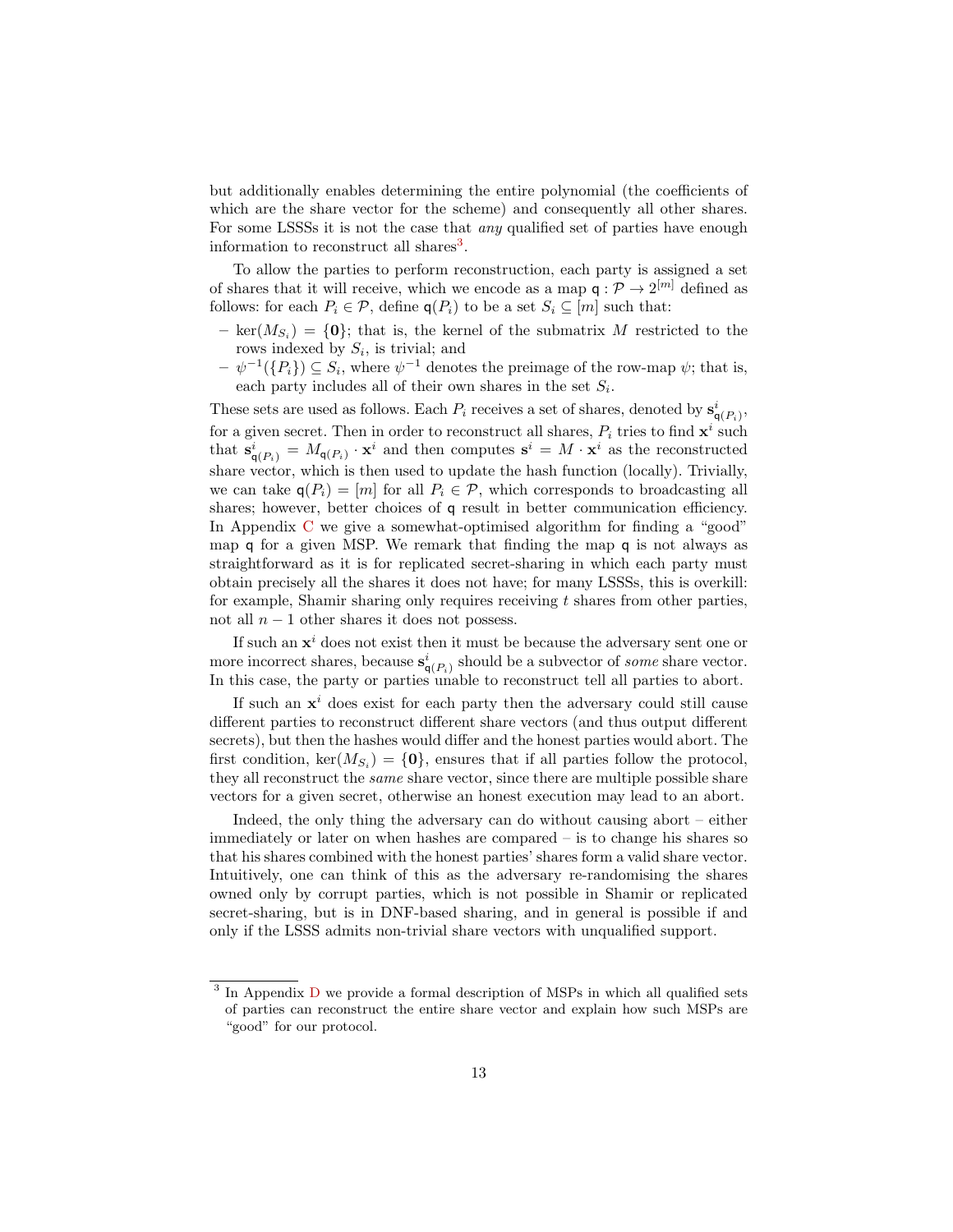but additionally enables determining the entire polynomial (the coefficients of which are the share vector for the scheme) and consequently all other shares. For some LSSSs it is not the case that *any* qualified set of parties have enough information to reconstruct all shares[3].

To allow the parties to perform reconstruction, each party is assigned a set of shares that it will receive, which we encode as a map $\mathsf{q} : \mathcal{P} \to 2^{[m]}$ defined as follows: for each $P_i \in \mathcal{P}$, define $\mathsf{q}(P_i)$ to be a set $S_i \subseteq [m]$ such that:

- $\ker(M_{S_i}) = \{\mathbf{0}\}$; that is, the kernel of the submatrix $M$ restricted to the rows indexed by $S_i$, is trivial; and
- $\psi^{-1}(\{P_i\}) \subseteq S_i$, where $\psi^{-1}$ denotes the preimage of the row-map $\psi$; that is, each party includes all of their own shares in the set $S_i$.

These sets are used as follows. Each $P_i$ receives a set of shares, denoted by $\mathbf{s}^i_{\mathsf{q}(P_i)}$, for a given secret. Then in order to reconstruct all shares, $P_i$ tries to find $\mathbf{x}^i$ such that $\mathbf{s}^i_{\mathsf{q}(P_i)} = M_{\mathsf{q}(P_i)} \cdot \mathbf{x}^i$ and then computes $\mathbf{s}^i = M \cdot \mathbf{x}^i$ as the reconstructed share vector, which is then used to update the hash function (locally). Trivially, we can take $\mathsf{q}(P_i) = [m]$ for all $P_i \in \mathcal{P}$, which corresponds to broadcasting all shares; however, better choices of $\mathsf{q}$ result in better communication efficiency. In Appendix C we give a somewhat-optimised algorithm for finding a "good" map $\mathsf{q}$ for a given MSP. We remark that finding the map $\mathsf{q}$ is not always as straightforward as it is for replicated secret-sharing in which each party must obtain precisely all the shares it does not have; for many LSSSs, this is overkill: for example, Shamir sharing only requires receiving $t$ shares from other parties, not all $n-1$ other shares it does not possess.

If such an $\mathbf{x}^i$ does not exist then it must be because the adversary sent one or more incorrect shares, because $\mathbf{s}^i_{\mathsf{q}(P_i)}$ should be a subvector of *some* share vector. In this case, the party or parties unable to reconstruct tell all parties to abort.

If such an $\mathbf{x}^i$ does exist for each party then the adversary could still cause different parties to reconstruct different share vectors (and thus output different secrets), but then the hashes would differ and the honest parties would abort. The first condition, $\ker(M_{S_i}) = \{\mathbf{0}\}$, ensures that if all parties follow the protocol, they all reconstruct the *same* share vector, since there are multiple possible share vectors for a given secret, otherwise an honest execution may lead to an abort.

Indeed, the only thing the adversary can do without causing abort – either immediately or later on when hashes are compared – is to change his shares so that his shares combined with the honest parties' shares form a valid share vector. Intuitively, one can think of this as the adversary re-randomising the shares owned only by corrupt parties, which is not possible in Shamir or replicated secret-sharing, but is in DNF-based sharing, and in general is possible if and only if the LSSS admits non-trivial share vectors with unqualified support.

[3] In Appendix D we provide a formal description of MSPs in which all qualified sets of parties can reconstruct the entire share vector and explain how such MSPs are "good" for our protocol.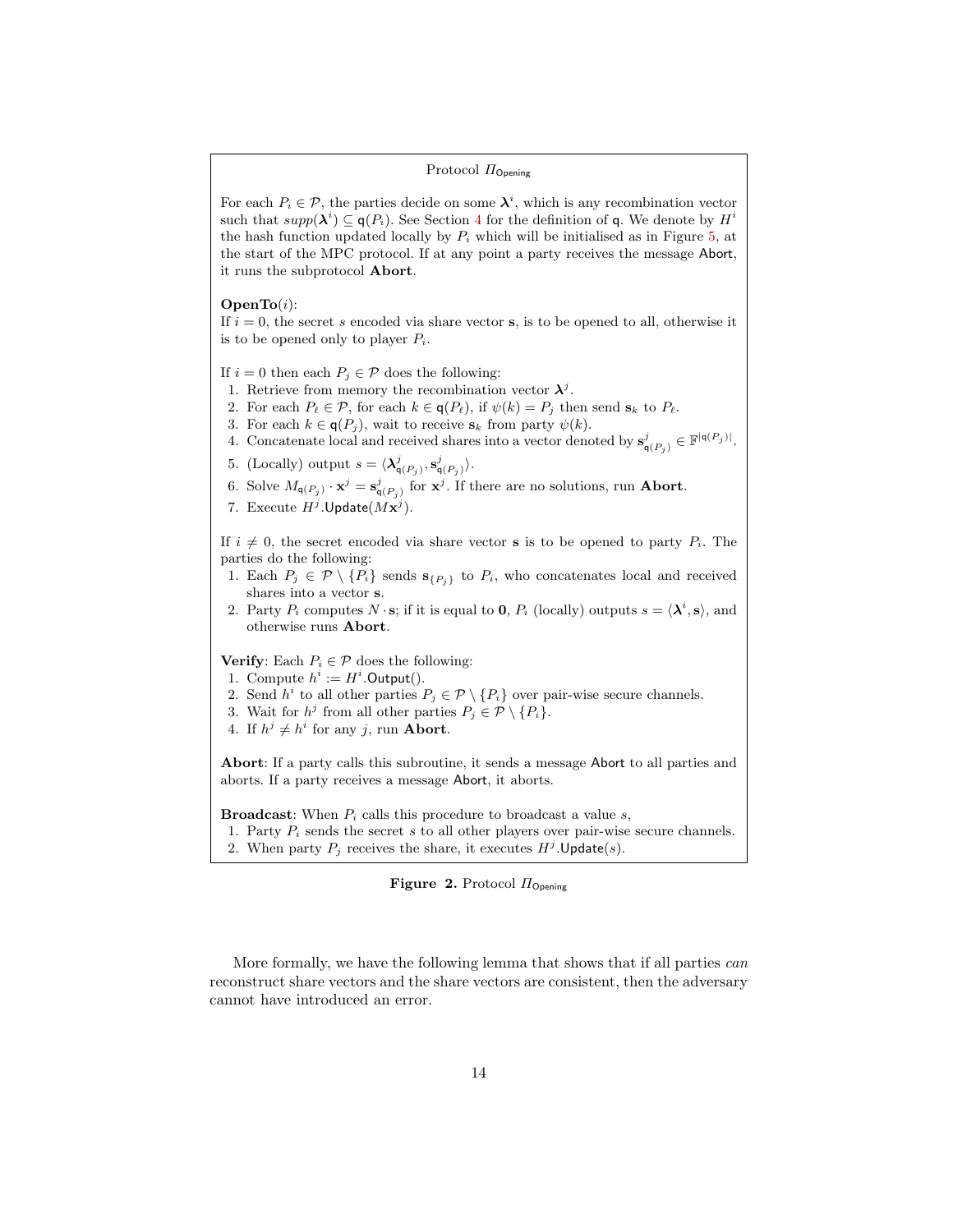Protocol $\Pi_{\mathsf{Opening}}$

For each $P_i \in \mathcal{P}$, the parties decide on some $\boldsymbol{\lambda}^i$, which is any recombination vector such that $supp(\boldsymbol{\lambda}^i) \subseteq \mathsf{q}(P_i)$. See Section 4 for the definition of $\mathsf{q}$. We denote by $H^i$ the hash function updated locally by $P_i$ which will be initialised as in Figure 5, at the start of the MPC protocol. If at any point a party receives the message Abort, it runs the subprotocol **Abort**.

**OpenTo**($i$):
If $i = 0$, the secret $s$ encoded via share vector $\mathbf{s}$, is to be opened to all, otherwise it is to be opened only to player $P_i$.

If $i = 0$ then each $P_j \in \mathcal{P}$ does the following:

1. Retrieve from memory the recombination vector $\boldsymbol{\lambda}^j$.
2. For each $P_\ell \in \mathcal{P}$, for each $k \in \mathsf{q}(P_\ell)$, if $\psi(k) = P_j$ then send $\mathbf{s}_k$ to $P_\ell$.
3. For each $k \in \mathsf{q}(P_j)$, wait to receive $\mathbf{s}_k$ from party $\psi(k)$.
4. Concatenate local and received shares into a vector denoted by $\mathbf{s}^j_{\mathsf{q}(P_j)} \in \mathbb{F}^{|\mathsf{q}(P_j)|}$.
5. (Locally) output $s = \langle \boldsymbol{\lambda}^j_{\mathsf{q}(P_j)}, \mathbf{s}^j_{\mathsf{q}(P_j)} \rangle$.
6. Solve $M_{\mathsf{q}(P_j)} \cdot \mathbf{x}^j = \mathbf{s}^j_{\mathsf{q}(P_j)}$ for $\mathbf{x}^j$. If there are no solutions, run **Abort**.
7. Execute $H^j.\mathsf{Update}(M\mathbf{x}^j)$.

If $i \neq 0$, the secret encoded via share vector $\mathbf{s}$ is to be opened to party $P_i$. The parties do the following:

1. Each $P_j \in \mathcal{P} \setminus \{P_i\}$ sends $\mathbf{s}_{\{P_j\}}$ to $P_i$, who concatenates local and received shares into a vector $\mathbf{s}$.
2. Party $P_i$ computes $N \cdot \mathbf{s}$; if it is equal to $\mathbf{0}$, $P_i$ (locally) outputs $s = \langle \boldsymbol{\lambda}^i, \mathbf{s} \rangle$, and otherwise runs **Abort**.

**Verify**: Each $P_i \in \mathcal{P}$ does the following:

1. Compute $h^i := H^i.\mathsf{Output}()$.
2. Send $h^i$ to all other parties $P_j \in \mathcal{P} \setminus \{P_i\}$ over pair-wise secure channels.
3. Wait for $h^j$ from all other parties $P_j \in \mathcal{P} \setminus \{P_i\}$.
4. If $h^j \neq h^i$ for any $j$, run **Abort**.

**Abort**: If a party calls this subroutine, it sends a message Abort to all parties and aborts. If a party receives a message Abort, it aborts.

**Broadcast**: When $P_i$ calls this procedure to broadcast a value $s$,

1. Party $P_i$ sends the secret $s$ to all other players over pair-wise secure channels.
2. When party $P_j$ receives the share, it executes $H^j.\mathsf{Update}(s)$.

**Figure 2.** Protocol $\Pi_{\mathsf{Opening}}$

More formally, we have the following lemma that shows that if all parties *can* reconstruct share vectors and the share vectors are consistent, then the adversary cannot have introduced an error.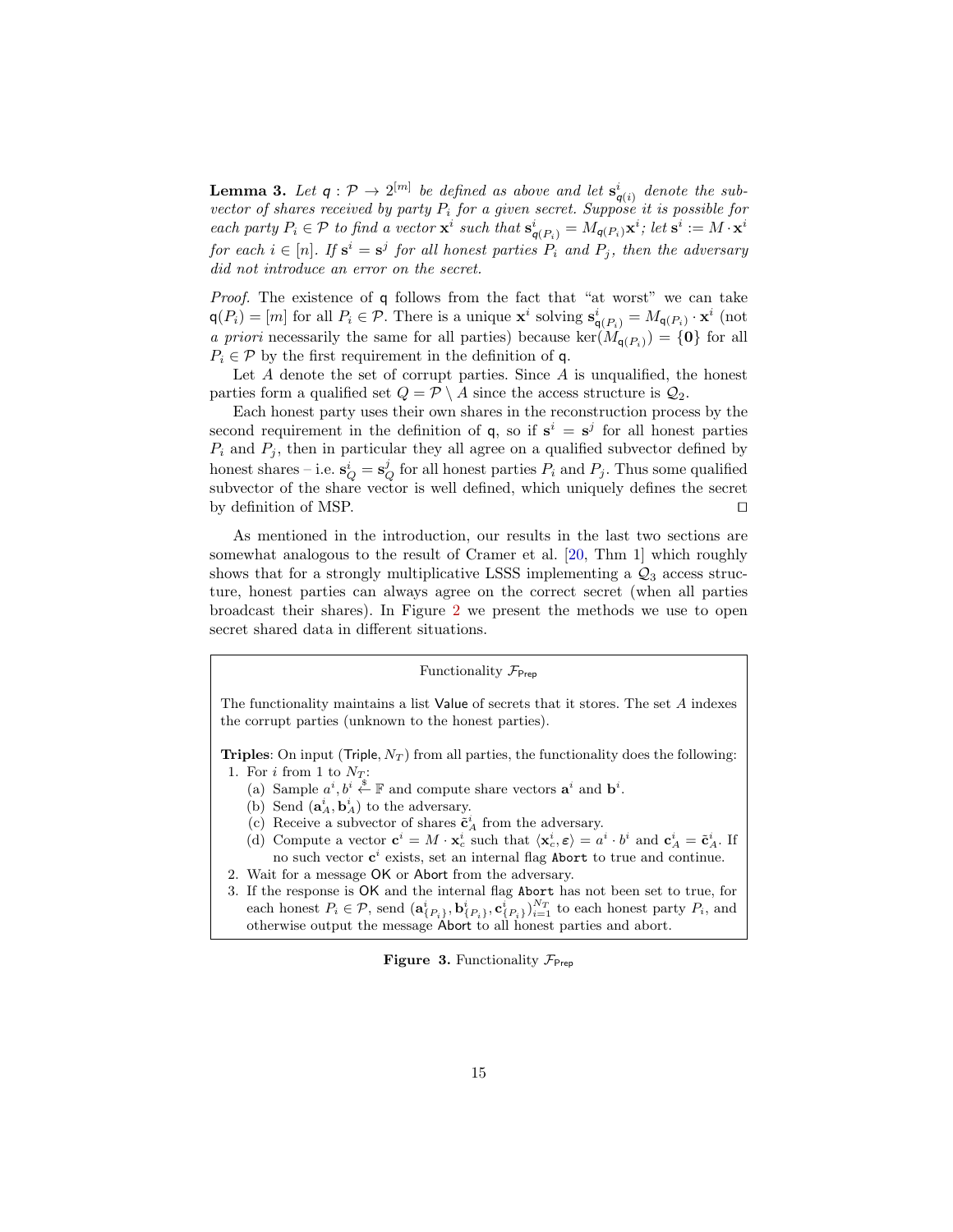**Lemma 3.** *Let $\mathsf{q} : \mathcal{P} \to 2^{[m]}$ be defined as above and let $\mathbf{s}^i_{\mathsf{q}(i)}$ denote the subvector of shares received by party $P_i$ for a given secret. Suppose it is possible for each party $P_i \in \mathcal{P}$ to find a vector $\mathbf{x}^i$ such that $\mathbf{s}^i_{\mathsf{q}(P_i)} = M_{\mathsf{q}(P_i)}\mathbf{x}^i$; let $\mathbf{s}^i := M \cdot \mathbf{x}^i$ for each $i \in [n]$. If $\mathbf{s}^i = \mathbf{s}^j$ for all honest parties $P_i$ and $P_j$, then the adversary did not introduce an error on the secret.*

*Proof.* The existence of $\mathsf{q}$ follows from the fact that "at worst" we can take $\mathsf{q}(P_i) = [m]$ for all $P_i \in \mathcal{P}$. There is a unique $\mathbf{x}^i$ solving $\mathbf{s}^i_{\mathsf{q}(P_i)} = M_{\mathsf{q}(P_i)} \cdot \mathbf{x}^i$ (not *a priori* necessarily the same for all parties) because $\ker(M_{\mathsf{q}(P_i)}) = \{\mathbf{0}\}$ for all $P_i \in \mathcal{P}$ by the first requirement in the definition of $\mathsf{q}$.

Let $A$ denote the set of corrupt parties. Since $A$ is unqualified, the honest parties form a qualified set $Q = \mathcal{P} \setminus A$ since the access structure is $\mathcal{Q}_2$.

Each honest party uses their own shares in the reconstruction process by the second requirement in the definition of $\mathsf{q}$, so if $\mathbf{s}^i = \mathbf{s}^j$ for all honest parties $P_i$ and $P_j$, then in particular they all agree on a qualified subvector defined by honest shares – i.e. $\mathbf{s}^i_Q = \mathbf{s}^j_Q$ for all honest parties $P_i$ and $P_j$. Thus some qualified subvector of the share vector is well defined, which uniquely defines the secret by definition of MSP. ◻

As mentioned in the introduction, our results in the last two sections are somewhat analogous to the result of Cramer et al. [20, Thm 1] which roughly shows that for a strongly multiplicative LSSS implementing a $\mathcal{Q}_3$ access structure, honest parties can always agree on the correct secret (when all parties broadcast their shares). In Figure 2 we present the methods we use to open secret shared data in different situations.

---

Functionality $\mathcal{F}_{\mathsf{Prep}}$

The functionality maintains a list $\mathsf{Value}$ of secrets that it stores. The set $A$ indexes the corrupt parties (unknown to the honest parties).

**Triples**: On input $(\mathsf{Triple}, N_T)$ from all parties, the functionality does the following:

1. For $i$ from 1 to $N_T$:
   (a) Sample $a^i, b^i \xleftarrow{\$} \mathbb{F}$ and compute share vectors $\mathbf{a}^i$ and $\mathbf{b}^i$.
   (b) Send $(\mathbf{a}^i_A, \mathbf{b}^i_A)$ to the adversary.
   (c) Receive a subvector of shares $\tilde{\mathbf{c}}^i_A$ from the adversary.
   (d) Compute a vector $\mathbf{c}^i = M \cdot \mathbf{x}^i_c$ such that $\langle \mathbf{x}^i_c, \boldsymbol{\varepsilon} \rangle = a^i \cdot b^i$ and $\mathbf{c}^i_A = \tilde{\mathbf{c}}^i_A$. If no such vector $\mathbf{c}^i$ exists, set an internal flag `Abort` to true and continue.
2. Wait for a message $\mathsf{OK}$ or $\mathsf{Abort}$ from the adversary.
3. If the response is $\mathsf{OK}$ and the internal flag `Abort` has not been set to true, for each honest $P_i \in \mathcal{P}$, send $(\mathbf{a}^i_{\{P_i\}}, \mathbf{b}^i_{\{P_i\}}, \mathbf{c}^i_{\{P_i\}})_{i=1}^{N_T}$ to each honest party $P_i$, and otherwise output the message $\mathsf{Abort}$ to all honest parties and abort.

---

**Figure 3.** Functionality $\mathcal{F}_{\mathsf{Prep}}$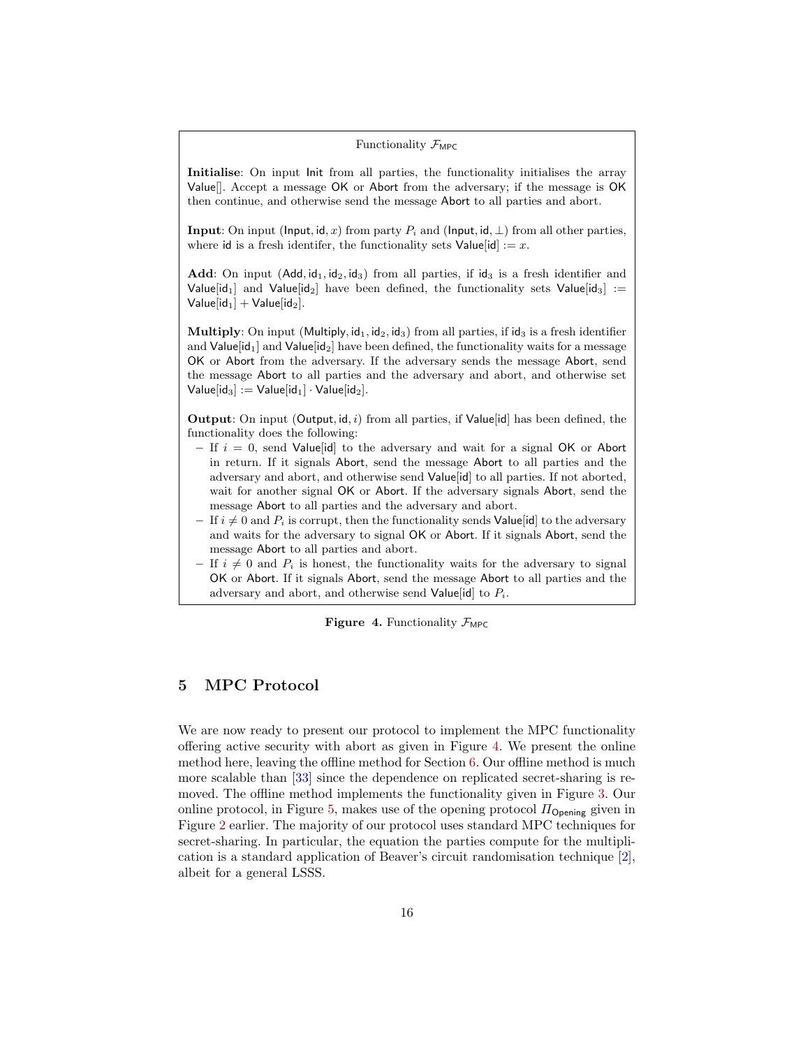Functionality $\mathcal{F}_{\mathsf{MPC}}$

**Initialise**: On input $\mathsf{Init}$ from all parties, the functionality initialises the array $\mathsf{Value}[]$. Accept a message $\mathsf{OK}$ or $\mathsf{Abort}$ from the adversary; if the message is $\mathsf{OK}$ then continue, and otherwise send the message $\mathsf{Abort}$ to all parties and abort.

**Input**: On input $(\mathsf{Input}, \mathsf{id}, x)$ from party $P_i$ and $(\mathsf{Input}, \mathsf{id}, \perp)$ from all other parties, where $\mathsf{id}$ is a fresh identifer, the functionality sets $\mathsf{Value}[\mathsf{id}] := x$.

**Add**: On input $(\mathsf{Add}, \mathsf{id}_1, \mathsf{id}_2, \mathsf{id}_3)$ from all parties, if $\mathsf{id}_3$ is a fresh identifier and $\mathsf{Value}[\mathsf{id}_1]$ and $\mathsf{Value}[\mathsf{id}_2]$ have been defined, the functionality sets $\mathsf{Value}[\mathsf{id}_3] := \mathsf{Value}[\mathsf{id}_1] + \mathsf{Value}[\mathsf{id}_2]$.

**Multiply**: On input $(\mathsf{Multiply}, \mathsf{id}_1, \mathsf{id}_2, \mathsf{id}_3)$ from all parties, if $\mathsf{id}_3$ is a fresh identifier and $\mathsf{Value}[\mathsf{id}_1]$ and $\mathsf{Value}[\mathsf{id}_2]$ have been defined, the functionality waits for a message $\mathsf{OK}$ or $\mathsf{Abort}$ from the adversary. If the adversary sends the message $\mathsf{Abort}$, send the message $\mathsf{Abort}$ to all parties and the adversary and abort, and otherwise set $\mathsf{Value}[\mathsf{id}_3] := \mathsf{Value}[\mathsf{id}_1] \cdot \mathsf{Value}[\mathsf{id}_2]$.

**Output**: On input $(\mathsf{Output}, \mathsf{id}, i)$ from all parties, if $\mathsf{Value}[\mathsf{id}]$ has been defined, the functionality does the following:

- If $i = 0$, send $\mathsf{Value}[\mathsf{id}]$ to the adversary and wait for a signal $\mathsf{OK}$ or $\mathsf{Abort}$ in return. If it signals $\mathsf{Abort}$, send the message $\mathsf{Abort}$ to all parties and the adversary and abort, and otherwise send $\mathsf{Value}[\mathsf{id}]$ to all parties. If not aborted, wait for another signal $\mathsf{OK}$ or $\mathsf{Abort}$. If the adversary signals $\mathsf{Abort}$, send the message $\mathsf{Abort}$ to all parties and the adversary and abort.
- If $i \neq 0$ and $P_i$ is corrupt, then the functionality sends $\mathsf{Value}[\mathsf{id}]$ to the adversary and waits for the adversary to signal $\mathsf{OK}$ or $\mathsf{Abort}$. If it signals $\mathsf{Abort}$, send the message $\mathsf{Abort}$ to all parties and abort.
- If $i \neq 0$ and $P_i$ is honest, the functionality waits for the adversary to signal $\mathsf{OK}$ or $\mathsf{Abort}$. If it signals $\mathsf{Abort}$, send the message $\mathsf{Abort}$ to all parties and the adversary and abort, and otherwise send $\mathsf{Value}[\mathsf{id}]$ to $P_i$.

**Figure 4.** Functionality $\mathcal{F}_{\mathsf{MPC}}$

## 5 MPC Protocol

We are now ready to present our protocol to implement the MPC functionality offering active security with abort as given in Figure 4. We present the online method here, leaving the offline method for Section 6. Our offline method is much more scalable than [33] since the dependence on replicated secret-sharing is removed. The offline method implements the functionality given in Figure 3. Our online protocol, in Figure 5, makes use of the opening protocol $\Pi_{\mathsf{Opening}}$ given in Figure 2 earlier. The majority of our protocol uses standard MPC techniques for secret-sharing. In particular, the equation the parties compute for the multiplication is a standard application of Beaver's circuit randomisation technique [2], albeit for a general LSSS.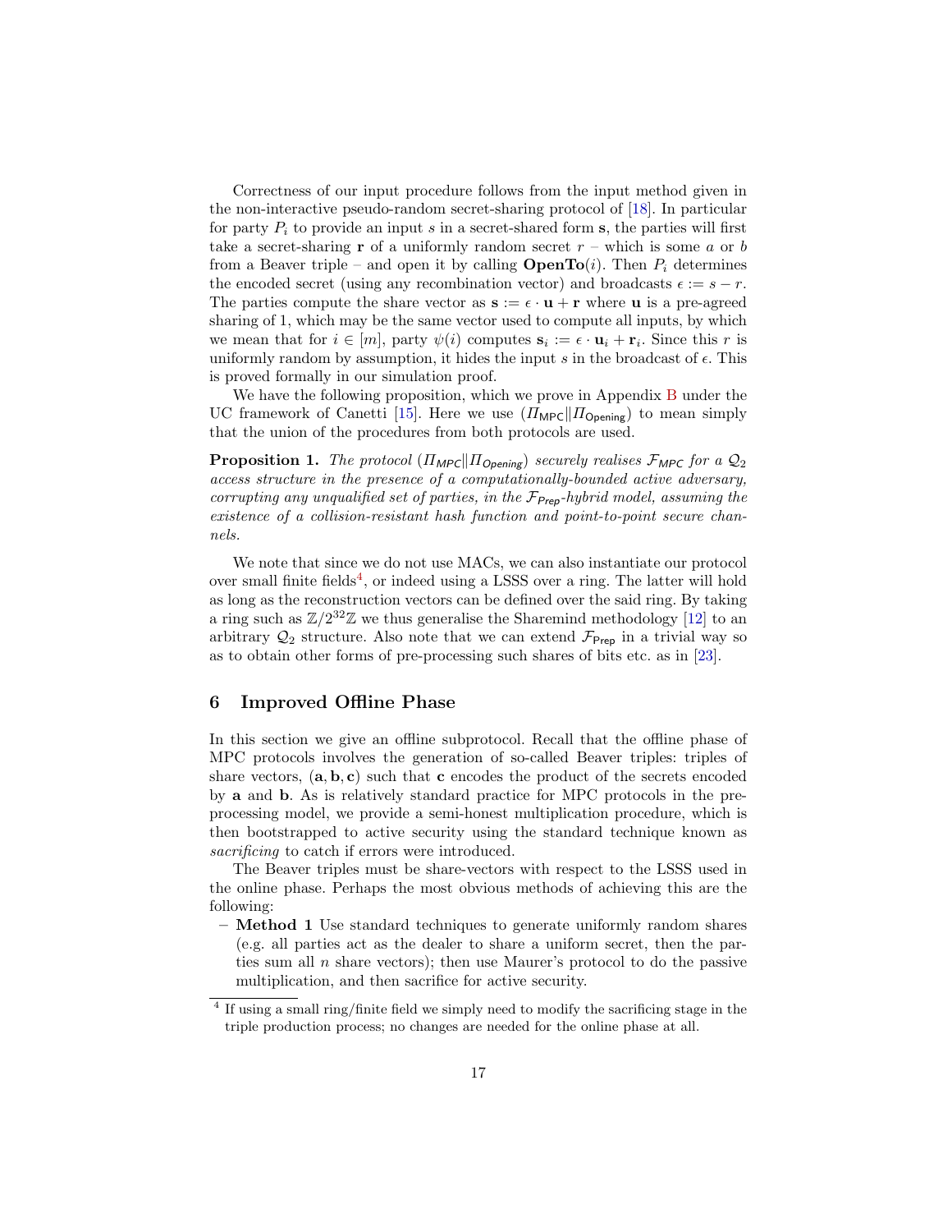Correctness of our input procedure follows from the input method given in the non-interactive pseudo-random secret-sharing protocol of [18]. In particular for party $P_i$ to provide an input $s$ in a secret-shared form $\mathbf{s}$, the parties will first take a secret-sharing $\mathbf{r}$ of a uniformly random secret $r$ – which is some $a$ or $b$ from a Beaver triple – and open it by calling **OpenTo**($i$). Then $P_i$ determines the encoded secret (using any recombination vector) and broadcasts $\epsilon := s - r$. The parties compute the share vector as $\mathbf{s} := \epsilon \cdot \mathbf{u} + \mathbf{r}$ where $\mathbf{u}$ is a pre-agreed sharing of 1, which may be the same vector used to compute all inputs, by which we mean that for $i \in [m]$, party $\psi(i)$ computes $\mathbf{s}_i := \epsilon \cdot \mathbf{u}_i + \mathbf{r}_i$. Since this $r$ is uniformly random by assumption, it hides the input $s$ in the broadcast of $\epsilon$. This is proved formally in our simulation proof.

We have the following proposition, which we prove in Appendix B under the UC framework of Canetti [15]. Here we use $(\Pi_{\mathsf{MPC}} \| \Pi_{\mathsf{Opening}})$ to mean simply that the union of the procedures from both protocols are used.

**Proposition 1.** *The protocol $(\Pi_{\mathsf{MPC}} \| \Pi_{\mathsf{Opening}})$ securely realises $\mathcal{F}_{\mathsf{MPC}}$ for a $\mathcal{Q}_2$ access structure in the presence of a computationally-bounded active adversary, corrupting any unqualified set of parties, in the $\mathcal{F}_{\mathsf{Prep}}$-hybrid model, assuming the existence of a collision-resistant hash function and point-to-point secure channels.*

We note that since we do not use MACs, we can also instantiate our protocol over small finite fields[4], or indeed using a LSSS over a ring. The latter will hold as long as the reconstruction vectors can be defined over the said ring. By taking a ring such as $\mathbb{Z}/2^{32}\mathbb{Z}$ we thus generalise the Sharemind methodology [12] to an arbitrary $\mathcal{Q}_2$ structure. Also note that we can extend $\mathcal{F}_{\mathsf{Prep}}$ in a trivial way so as to obtain other forms of pre-processing such shares of bits etc. as in [23].

## 6 Improved Offline Phase

In this section we give an offline subprotocol. Recall that the offline phase of MPC protocols involves the generation of so-called Beaver triples: triples of share vectors, $(\mathbf{a}, \mathbf{b}, \mathbf{c})$ such that $\mathbf{c}$ encodes the product of the secrets encoded by $\mathbf{a}$ and $\mathbf{b}$. As is relatively standard practice for MPC protocols in the pre-processing model, we provide a semi-honest multiplication procedure, which is then bootstrapped to active security using the standard technique known as *sacrificing* to catch if errors were introduced.

The Beaver triples must be share-vectors with respect to the LSSS used in the online phase. Perhaps the most obvious methods of achieving this are the following:

- **Method 1** Use standard techniques to generate uniformly random shares (e.g. all parties act as the dealer to share a uniform secret, then the parties sum all $n$ share vectors); then use Maurer's protocol to do the passive multiplication, and then sacrifice for active security.

[4] If using a small ring/finite field we simply need to modify the sacrificing stage in the triple production process; no changes are needed for the online phase at all.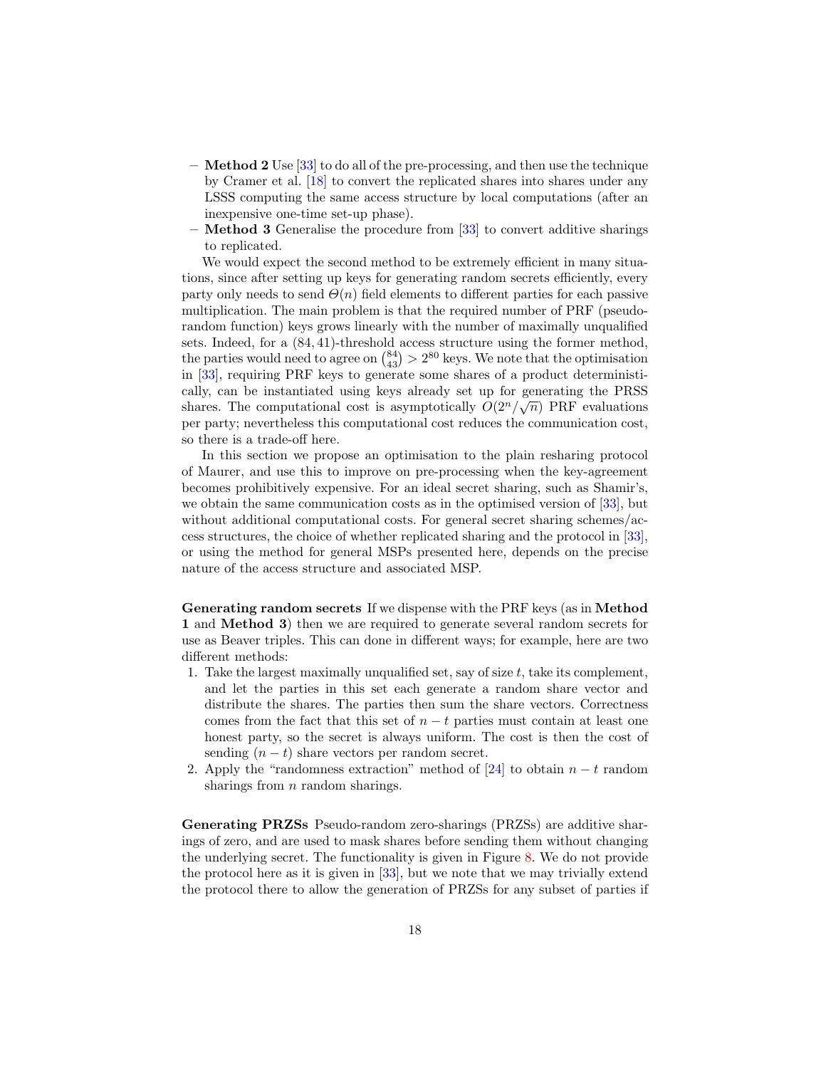- **Method 2** Use [33] to do all of the pre-processing, and then use the technique by Cramer et al. [18] to convert the replicated shares into shares under any LSSS computing the same access structure by local computations (after an inexpensive one-time set-up phase).
- **Method 3** Generalise the procedure from [33] to convert additive sharings to replicated.

We would expect the second method to be extremely efficient in many situations, since after setting up keys for generating random secrets efficiently, every party only needs to send $\Theta(n)$ field elements to different parties for each passive multiplication. The main problem is that the required number of PRF (pseudo-random function) keys grows linearly with the number of maximally unqualified sets. Indeed, for a $(84, 41)$-threshold access structure using the former method, the parties would need to agree on $\binom{84}{43} > 2^{80}$ keys. We note that the optimisation in [33], requiring PRF keys to generate some shares of a product deterministically, can be instantiated using keys already set up for generating the PRSS shares. The computational cost is asymptotically $O(2^n/\sqrt{n})$ PRF evaluations per party; nevertheless this computational cost reduces the communication cost, so there is a trade-off here.

In this section we propose an optimisation to the plain resharing protocol of Maurer, and use this to improve on pre-processing when the key-agreement becomes prohibitively expensive. For an ideal secret sharing, such as Shamir's, we obtain the same communication costs as in the optimised version of [33], but without additional computational costs. For general secret sharing schemes/access structures, the choice of whether replicated sharing and the protocol in [33], or using the method for general MSPs presented here, depends on the precise nature of the access structure and associated MSP.

**Generating random secrets** If we dispense with the PRF keys (as in **Method 1** and **Method 3**) then we are required to generate several random secrets for use as Beaver triples. This can done in different ways; for example, here are two different methods:

1. Take the largest maximally unqualified set, say of size $t$, take its complement, and let the parties in this set each generate a random share vector and distribute the shares. The parties then sum the share vectors. Correctness comes from the fact that this set of $n - t$ parties must contain at least one honest party, so the secret is always uniform. The cost is then the cost of sending $(n - t)$ share vectors per random secret.
2. Apply the "randomness extraction" method of [24] to obtain $n - t$ random sharings from $n$ random sharings.

**Generating PRZSs** Pseudo-random zero-sharings (PRZSs) are additive sharings of zero, and are used to mask shares before sending them without changing the underlying secret. The functionality is given in Figure 8. We do not provide the protocol here as it is given in [33], but we note that we may trivially extend the protocol there to allow the generation of PRZSs for any subset of parties if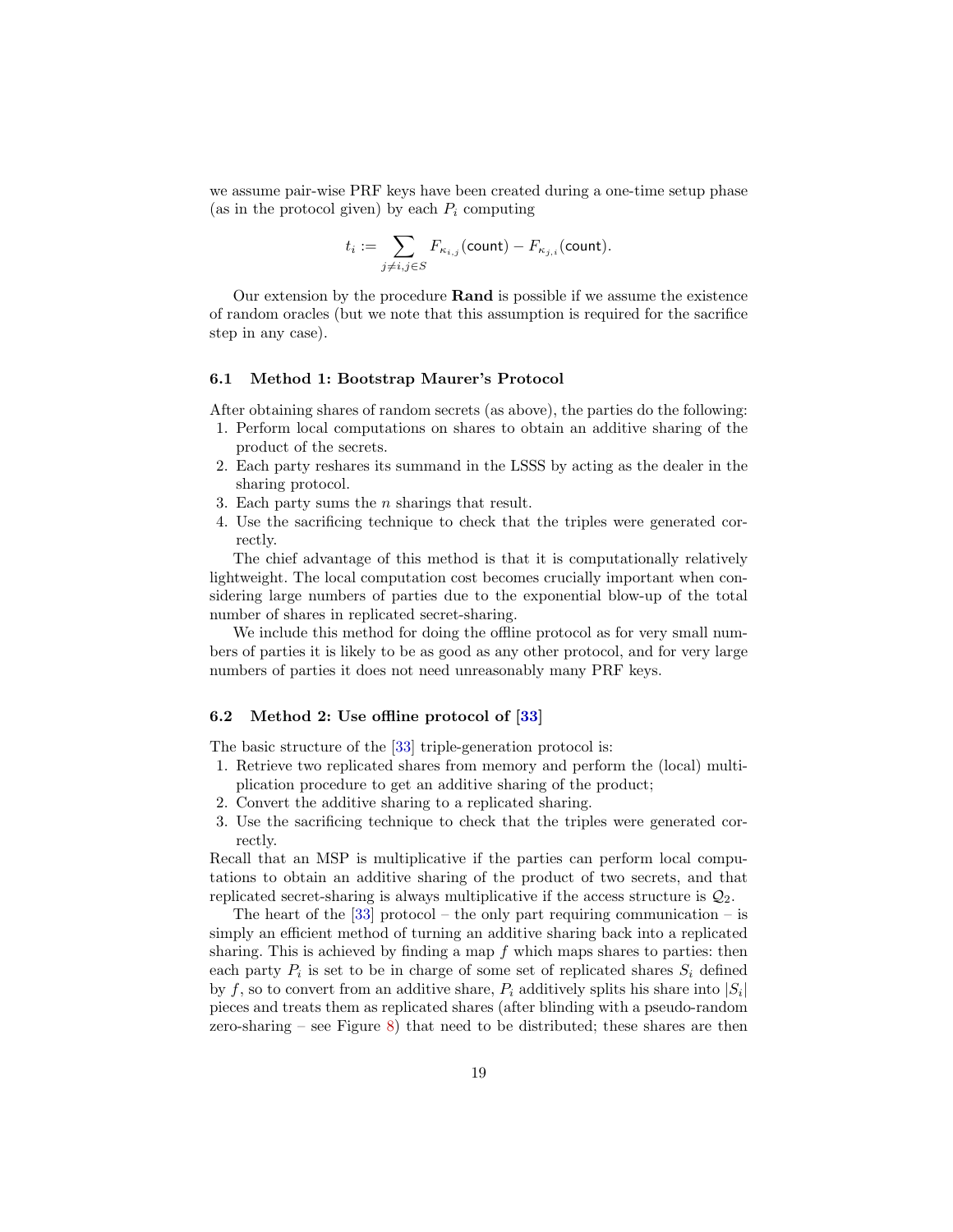we assume pair-wise PRF keys have been created during a one-time setup phase (as in the protocol given) by each $P_i$ computing

$$t_i := \sum_{j \neq i, j \in S} F_{\kappa_{i,j}}(\mathsf{count}) - F_{\kappa_{j,i}}(\mathsf{count}).$$

Our extension by the procedure **Rand** is possible if we assume the existence of random oracles (but we note that this assumption is required for the sacrifice step in any case).

### 6.1 Method 1: Bootstrap Maurer's Protocol

After obtaining shares of random secrets (as above), the parties do the following:

1. Perform local computations on shares to obtain an additive sharing of the product of the secrets.
2. Each party reshares its summand in the LSSS by acting as the dealer in the sharing protocol.
3. Each party sums the $n$ sharings that result.
4. Use the sacrificing technique to check that the triples were generated correctly.

The chief advantage of this method is that it is computationally relatively lightweight. The local computation cost becomes crucially important when considering large numbers of parties due to the exponential blow-up of the total number of shares in replicated secret-sharing.

We include this method for doing the offline protocol as for very small numbers of parties it is likely to be as good as any other protocol, and for very large numbers of parties it does not need unreasonably many PRF keys.

### 6.2 Method 2: Use offline protocol of [33]

The basic structure of the [33] triple-generation protocol is:

1. Retrieve two replicated shares from memory and perform the (local) multiplication procedure to get an additive sharing of the product;
2. Convert the additive sharing to a replicated sharing.
3. Use the sacrificing technique to check that the triples were generated correctly.

Recall that an MSP is multiplicative if the parties can perform local computations to obtain an additive sharing of the product of two secrets, and that replicated secret-sharing is always multiplicative if the access structure is $\mathcal{Q}_2$.

The heart of the [33] protocol – the only part requiring communication – is simply an efficient method of turning an additive sharing back into a replicated sharing. This is achieved by finding a map $f$ which maps shares to parties: then each party $P_i$ is set to be in charge of some set of replicated shares $S_i$ defined by $f$, so to convert from an additive share, $P_i$ additively splits his share into $|S_i|$ pieces and treats them as replicated shares (after blinding with a pseudo-random zero-sharing – see Figure 8) that need to be distributed; these shares are then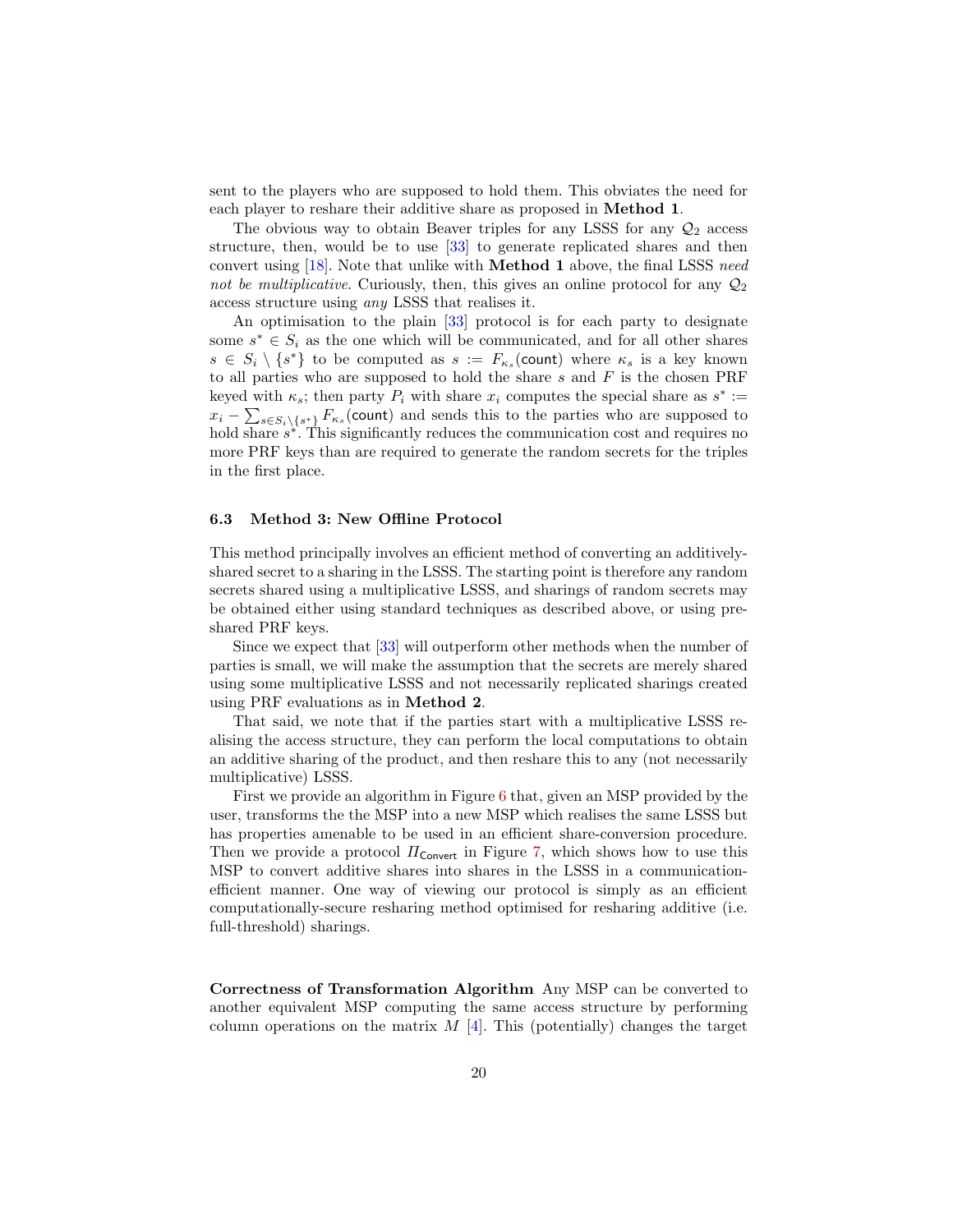sent to the players who are supposed to hold them. This obviates the need for each player to reshare their additive share as proposed in **Method 1**.

The obvious way to obtain Beaver triples for any LSSS for any $\mathcal{Q}_2$ access structure, then, would be to use [33] to generate replicated shares and then convert using [18]. Note that unlike with **Method 1** above, the final LSSS *need not be multiplicative*. Curiously, then, this gives an online protocol for any $\mathcal{Q}_2$ access structure using *any* LSSS that realises it.

An optimisation to the plain [33] protocol is for each party to designate some $s^* \in S_i$ as the one which will be communicated, and for all other shares $s \in S_i \setminus \{s^*\}$ to be computed as $s := F_{\kappa_s}(\mathsf{count})$ where $\kappa_s$ is a key known to all parties who are supposed to hold the share $s$ and $F$ is the chosen PRF keyed with $\kappa_s$; then party $P_i$ with share $x_i$ computes the special share as $s^* := x_i - \sum_{s \in S_i \setminus \{s^*\}} F_{\kappa_s}(\mathsf{count})$ and sends this to the parties who are supposed to hold share $s^*$. This significantly reduces the communication cost and requires no more PRF keys than are required to generate the random secrets for the triples in the first place.

### 6.3 Method 3: New Offline Protocol

This method principally involves an efficient method of converting an additively-shared secret to a sharing in the LSSS. The starting point is therefore any random secrets shared using a multiplicative LSSS, and sharings of random secrets may be obtained either using standard techniques as described above, or using pre-shared PRF keys.

Since we expect that [33] will outperform other methods when the number of parties is small, we will make the assumption that the secrets are merely shared using some multiplicative LSSS and not necessarily replicated sharings created using PRF evaluations as in **Method 2**.

That said, we note that if the parties start with a multiplicative LSSS realising the access structure, they can perform the local computations to obtain an additive sharing of the product, and then reshare this to any (not necessarily multiplicative) LSSS.

First we provide an algorithm in Figure 6 that, given an MSP provided by the user, transforms the the MSP into a new MSP which realises the same LSSS but has properties amenable to be used in an efficient share-conversion procedure. Then we provide a protocol $\Pi_{\mathsf{Convert}}$ in Figure 7, which shows how to use this MSP to convert additive shares into shares in the LSSS in a communication-efficient manner. One way of viewing our protocol is simply as an efficient computationally-secure resharing method optimised for resharing additive (i.e. full-threshold) sharings.

**Correctness of Transformation Algorithm** Any MSP can be converted to another equivalent MSP computing the same access structure by performing column operations on the matrix $M$ [4]. This (potentially) changes the target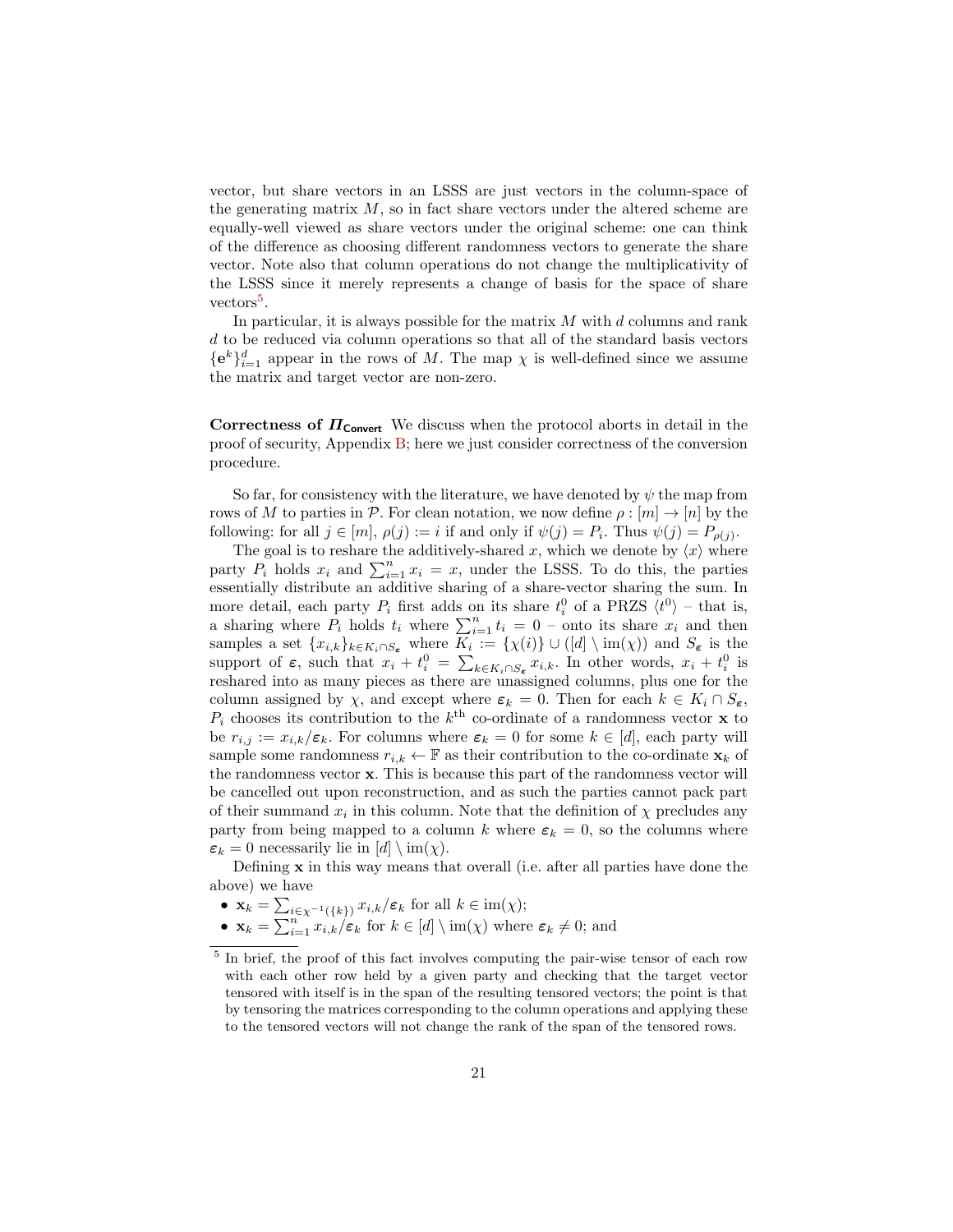vector, but share vectors in an LSSS are just vectors in the column-space of the generating matrix $M$, so in fact share vectors under the altered scheme are equally-well viewed as share vectors under the original scheme: one can think of the difference as choosing different randomness vectors to generate the share vector. Note also that column operations do not change the multiplicativity of the LSSS since it merely represents a change of basis for the space of share vectors[5].

In particular, it is always possible for the matrix $M$ with $d$ columns and rank $d$ to be reduced via column operations so that all of the standard basis vectors $\{\mathbf{e}^k\}_{i=1}^d$ appear in the rows of $M$. The map $\chi$ is well-defined since we assume the matrix and target vector are non-zero.

**Correctness of $\Pi_{\mathsf{Convert}}$** We discuss when the protocol aborts in detail in the proof of security, Appendix B; here we just consider correctness of the conversion procedure.

So far, for consistency with the literature, we have denoted by $\psi$ the map from rows of $M$ to parties in $\mathcal{P}$. For clean notation, we now define $\rho : [m] \to [n]$ by the following: for all $j \in [m]$, $\rho(j) := i$ if and only if $\psi(j) = P_i$. Thus $\psi(j) = P_{\rho(j)}$.

The goal is to reshare the additively-shared $x$, which we denote by $\langle x \rangle$ where party $P_i$ holds $x_i$ and $\sum_{i=1}^n x_i = x$, under the LSSS. To do this, the parties essentially distribute an additive sharing of a share-vector sharing the sum. In more detail, each party $P_i$ first adds on its share $t_i^0$ of a PRZS $\langle t^0 \rangle$ – that is, a sharing where $P_i$ holds $t_i$ where $\sum_{i=1}^n t_i = 0$ – onto its share $x_i$ and then samples a set $\{x_{i,k}\}_{k \in K_i \cap S_{\boldsymbol{\varepsilon}}}$ where $K_i := \{\chi(i)\} \cup ([d] \setminus \mathrm{im}(\chi))$ and $S_{\boldsymbol{\varepsilon}}$ is the support of $\boldsymbol{\varepsilon}$, such that $x_i + t_i^0 = \sum_{k \in K_i \cap S_{\boldsymbol{\varepsilon}}} x_{i,k}$. In other words, $x_i + t_i^0$ is reshared into as many pieces as there are unassigned columns, plus one for the column assigned by $\chi$, and except where $\boldsymbol{\varepsilon}_k = 0$. Then for each $k \in K_i \cap S_{\boldsymbol{\varepsilon}}$, $P_i$ chooses its contribution to the $k^{\text{th}}$ co-ordinate of a randomness vector $\mathbf{x}$ to be $r_{i,j} := x_{i,k}/\boldsymbol{\varepsilon}_k$. For columns where $\boldsymbol{\varepsilon}_k = 0$ for some $k \in [d]$, each party will sample some randomness $r_{i,k} \leftarrow \mathbb{F}$ as their contribution to the co-ordinate $\mathbf{x}_k$ of the randomness vector $\mathbf{x}$. This is because this part of the randomness vector will be cancelled out upon reconstruction, and as such the parties cannot pack part of their summand $x_i$ in this column. Note that the definition of $\chi$ precludes any party from being mapped to a column $k$ where $\boldsymbol{\varepsilon}_k = 0$, so the columns where $\boldsymbol{\varepsilon}_k = 0$ necessarily lie in $[d] \setminus \mathrm{im}(\chi)$.

Defining $\mathbf{x}$ in this way means that overall (i.e. after all parties have done the above) we have

- $\mathbf{x}_k = \sum_{i \in \chi^{-1}(\{k\})} x_{i,k}/\boldsymbol{\varepsilon}_k$ for all $k \in \mathrm{im}(\chi)$;
- $\mathbf{x}_k = \sum_{i=1}^n x_{i,k}/\boldsymbol{\varepsilon}_k$ for $k \in [d] \setminus \mathrm{im}(\chi)$ where $\boldsymbol{\varepsilon}_k \neq 0$; and

[5] In brief, the proof of this fact involves computing the pair-wise tensor of each row with each other row held by a given party and checking that the target vector tensored with itself is in the span of the resulting tensored vectors; the point is that by tensoring the matrices corresponding to the column operations and applying these to the tensored vectors will not change the rank of the span of the tensored rows.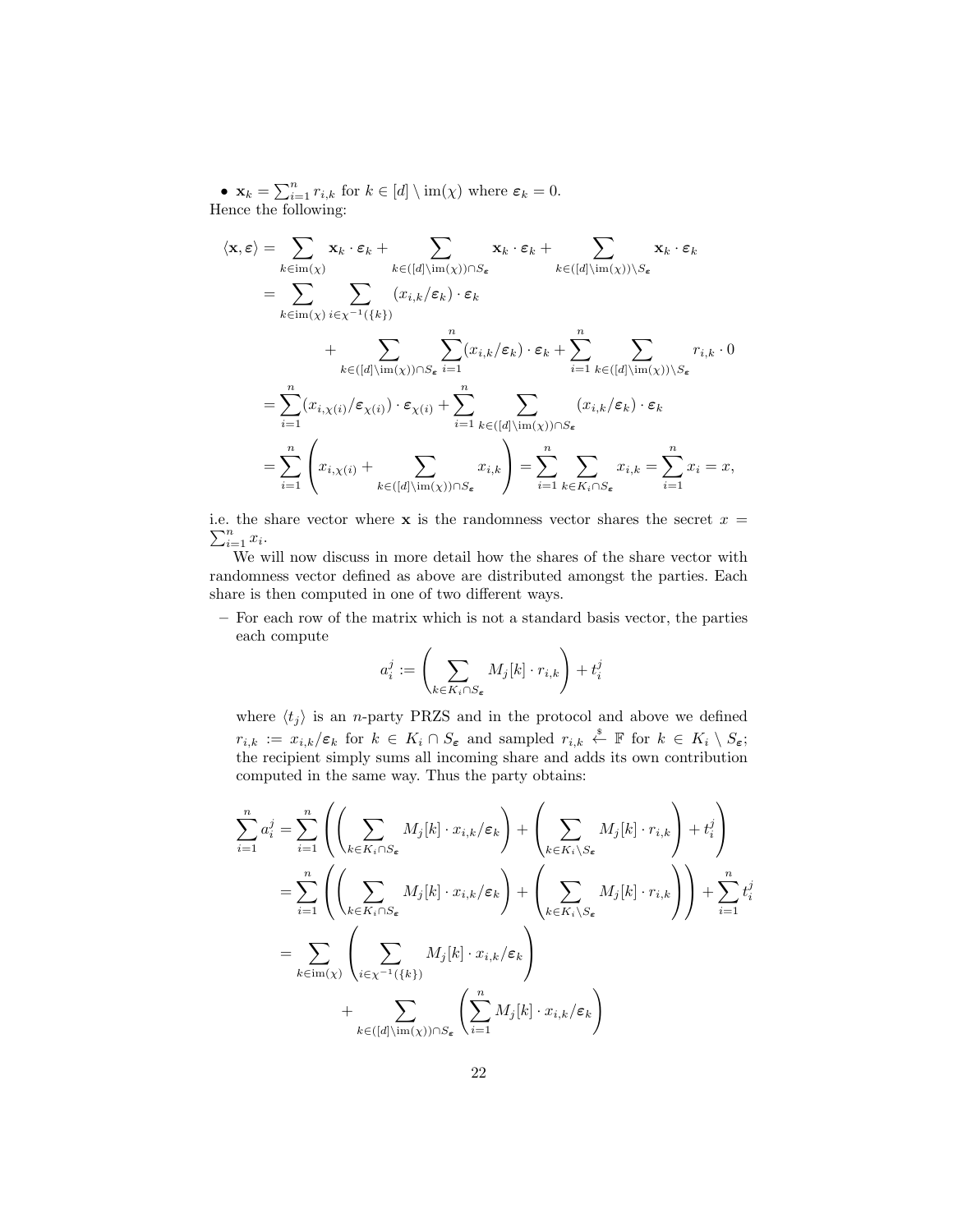- $\mathbf{x}_k = \sum_{i=1}^{n} r_{i,k}$ for $k \in [d] \setminus \mathrm{im}(\chi)$ where $\boldsymbol{\varepsilon}_k = 0$.

Hence the following:

$$
\begin{aligned}
\langle \mathbf{x}, \boldsymbol{\varepsilon} \rangle &= \sum_{k \in \mathrm{im}(\chi)} \mathbf{x}_k \cdot \boldsymbol{\varepsilon}_k + \sum_{k \in ([d] \setminus \mathrm{im}(\chi)) \cap S_{\boldsymbol{\varepsilon}}} \mathbf{x}_k \cdot \boldsymbol{\varepsilon}_k + \sum_{k \in ([d] \setminus \mathrm{im}(\chi)) \setminus S_{\boldsymbol{\varepsilon}}} \mathbf{x}_k \cdot \boldsymbol{\varepsilon}_k \\
&= \sum_{k \in \mathrm{im}(\chi)} \sum_{i \in \chi^{-1}(\{k\})} (x_{i,k}/\boldsymbol{\varepsilon}_k) \cdot \boldsymbol{\varepsilon}_k \\
&\qquad + \sum_{k \in ([d] \setminus \mathrm{im}(\chi)) \cap S_{\boldsymbol{\varepsilon}}} \sum_{i=1}^{n} (x_{i,k}/\boldsymbol{\varepsilon}_k) \cdot \boldsymbol{\varepsilon}_k + \sum_{i=1}^{n} \sum_{k \in ([d] \setminus \mathrm{im}(\chi)) \setminus S_{\boldsymbol{\varepsilon}}} r_{i,k} \cdot 0 \\
&= \sum_{i=1}^{n} (x_{i,\chi(i)}/\boldsymbol{\varepsilon}_{\chi(i)}) \cdot \boldsymbol{\varepsilon}_{\chi(i)} + \sum_{i=1}^{n} \sum_{k \in ([d] \setminus \mathrm{im}(\chi)) \cap S_{\boldsymbol{\varepsilon}}} (x_{i,k}/\boldsymbol{\varepsilon}_k) \cdot \boldsymbol{\varepsilon}_k \\
&= \sum_{i=1}^{n} \left( x_{i,\chi(i)} + \sum_{k \in ([d] \setminus \mathrm{im}(\chi)) \cap S_{\boldsymbol{\varepsilon}}} x_{i,k} \right) = \sum_{i=1}^{n} \sum_{k \in K_i \cap S_{\boldsymbol{\varepsilon}}} x_{i,k} = \sum_{i=1}^{n} x_i = x,
\end{aligned}
$$

i.e. the share vector where $\mathbf{x}$ is the randomness vector shares the secret $x = \sum_{i=1}^{n} x_i$.

We will now discuss in more detail how the shares of the share vector with randomness vector defined as above are distributed amongst the parties. Each share is then computed in one of two different ways.

- For each row of the matrix which is not a standard basis vector, the parties each compute

$$
a_i^j := \left( \sum_{k \in K_i \cap S_{\boldsymbol{\varepsilon}}} M_j[k] \cdot r_{i,k} \right) + t_i^j
$$

  where $\langle t_j \rangle$ is an $n$-party PRZS and in the protocol and above we defined $r_{i,k} := x_{i,k}/\boldsymbol{\varepsilon}_k$ for $k \in K_i \cap S_{\boldsymbol{\varepsilon}}$ and sampled $r_{i,k} \xleftarrow{\$} \mathbb{F}$ for $k \in K_i \setminus S_{\boldsymbol{\varepsilon}}$; the recipient simply sums all incoming share and adds its own contribution computed in the same way. Thus the party obtains:

$$
\begin{aligned}
\sum_{i=1}^{n} a_i^j &= \sum_{i=1}^{n} \left( \left( \sum_{k \in K_i \cap S_{\boldsymbol{\varepsilon}}} M_j[k] \cdot x_{i,k}/\boldsymbol{\varepsilon}_k \right) + \left( \sum_{k \in K_i \setminus S_{\boldsymbol{\varepsilon}}} M_j[k] \cdot r_{i,k} \right) + t_i^j \right) \\
&= \sum_{i=1}^{n} \left( \left( \sum_{k \in K_i \cap S_{\boldsymbol{\varepsilon}}} M_j[k] \cdot x_{i,k}/\boldsymbol{\varepsilon}_k \right) + \left( \sum_{k \in K_i \setminus S_{\boldsymbol{\varepsilon}}} M_j[k] \cdot r_{i,k} \right) \right) + \sum_{i=1}^{n} t_i^j \\
&= \sum_{k \in \mathrm{im}(\chi)} \left( \sum_{i \in \chi^{-1}(\{k\})} M_j[k] \cdot x_{i,k}/\boldsymbol{\varepsilon}_k \right) \\
&\qquad + \sum_{k \in ([d] \setminus \mathrm{im}(\chi)) \cap S_{\boldsymbol{\varepsilon}}} \left( \sum_{i=1}^{n} M_j[k] \cdot x_{i,k}/\boldsymbol{\varepsilon}_k \right)
\end{aligned}
$$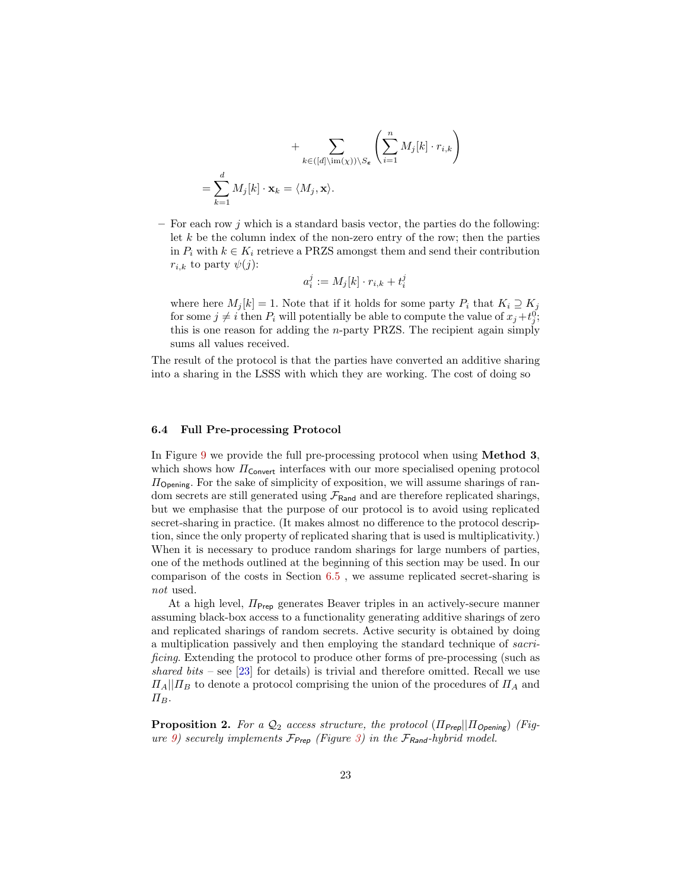$$
\begin{aligned}
&+ \sum_{k \in ([d] \setminus \mathrm{im}(\chi)) \setminus S_{\boldsymbol{\varepsilon}}} \left( \sum_{i=1}^{n} M_j[k] \cdot r_{i,k} \right) \\
&= \sum_{k=1}^{d} M_j[k] \cdot \mathbf{x}_k = \langle M_j, \mathbf{x} \rangle.
\end{aligned}
$$

– For each row $j$ which is a standard basis vector, the parties do the following: let $k$ be the column index of the non-zero entry of the row; then the parties in $P_i$ with $k \in K_i$ retrieve a PRZS amongst them and send their contribution $r_{i,k}$ to party $\psi(j)$:

$$
a_i^j := M_j[k] \cdot r_{i,k} + t_i^j
$$

where here $M_j[k] = 1$. Note that if it holds for some party $P_i$ that $K_i \supseteq K_j$ for some $j \neq i$ then $P_i$ will potentially be able to compute the value of $x_j + t_j^0$; this is one reason for adding the $n$-party PRZS. The recipient again simply sums all values received.

The result of the protocol is that the parties have converted an additive sharing into a sharing in the LSSS with which they are working. The cost of doing so

### 6.4 Full Pre-processing Protocol

In Figure 9 we provide the full pre-processing protocol when using **Method 3**, which shows how $\Pi_{\mathsf{Convert}}$ interfaces with our more specialised opening protocol $\Pi_{\mathsf{Opening}}$. For the sake of simplicity of exposition, we will assume sharings of random secrets are still generated using $\mathcal{F}_{\mathsf{Rand}}$ and are therefore replicated sharings, but we emphasise that the purpose of our protocol is to avoid using replicated secret-sharing in practice. (It makes almost no difference to the protocol description, since the only property of replicated sharing that is used is multiplicativity.) When it is necessary to produce random sharings for large numbers of parties, one of the methods outlined at the beginning of this section may be used. In our comparison of the costs in Section 6.5 , we assume replicated secret-sharing is *not* used.

At a high level, $\Pi_{\mathsf{Prep}}$ generates Beaver triples in an actively-secure manner assuming black-box access to a functionality generating additive sharings of zero and replicated sharings of random secrets. Active security is obtained by doing a multiplication passively and then employing the standard technique of *sacrificing*. Extending the protocol to produce other forms of pre-processing (such as *shared bits* – see [23] for details) is trivial and therefore omitted. Recall we use $\Pi_A || \Pi_B$ to denote a protocol comprising the union of the procedures of $\Pi_A$ and $\Pi_B$.

**Proposition 2.** *For a $\mathcal{Q}_2$ access structure, the protocol ($\Pi_{\mathsf{Prep}} || \Pi_{\mathsf{Opening}}$) (Figure 9) securely implements $\mathcal{F}_{\mathsf{Prep}}$ (Figure 3) in the $\mathcal{F}_{\mathsf{Rand}}$-hybrid model.*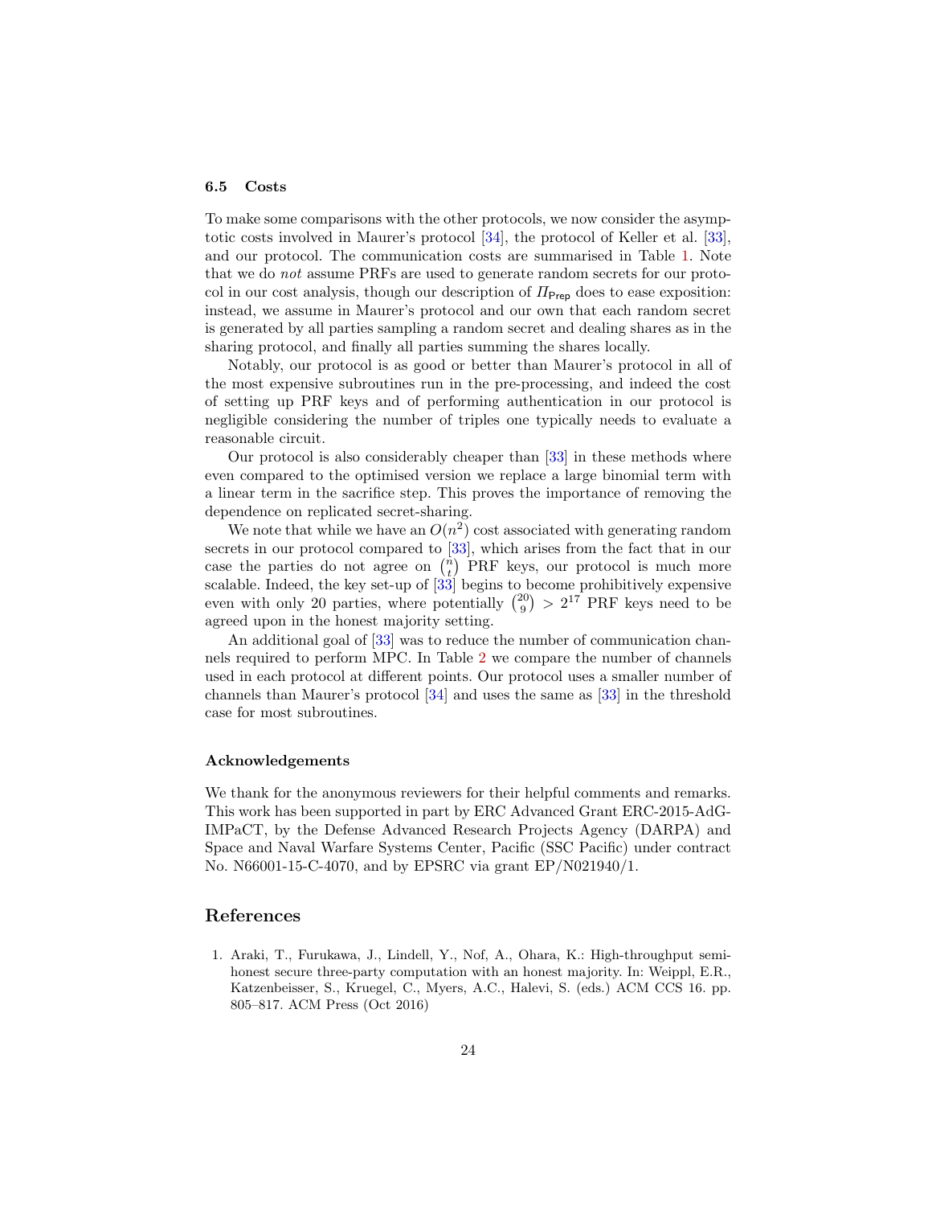### 6.5 Costs

To make some comparisons with the other protocols, we now consider the asymptotic costs involved in Maurer's protocol [34], the protocol of Keller et al. [33], and our protocol. The communication costs are summarised in Table 1. Note that we do *not* assume PRFs are used to generate random secrets for our protocol in our cost analysis, though our description of $\Pi_{\mathsf{Prep}}$ does to ease exposition: instead, we assume in Maurer's protocol and our own that each random secret is generated by all parties sampling a random secret and dealing shares as in the sharing protocol, and finally all parties summing the shares locally.

Notably, our protocol is as good or better than Maurer's protocol in all of the most expensive subroutines run in the pre-processing, and indeed the cost of setting up PRF keys and of performing authentication in our protocol is negligible considering the number of triples one typically needs to evaluate a reasonable circuit.

Our protocol is also considerably cheaper than [33] in these methods where even compared to the optimised version we replace a large binomial term with a linear term in the sacrifice step. This proves the importance of removing the dependence on replicated secret-sharing.

We note that while we have an $O(n^2)$ cost associated with generating random secrets in our protocol compared to [33], which arises from the fact that in our case the parties do not agree on $\binom{n}{t}$ PRF keys, our protocol is much more scalable. Indeed, the key set-up of [33] begins to become prohibitively expensive even with only 20 parties, where potentially $\binom{20}{9} > 2^{17}$ PRF keys need to be agreed upon in the honest majority setting.

An additional goal of [33] was to reduce the number of communication channels required to perform MPC. In Table 2 we compare the number of channels used in each protocol at different points. Our protocol uses a smaller number of channels than Maurer's protocol [34] and uses the same as [33] in the threshold case for most subroutines.

#### Acknowledgements

We thank for the anonymous reviewers for their helpful comments and remarks. This work has been supported in part by ERC Advanced Grant ERC-2015-AdG-IMPaCT, by the Defense Advanced Research Projects Agency (DARPA) and Space and Naval Warfare Systems Center, Pacific (SSC Pacific) under contract No. N66001-15-C-4070, and by EPSRC via grant EP/N021940/1.

## References

1. Araki, T., Furukawa, J., Lindell, Y., Nof, A., Ohara, K.: High-throughput semi-honest secure three-party computation with an honest majority. In: Weippl, E.R., Katzenbeisser, S., Kruegel, C., Myers, A.C., Halevi, S. (eds.) ACM CCS 16. pp. 805–817. ACM Press (Oct 2016)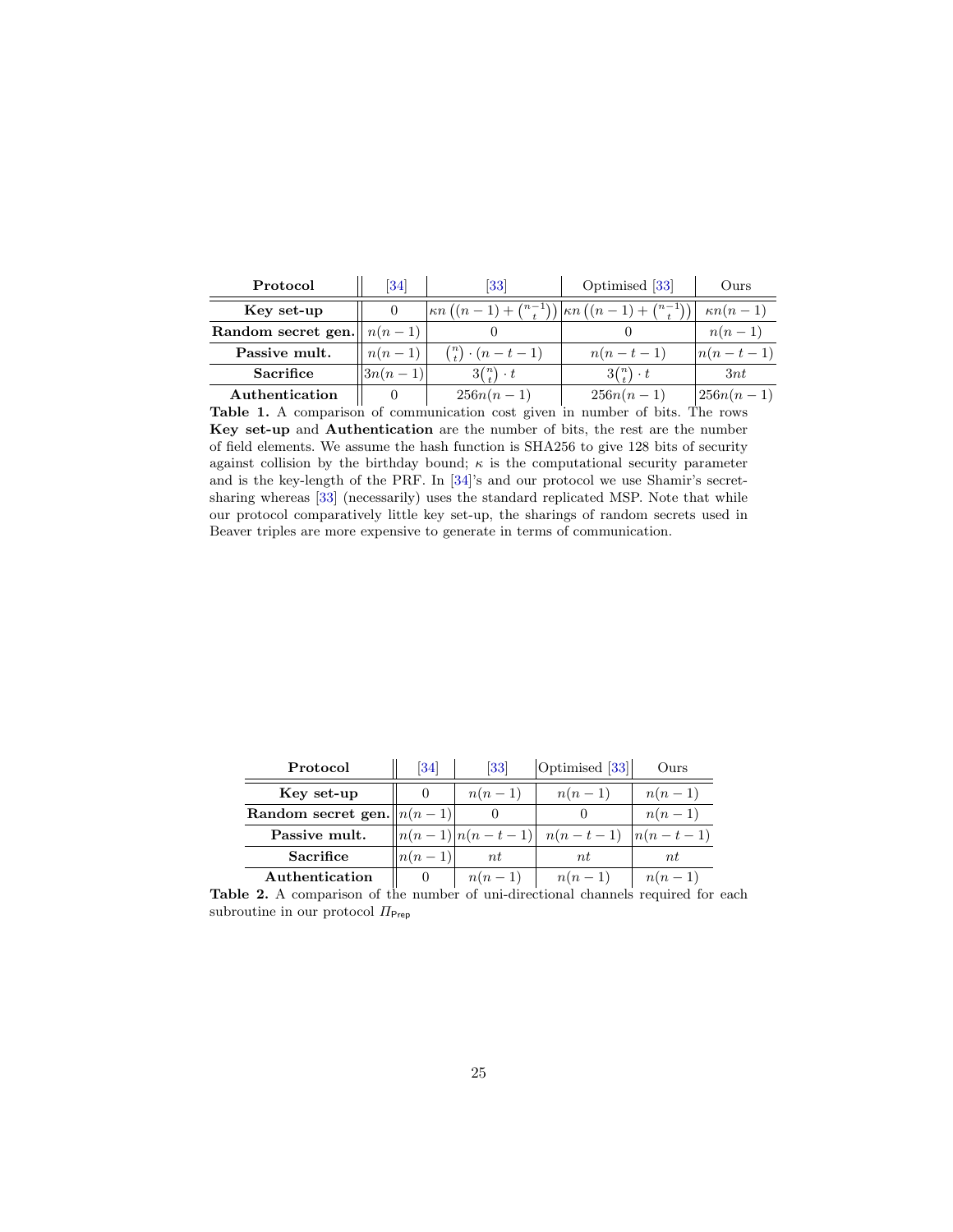| Protocol | [34] | [33] | Optimised [33] | Ours |
|---|---|---|---|---|
| **Key set-up** | 0 | $\kappa n\left((n-1)+\binom{n-1}{t}\right)$ | $\kappa n\left((n-1)+\binom{n-1}{t}\right)$ | $\kappa n(n-1)$ |
| **Random secret gen.** | $n(n-1)$ | 0 | 0 | $n(n-1)$ |
| **Passive mult.** | $n(n-1)$ | $\binom{n}{t}\cdot(n-t-1)$ | $n(n-t-1)$ | $n(n-t-1)$ |
| **Sacrifice** | $3n(n-1)$ | $3\binom{n}{t}\cdot t$ | $3\binom{n}{t}\cdot t$ | $3nt$ |
| **Authentication** | 0 | $256n(n-1)$ | $256n(n-1)$ | $256n(n-1)$ |

**Table 1.** A comparison of communication cost given in number of bits. The rows **Key set-up** and **Authentication** are the number of bits, the rest are the number of field elements. We assume the hash function is SHA256 to give 128 bits of security against collision by the birthday bound; $\kappa$ is the computational security parameter and is the key-length of the PRF. In [34]'s and our protocol we use Shamir's secret-sharing whereas [33] (necessarily) uses the standard replicated MSP. Note that while our protocol comparatively little key set-up, the sharings of random secrets used in Beaver triples are more expensive to generate in terms of communication.

| Protocol | [34] | [33] | Optimised [33] | Ours |
|---|---|---|---|---|
| **Key set-up** | 0 | $n(n-1)$ | $n(n-1)$ | $n(n-1)$ |
| **Random secret gen.** | $n(n-1)$ | 0 | 0 | $n(n-1)$ |
| **Passive mult.** | $n(n-1)$ | $n(n-t-1)$ | $n(n-t-1)$ | $n(n-t-1)$ |
| **Sacrifice** | $n(n-1)$ | $nt$ | $nt$ | $nt$ |
| **Authentication** | 0 | $n(n-1)$ | $n(n-1)$ | $n(n-1)$ |

**Table 2.** A comparison of the number of uni-directional channels required for each subroutine in our protocol $\Pi_{\mathsf{Prep}}$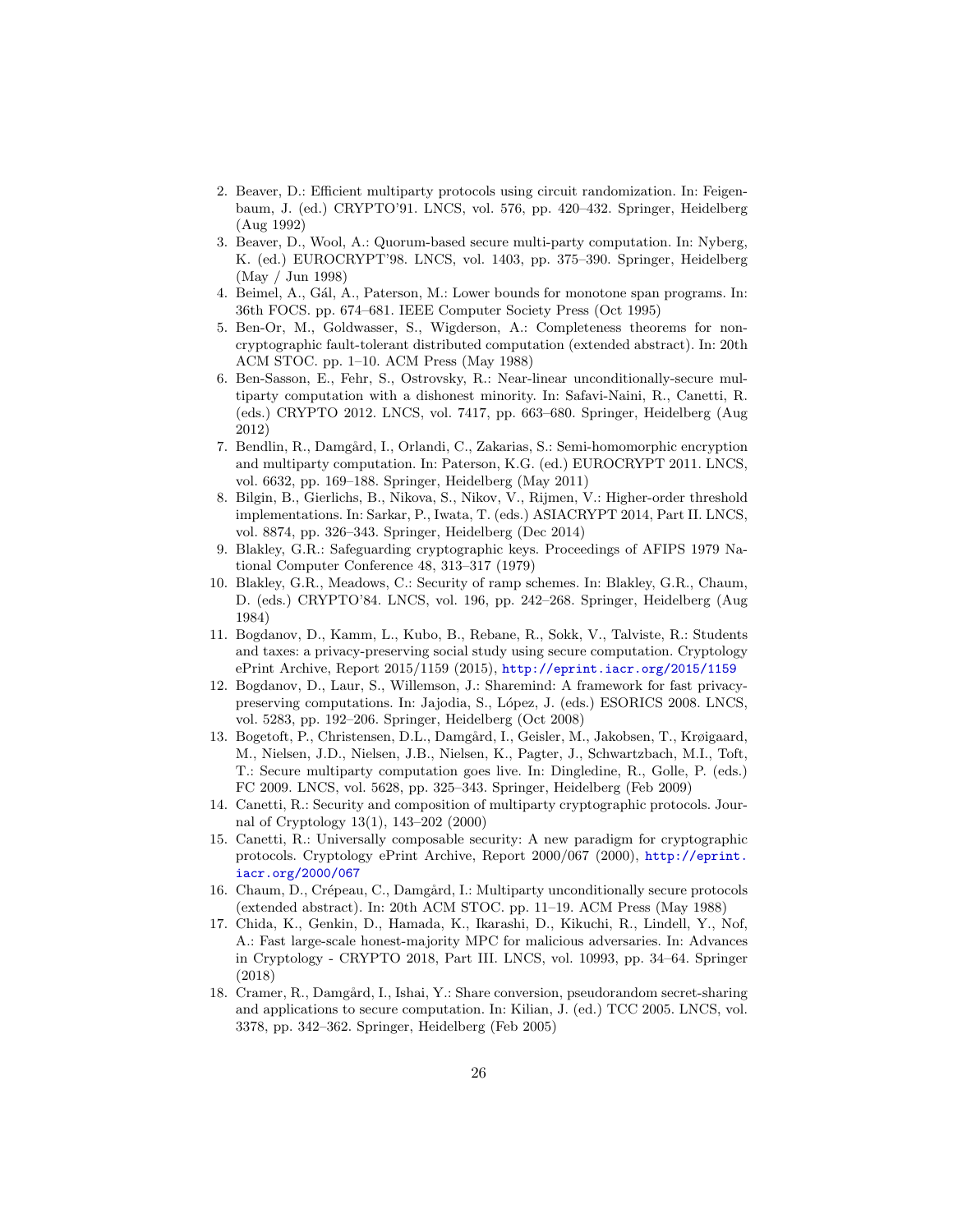2. Beaver, D.: Efficient multiparty protocols using circuit randomization. In: Feigenbaum, J. (ed.) CRYPTO'91. LNCS, vol. 576, pp. 420–432. Springer, Heidelberg (Aug 1992)
3. Beaver, D., Wool, A.: Quorum-based secure multi-party computation. In: Nyberg, K. (ed.) EUROCRYPT'98. LNCS, vol. 1403, pp. 375–390. Springer, Heidelberg (May / Jun 1998)
4. Beimel, A., Gál, A., Paterson, M.: Lower bounds for monotone span programs. In: 36th FOCS. pp. 674–681. IEEE Computer Society Press (Oct 1995)
5. Ben-Or, M., Goldwasser, S., Wigderson, A.: Completeness theorems for non-cryptographic fault-tolerant distributed computation (extended abstract). In: 20th ACM STOC. pp. 1–10. ACM Press (May 1988)
6. Ben-Sasson, E., Fehr, S., Ostrovsky, R.: Near-linear unconditionally-secure multiparty computation with a dishonest minority. In: Safavi-Naini, R., Canetti, R. (eds.) CRYPTO 2012. LNCS, vol. 7417, pp. 663–680. Springer, Heidelberg (Aug 2012)
7. Bendlin, R., Damgård, I., Orlandi, C., Zakarias, S.: Semi-homomorphic encryption and multiparty computation. In: Paterson, K.G. (ed.) EUROCRYPT 2011. LNCS, vol. 6632, pp. 169–188. Springer, Heidelberg (May 2011)
8. Bilgin, B., Gierlichs, B., Nikova, S., Nikov, V., Rijmen, V.: Higher-order threshold implementations. In: Sarkar, P., Iwata, T. (eds.) ASIACRYPT 2014, Part II. LNCS, vol. 8874, pp. 326–343. Springer, Heidelberg (Dec 2014)
9. Blakley, G.R.: Safeguarding cryptographic keys. Proceedings of AFIPS 1979 National Computer Conference 48, 313–317 (1979)
10. Blakley, G.R., Meadows, C.: Security of ramp schemes. In: Blakley, G.R., Chaum, D. (eds.) CRYPTO'84. LNCS, vol. 196, pp. 242–268. Springer, Heidelberg (Aug 1984)
11. Bogdanov, D., Kamm, L., Kubo, B., Rebane, R., Sokk, V., Talviste, R.: Students and taxes: a privacy-preserving social study using secure computation. Cryptology ePrint Archive, Report 2015/1159 (2015), http://eprint.iacr.org/2015/1159
12. Bogdanov, D., Laur, S., Willemson, J.: Sharemind: A framework for fast privacy-preserving computations. In: Jajodia, S., López, J. (eds.) ESORICS 2008. LNCS, vol. 5283, pp. 192–206. Springer, Heidelberg (Oct 2008)
13. Bogetoft, P., Christensen, D.L., Damgård, I., Geisler, M., Jakobsen, T., Krøigaard, M., Nielsen, J.D., Nielsen, J.B., Nielsen, K., Pagter, J., Schwartzbach, M.I., Toft, T.: Secure multiparty computation goes live. In: Dingledine, R., Golle, P. (eds.) FC 2009. LNCS, vol. 5628, pp. 325–343. Springer, Heidelberg (Feb 2009)
14. Canetti, R.: Security and composition of multiparty cryptographic protocols. Journal of Cryptology 13(1), 143–202 (2000)
15. Canetti, R.: Universally composable security: A new paradigm for cryptographic protocols. Cryptology ePrint Archive, Report 2000/067 (2000), http://eprint.iacr.org/2000/067
16. Chaum, D., Crépeau, C., Damgård, I.: Multiparty unconditionally secure protocols (extended abstract). In: 20th ACM STOC. pp. 11–19. ACM Press (May 1988)
17. Chida, K., Genkin, D., Hamada, K., Ikarashi, D., Kikuchi, R., Lindell, Y., Nof, A.: Fast large-scale honest-majority MPC for malicious adversaries. In: Advances in Cryptology - CRYPTO 2018, Part III. LNCS, vol. 10993, pp. 34–64. Springer (2018)
18. Cramer, R., Damgård, I., Ishai, Y.: Share conversion, pseudorandom secret-sharing and applications to secure computation. In: Kilian, J. (ed.) TCC 2005. LNCS, vol. 3378, pp. 342–362. Springer, Heidelberg (Feb 2005)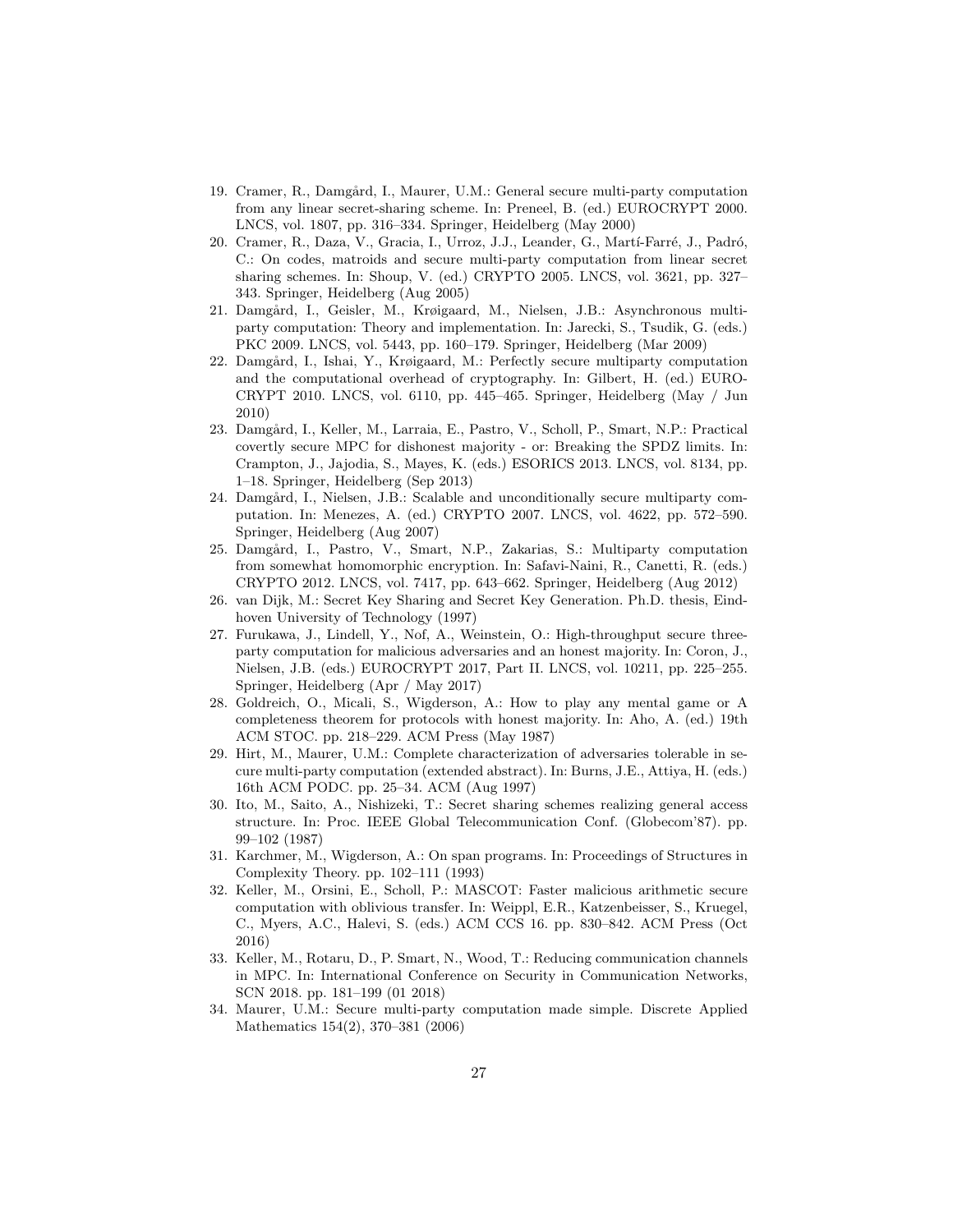19. Cramer, R., Damgård, I., Maurer, U.M.: General secure multi-party computation from any linear secret-sharing scheme. In: Preneel, B. (ed.) EUROCRYPT 2000. LNCS, vol. 1807, pp. 316–334. Springer, Heidelberg (May 2000)
20. Cramer, R., Daza, V., Gracia, I., Urroz, J.J., Leander, G., Martí-Farré, J., Padró, C.: On codes, matroids and secure multi-party computation from linear secret sharing schemes. In: Shoup, V. (ed.) CRYPTO 2005. LNCS, vol. 3621, pp. 327–343. Springer, Heidelberg (Aug 2005)
21. Damgård, I., Geisler, M., Krøigaard, M., Nielsen, J.B.: Asynchronous multiparty computation: Theory and implementation. In: Jarecki, S., Tsudik, G. (eds.) PKC 2009. LNCS, vol. 5443, pp. 160–179. Springer, Heidelberg (Mar 2009)
22. Damgård, I., Ishai, Y., Krøigaard, M.: Perfectly secure multiparty computation and the computational overhead of cryptography. In: Gilbert, H. (ed.) EUROCRYPT 2010. LNCS, vol. 6110, pp. 445–465. Springer, Heidelberg (May / Jun 2010)
23. Damgård, I., Keller, M., Larraia, E., Pastro, V., Scholl, P., Smart, N.P.: Practical covertly secure MPC for dishonest majority - or: Breaking the SPDZ limits. In: Crampton, J., Jajodia, S., Mayes, K. (eds.) ESORICS 2013. LNCS, vol. 8134, pp. 1–18. Springer, Heidelberg (Sep 2013)
24. Damgård, I., Nielsen, J.B.: Scalable and unconditionally secure multiparty computation. In: Menezes, A. (ed.) CRYPTO 2007. LNCS, vol. 4622, pp. 572–590. Springer, Heidelberg (Aug 2007)
25. Damgård, I., Pastro, V., Smart, N.P., Zakarias, S.: Multiparty computation from somewhat homomorphic encryption. In: Safavi-Naini, R., Canetti, R. (eds.) CRYPTO 2012. LNCS, vol. 7417, pp. 643–662. Springer, Heidelberg (Aug 2012)
26. van Dijk, M.: Secret Key Sharing and Secret Key Generation. Ph.D. thesis, Eindhoven University of Technology (1997)
27. Furukawa, J., Lindell, Y., Nof, A., Weinstein, O.: High-throughput secure three-party computation for malicious adversaries and an honest majority. In: Coron, J., Nielsen, J.B. (eds.) EUROCRYPT 2017, Part II. LNCS, vol. 10211, pp. 225–255. Springer, Heidelberg (Apr / May 2017)
28. Goldreich, O., Micali, S., Wigderson, A.: How to play any mental game or A completeness theorem for protocols with honest majority. In: Aho, A. (ed.) 19th ACM STOC. pp. 218–229. ACM Press (May 1987)
29. Hirt, M., Maurer, U.M.: Complete characterization of adversaries tolerable in secure multi-party computation (extended abstract). In: Burns, J.E., Attiya, H. (eds.) 16th ACM PODC. pp. 25–34. ACM (Aug 1997)
30. Ito, M., Saito, A., Nishizeki, T.: Secret sharing schemes realizing general access structure. In: Proc. IEEE Global Telecommunication Conf. (Globecom'87). pp. 99–102 (1987)
31. Karchmer, M., Wigderson, A.: On span programs. In: Proceedings of Structures in Complexity Theory. pp. 102–111 (1993)
32. Keller, M., Orsini, E., Scholl, P.: MASCOT: Faster malicious arithmetic secure computation with oblivious transfer. In: Weippl, E.R., Katzenbeisser, S., Kruegel, C., Myers, A.C., Halevi, S. (eds.) ACM CCS 16. pp. 830–842. ACM Press (Oct 2016)
33. Keller, M., Rotaru, D., P. Smart, N., Wood, T.: Reducing communication channels in MPC. In: International Conference on Security in Communication Networks, SCN 2018. pp. 181–199 (01 2018)
34. Maurer, U.M.: Secure multi-party computation made simple. Discrete Applied Mathematics 154(2), 370–381 (2006)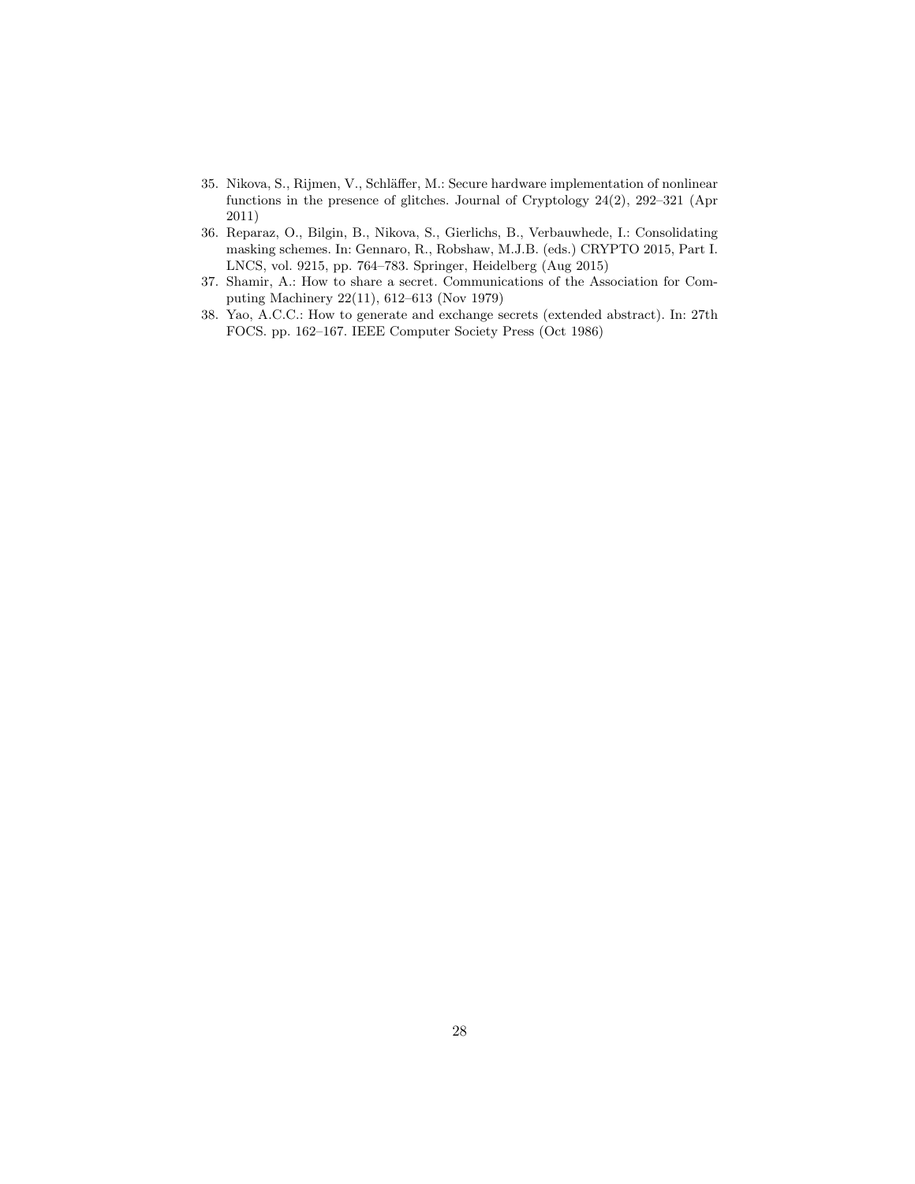35. Nikova, S., Rijmen, V., Schläffer, M.: Secure hardware implementation of nonlinear functions in the presence of glitches. Journal of Cryptology 24(2), 292–321 (Apr 2011)
36. Reparaz, O., Bilgin, B., Nikova, S., Gierlichs, B., Verbauwhede, I.: Consolidating masking schemes. In: Gennaro, R., Robshaw, M.J.B. (eds.) CRYPTO 2015, Part I. LNCS, vol. 9215, pp. 764–783. Springer, Heidelberg (Aug 2015)
37. Shamir, A.: How to share a secret. Communications of the Association for Computing Machinery 22(11), 612–613 (Nov 1979)
38. Yao, A.C.C.: How to generate and exchange secrets (extended abstract). In: 27th FOCS. pp. 162–167. IEEE Computer Society Press (Oct 1986)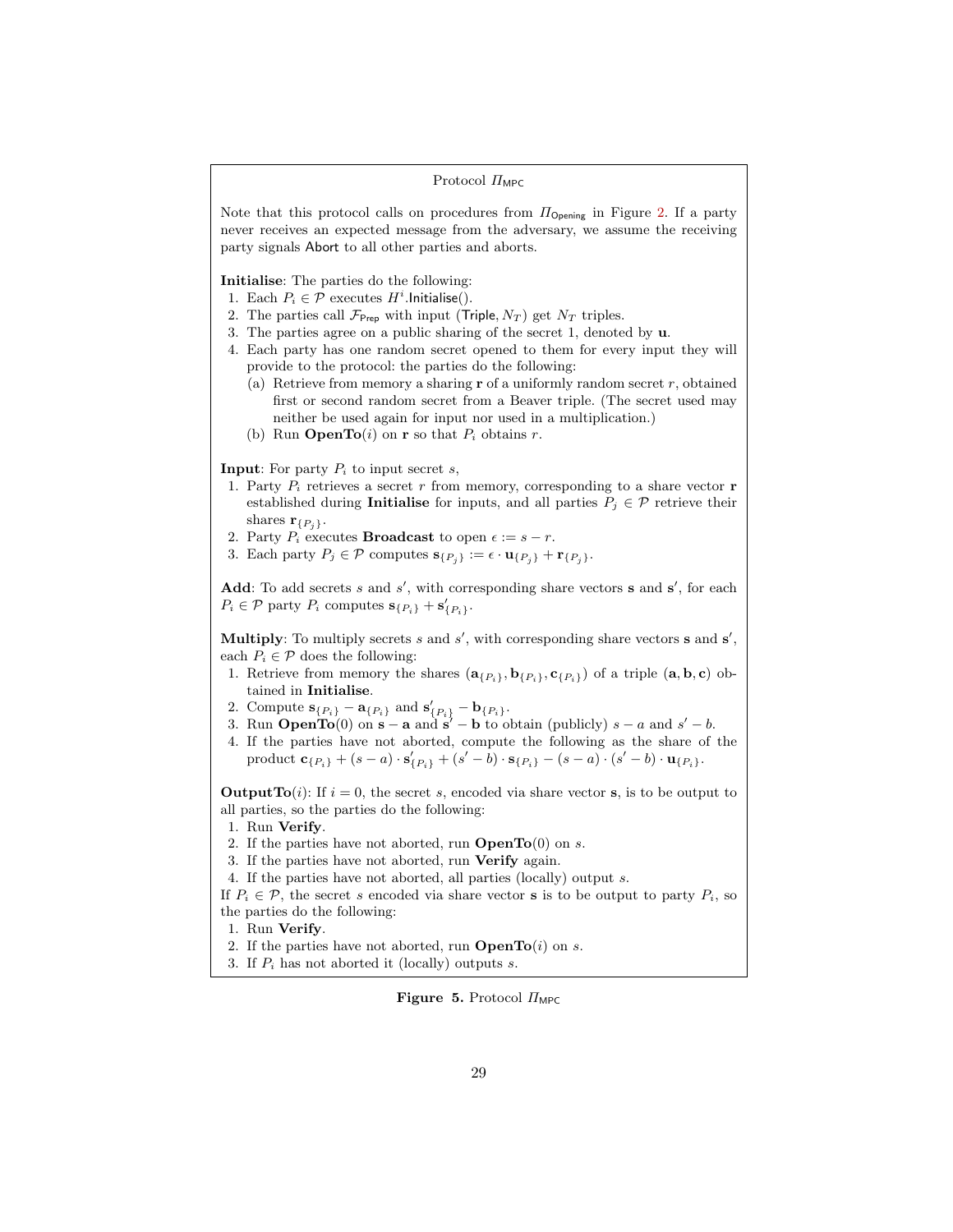**Protocol $\Pi_{\mathsf{MPC}}$**

Note that this protocol calls on procedures from $\Pi_{\mathsf{Opening}}$ in Figure 2. If a party never receives an expected message from the adversary, we assume the receiving party signals Abort to all other parties and aborts.

**Initialise**: The parties do the following:

1. Each $P_i \in \mathcal{P}$ executes $H^i.\mathsf{Initialise}()$.
2. The parties call $\mathcal{F}_{\mathsf{Prep}}$ with input $(\mathsf{Triple}, N_T)$ get $N_T$ triples.
3. The parties agree on a public sharing of the secret 1, denoted by $\mathbf{u}$.
4. Each party has one random secret opened to them for every input they will provide to the protocol: the parties do the following:
   (a) Retrieve from memory a sharing $\mathbf{r}$ of a uniformly random secret $r$, obtained first or second random secret from a Beaver triple. (The secret used may neither be used again for input nor used in a multiplication.)
   (b) Run **OpenTo**$(i)$ on $\mathbf{r}$ so that $P_i$ obtains $r$.

**Input**: For party $P_i$ to input secret $s$,

1. Party $P_i$ retrieves a secret $r$ from memory, corresponding to a share vector $\mathbf{r}$ established during **Initialise** for inputs, and all parties $P_j \in \mathcal{P}$ retrieve their shares $\mathbf{r}_{\{P_j\}}$.
2. Party $P_i$ executes **Broadcast** to open $\epsilon := s - r$.
3. Each party $P_j \in \mathcal{P}$ computes $\mathbf{s}_{\{P_j\}} := \epsilon \cdot \mathbf{u}_{\{P_j\}} + \mathbf{r}_{\{P_j\}}$.

**Add**: To add secrets $s$ and $s'$, with corresponding share vectors $\mathbf{s}$ and $\mathbf{s}'$, for each $P_i \in \mathcal{P}$ party $P_i$ computes $\mathbf{s}_{\{P_i\}} + \mathbf{s}'_{\{P_i\}}$.

**Multiply**: To multiply secrets $s$ and $s'$, with corresponding share vectors $\mathbf{s}$ and $\mathbf{s}'$, each $P_i \in \mathcal{P}$ does the following:

1. Retrieve from memory the shares $(\mathbf{a}_{\{P_i\}}, \mathbf{b}_{\{P_i\}}, \mathbf{c}_{\{P_i\}})$ of a triple $(\mathbf{a}, \mathbf{b}, \mathbf{c})$ obtained in **Initialise**.
2. Compute $\mathbf{s}_{\{P_i\}} - \mathbf{a}_{\{P_i\}}$ and $\mathbf{s}'_{\{P_i\}} - \mathbf{b}_{\{P_i\}}$.
3. Run **OpenTo**$(0)$ on $\mathbf{s} - \mathbf{a}$ and $\mathbf{s}' - \mathbf{b}$ to obtain (publicly) $s - a$ and $s' - b$.
4. If the parties have not aborted, compute the following as the share of the product $\mathbf{c}_{\{P_i\}} + (s - a) \cdot \mathbf{s}'_{\{P_i\}} + (s' - b) \cdot \mathbf{s}_{\{P_i\}} - (s - a) \cdot (s' - b) \cdot \mathbf{u}_{\{P_i\}}$.

**OutputTo**$(i)$: If $i = 0$, the secret $s$, encoded via share vector $\mathbf{s}$, is to be output to all parties, so the parties do the following:

1. Run **Verify**.
2. If the parties have not aborted, run **OpenTo**$(0)$ on $s$.
3. If the parties have not aborted, run **Verify** again.
4. If the parties have not aborted, all parties (locally) output $s$.

If $P_i \in \mathcal{P}$, the secret $s$ encoded via share vector $\mathbf{s}$ is to be output to party $P_i$, so the parties do the following:

1. Run **Verify**.
2. If the parties have not aborted, run **OpenTo**$(i)$ on $s$.
3. If $P_i$ has not aborted it (locally) outputs $s$.

**Figure 5.** Protocol $\Pi_{\mathsf{MPC}}$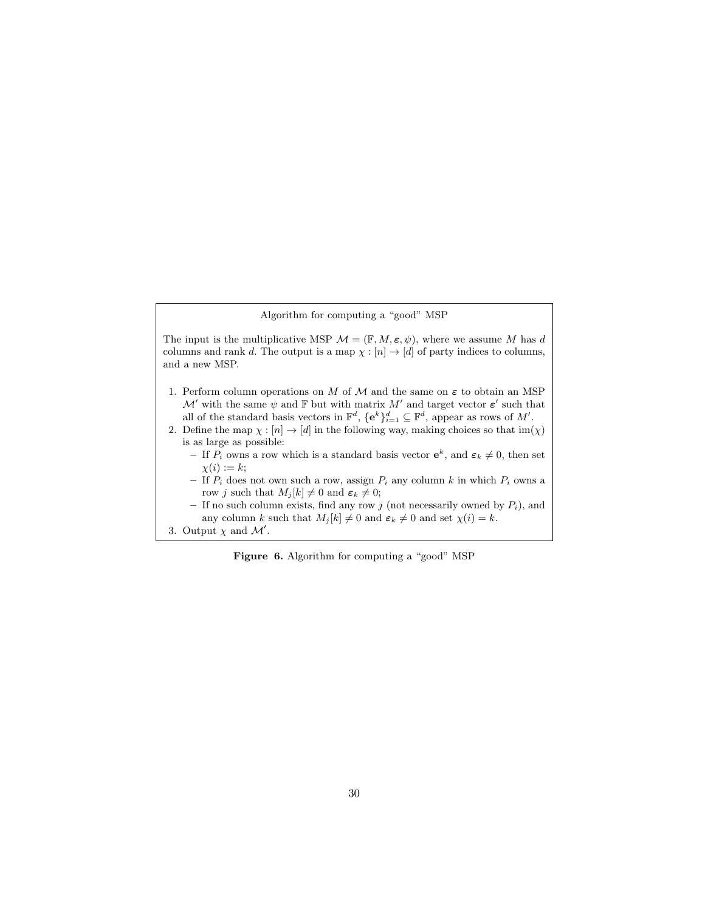Algorithm for computing a "good" MSP

The input is the multiplicative MSP $\mathcal{M} = (\mathbb{F}, M, \boldsymbol{\varepsilon}, \psi)$, where we assume $M$ has $d$ columns and rank $d$. The output is a map $\chi : [n] \to [d]$ of party indices to columns, and a new MSP.

1. Perform column operations on $M$ of $\mathcal{M}$ and the same on $\boldsymbol{\varepsilon}$ to obtain an MSP $\mathcal{M}'$ with the same $\psi$ and $\mathbb{F}$ but with matrix $M'$ and target vector $\boldsymbol{\varepsilon}'$ such that all of the standard basis vectors in $\mathbb{F}^d$, $\{\mathbf{e}^k\}_{i=1}^d \subseteq \mathbb{F}^d$, appear as rows of $M'$.
2. Define the map $\chi : [n] \to [d]$ in the following way, making choices so that $\mathrm{im}(\chi)$ is as large as possible:
   - If $P_i$ owns a row which is a standard basis vector $\mathbf{e}^k$, and $\boldsymbol{\varepsilon}_k \neq 0$, then set $\chi(i) := k$;
   - If $P_i$ does not own such a row, assign $P_i$ any column $k$ in which $P_i$ owns a row $j$ such that $M_j[k] \neq 0$ and $\boldsymbol{\varepsilon}_k \neq 0$;
   - If no such column exists, find any row $j$ (not necessarily owned by $P_i$), and any column $k$ such that $M_j[k] \neq 0$ and $\boldsymbol{\varepsilon}_k \neq 0$ and set $\chi(i) = k$.
3. Output $\chi$ and $\mathcal{M}'$.

**Figure 6.** Algorithm for computing a "good" MSP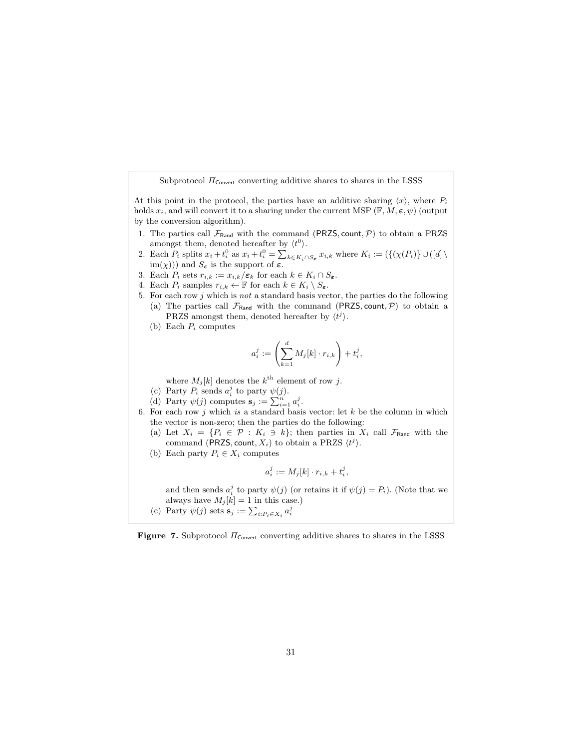Subprotocol $\Pi_{\mathsf{Convert}}$ converting additive shares to shares in the LSSS

At this point in the protocol, the parties have an additive sharing $\langle x \rangle$, where $P_i$ holds $x_i$, and will convert it to a sharing under the current MSP $(\mathbb{F}, M, \boldsymbol{\varepsilon}, \psi)$ (output by the conversion algorithm).

1. The parties call $\mathcal{F}_{\mathsf{Rand}}$ with the command $(\mathsf{PRZS}, \mathsf{count}, \mathcal{P})$ to obtain a PRZS amongst them, denoted hereafter by $\langle t^0 \rangle$.
2. Each $P_i$ splits $x_i + t_i^0$ as $x_i + t_i^0 = \sum_{k \in K_i \cap S_{\boldsymbol{\varepsilon}}} x_{i,k}$ where $K_i := (\{(\chi(P_i)\} \cup ([d] \setminus \mathrm{im}(\chi)))$ and $S_{\boldsymbol{\varepsilon}}$ is the support of $\boldsymbol{\varepsilon}$.
3. Each $P_i$ sets $r_{i,k} := x_{i,k}/\boldsymbol{\varepsilon}_k$ for each $k \in K_i \cap S_{\boldsymbol{\varepsilon}}$.
4. Each $P_i$ samples $r_{i,k} \leftarrow \mathbb{F}$ for each $k \in K_i \setminus S_{\boldsymbol{\varepsilon}}$.
5. For each row $j$ which is *not* a standard basis vector, the parties do the following
   (a) The parties call $\mathcal{F}_{\mathsf{Rand}}$ with the command $(\mathsf{PRZS}, \mathsf{count}, \mathcal{P})$ to obtain a PRZS amongst them, denoted hereafter by $\langle t^j \rangle$.
   (b) Each $P_i$ computes
   $$a_i^j := \left( \sum_{k=1}^{d} M_j[k] \cdot r_{i,k} \right) + t_i^j,$$
   where $M_j[k]$ denotes the $k^{\text{th}}$ element of row $j$.
   (c) Party $P_i$ sends $a_i^j$ to party $\psi(j)$.
   (d) Party $\psi(j)$ computes $\mathbf{s}_j := \sum_{i=1}^{n} a_i^j$.
6. For each row $j$ which *is* a standard basis vector: let $k$ be the column in which the vector is non-zero; then the parties do the following:
   (a) Let $X_i = \{P_i \in \mathcal{P} : K_i \ni k\}$; then parties in $X_i$ call $\mathcal{F}_{\mathsf{Rand}}$ with the command $(\mathsf{PRZS}, \mathsf{count}, X_i)$ to obtain a PRZS $\langle t^j \rangle$.
   (b) Each party $P_i \in X_i$ computes
   $$a_i^j := M_j[k] \cdot r_{i,k} + t_i^j,$$
   and then sends $a_i^j$ to party $\psi(j)$ (or retains it if $\psi(j) = P_i$). (Note that we always have $M_j[k] = 1$ in this case.)
   (c) Party $\psi(j)$ sets $\mathbf{s}_j := \sum_{i: P_i \in X_i} a_i^j$

**Figure 7.** Subprotocol $\Pi_{\mathsf{Convert}}$ converting additive shares to shares in the LSSS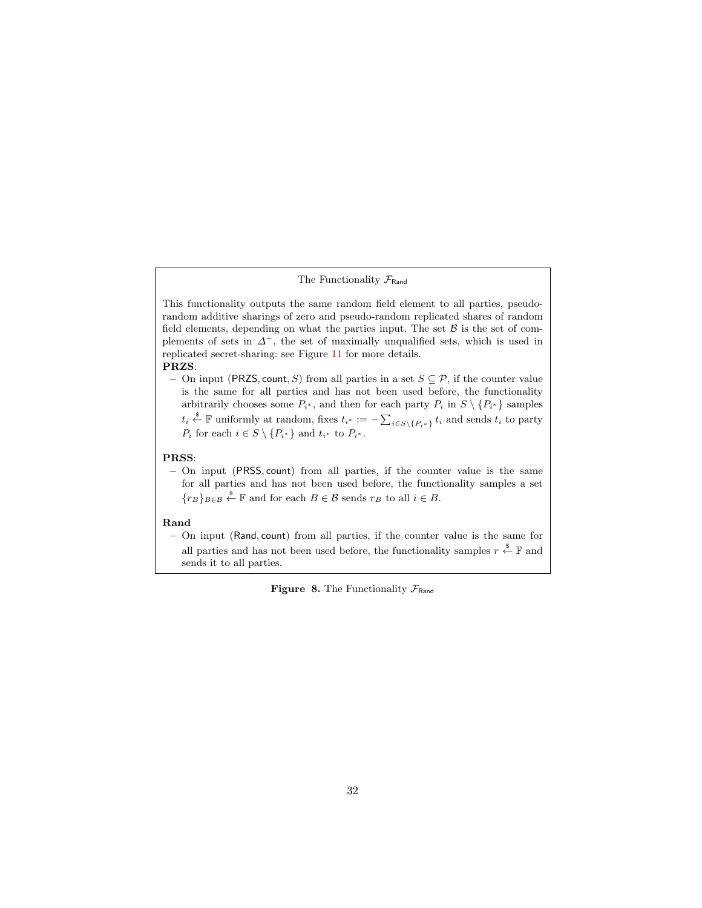The Functionality $\mathcal{F}_{\mathsf{Rand}}$

This functionality outputs the same random field element to all parties, pseudo-random additive sharings of zero and pseudo-random replicated shares of random field elements, depending on what the parties input. The set $\mathcal{B}$ is the set of complements of sets in $\Delta^+$, the set of maximally unqualified sets, which is used in replicated secret-sharing: see Figure 11 for more details.

**PRZS**:

- On input $(\mathsf{PRZS}, \mathsf{count}, S)$ from all parties in a set $S \subseteq \mathcal{P}$, if the counter value is the same for all parties and has not been used before, the functionality arbitrarily chooses some $P_{i^*}$, and then for each party $P_i$ in $S \setminus \{P_{i^*}\}$ samples $t_i \xleftarrow{\$} \mathbb{F}$ uniformly at random, fixes $t_{i^*} := -\sum_{i \in S \setminus \{P_{i^*}\}} t_i$ and sends $t_i$ to party $P_i$ for each $i \in S \setminus \{P_{i^*}\}$ and $t_{i^*}$ to $P_{i^*}$.

**PRSS**:

- On input $(\mathsf{PRSS}, \mathsf{count})$ from all parties, if the counter value is the same for all parties and has not been used before, the functionality samples a set $\{r_B\}_{B \in \mathcal{B}} \xleftarrow{\$} \mathbb{F}$ and for each $B \in \mathcal{B}$ sends $r_B$ to all $i \in B$.

**Rand**

- On input $(\mathsf{Rand}, \mathsf{count})$ from all parties, if the counter value is the same for all parties and has not been used before, the functionality samples $r \xleftarrow{\$} \mathbb{F}$ and sends it to all parties.

**Figure 8.** The Functionality $\mathcal{F}_{\mathsf{Rand}}$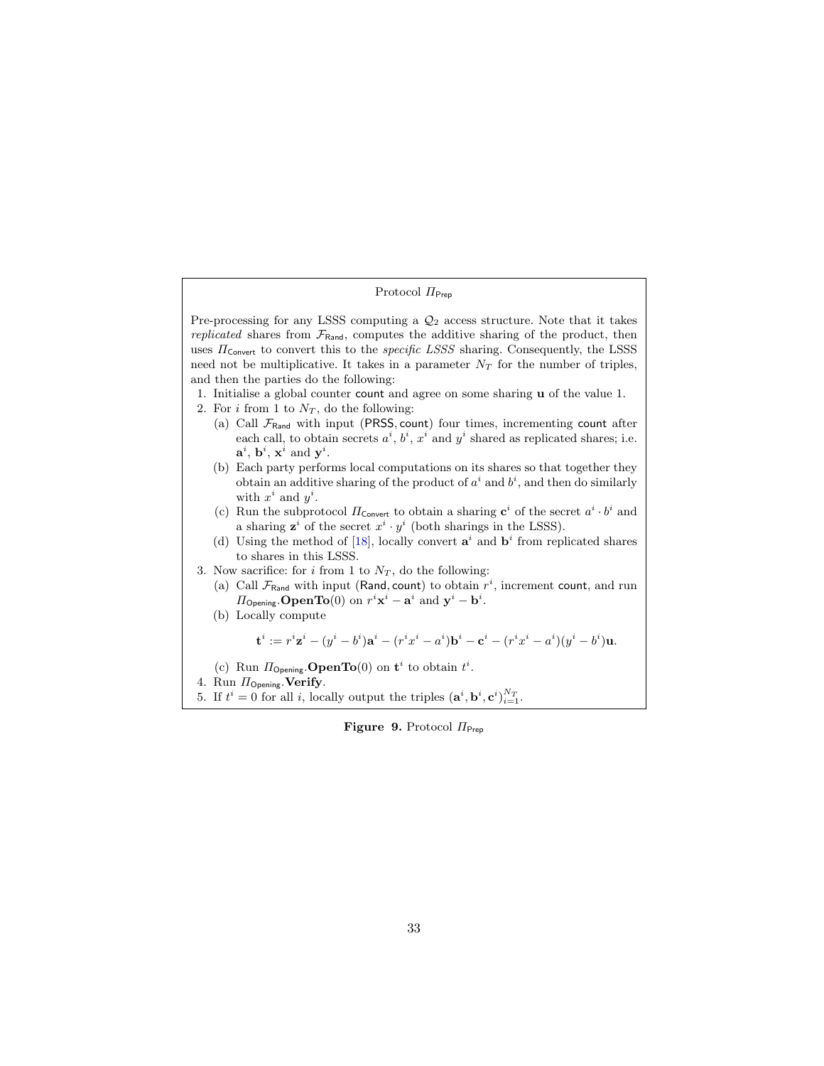**Protocol $\Pi_{\mathsf{Prep}}$**

Pre-processing for any LSSS computing a $\mathcal{Q}_2$ access structure. Note that it takes *replicated* shares from $\mathcal{F}_{\mathsf{Rand}}$, computes the additive sharing of the product, then uses $\Pi_{\mathsf{Convert}}$ to convert this to the *specific LSSS* sharing. Consequently, the LSSS need not be multiplicative. It takes in a parameter $N_T$ for the number of triples, and then the parties do the following:

1. Initialise a global counter count and agree on some sharing $\mathbf{u}$ of the value 1.
2. For $i$ from 1 to $N_T$, do the following:
   (a) Call $\mathcal{F}_{\mathsf{Rand}}$ with input $(\mathsf{PRSS}, \mathsf{count})$ four times, incrementing count after each call, to obtain secrets $a^i$, $b^i$, $x^i$ and $y^i$ shared as replicated shares; i.e. $\mathbf{a}^i$, $\mathbf{b}^i$, $\mathbf{x}^i$ and $\mathbf{y}^i$.
   (b) Each party performs local computations on its shares so that together they obtain an additive sharing of the product of $a^i$ and $b^i$, and then do similarly with $x^i$ and $y^i$.
   (c) Run the subprotocol $\Pi_{\mathsf{Convert}}$ to obtain a sharing $\mathbf{c}^i$ of the secret $a^i \cdot b^i$ and a sharing $\mathbf{z}^i$ of the secret $x^i \cdot y^i$ (both sharings in the LSSS).
   (d) Using the method of [18], locally convert $\mathbf{a}^i$ and $\mathbf{b}^i$ from replicated shares to shares in this LSSS.
3. Now sacrifice: for $i$ from 1 to $N_T$, do the following:
   (a) Call $\mathcal{F}_{\mathsf{Rand}}$ with input $(\mathsf{Rand}, \mathsf{count})$ to obtain $r^i$, increment count, and run $\Pi_{\mathsf{Opening}}.\mathbf{OpenTo}(0)$ on $r^i\mathbf{x}^i - \mathbf{a}^i$ and $\mathbf{y}^i - \mathbf{b}^i$.
   (b) Locally compute
   $$\mathbf{t}^i := r^i\mathbf{z}^i - (y^i - b^i)\mathbf{a}^i - (r^i x^i - a^i)\mathbf{b}^i - \mathbf{c}^i - (r^i x^i - a^i)(y^i - b^i)\mathbf{u}.$$
   (c) Run $\Pi_{\mathsf{Opening}}.\mathbf{OpenTo}(0)$ on $\mathbf{t}^i$ to obtain $t^i$.
4. Run $\Pi_{\mathsf{Opening}}.\mathbf{Verify}$.
5. If $t^i = 0$ for all $i$, locally output the triples $(\mathbf{a}^i, \mathbf{b}^i, \mathbf{c}^i)_{i=1}^{N_T}$.

**Figure 9.** Protocol $\Pi_{\mathsf{Prep}}$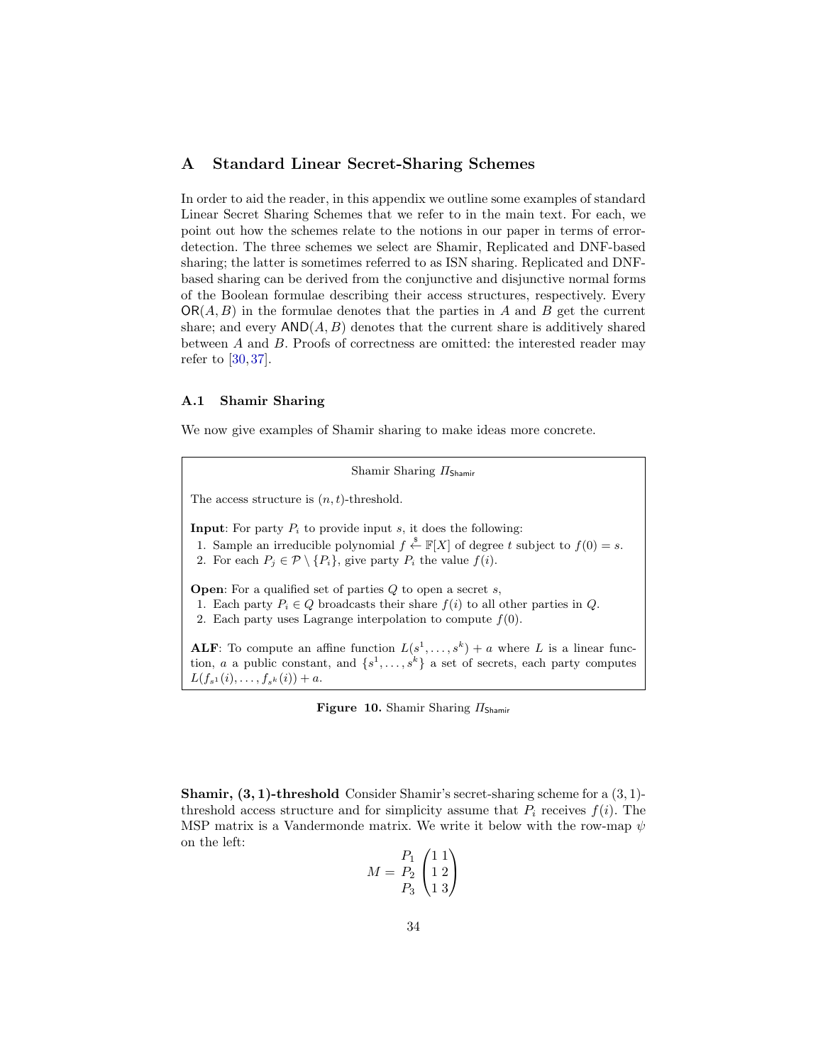## A Standard Linear Secret-Sharing Schemes

In order to aid the reader, in this appendix we outline some examples of standard Linear Secret Sharing Schemes that we refer to in the main text. For each, we point out how the schemes relate to the notions in our paper in terms of error-detection. The three schemes we select are Shamir, Replicated and DNF-based sharing; the latter is sometimes referred to as ISN sharing. Replicated and DNF-based sharing can be derived from the conjunctive and disjunctive normal forms of the Boolean formulae describing their access structures, respectively. Every $\mathsf{OR}(A, B)$ in the formulae denotes that the parties in $A$ and $B$ get the current share; and every $\mathsf{AND}(A, B)$ denotes that the current share is additively shared between $A$ and $B$. Proofs of correctness are omitted: the interested reader may refer to [30, 37].

### A.1 Shamir Sharing

We now give examples of Shamir sharing to make ideas more concrete.

---

Shamir Sharing $\Pi_{\mathsf{Shamir}}$

The access structure is $(n, t)$-threshold.

**Input**: For party $P_i$ to provide input $s$, it does the following:

1. Sample an irreducible polynomial $f \xleftarrow{\$} \mathbb{F}[X]$ of degree $t$ subject to $f(0) = s$.
2. For each $P_j \in \mathcal{P} \setminus \{P_i\}$, give party $P_i$ the value $f(i)$.

**Open**: For a qualified set of parties $Q$ to open a secret $s$,

1. Each party $P_i \in Q$ broadcasts their share $f(i)$ to all other parties in $Q$.
2. Each party uses Lagrange interpolation to compute $f(0)$.

**ALF**: To compute an affine function $L(s^1, \ldots, s^k) + a$ where $L$ is a linear function, $a$ a public constant, and $\{s^1, \ldots, s^k\}$ a set of secrets, each party computes $L(f_{s^1}(i), \ldots, f_{s^k}(i)) + a$.

---

**Figure 10.** Shamir Sharing $\Pi_{\mathsf{Shamir}}$

**Shamir, $(3, 1)$-threshold** Consider Shamir's secret-sharing scheme for a $(3, 1)$-threshold access structure and for simplicity assume that $P_i$ receives $f(i)$. The MSP matrix is a Vandermonde matrix. We write it below with the row-map $\psi$ on the left:

$$M = \begin{matrix} P_1 \\ P_2 \\ P_3 \end{matrix} \begin{pmatrix} 1 & 1 \\ 1 & 2 \\ 1 & 3 \end{pmatrix}$$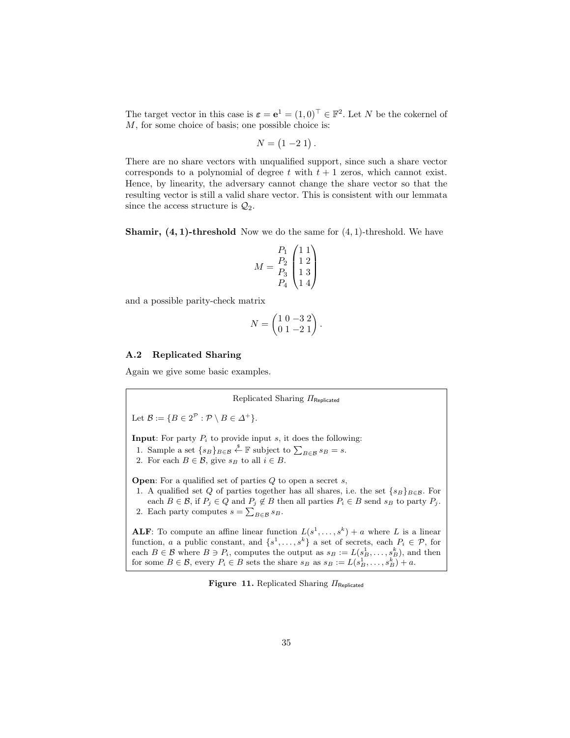The target vector in this case is $\boldsymbol{\varepsilon} = \mathbf{e}^1 = (1,0)^\top \in \mathbb{F}^2$. Let $N$ be the cokernel of $M$, for some choice of basis; one possible choice is:

$$N = \begin{pmatrix} 1 & -2 & 1 \end{pmatrix}.$$

There are no share vectors with unqualified support, since such a share vector corresponds to a polynomial of degree $t$ with $t+1$ zeros, which cannot exist. Hence, by linearity, the adversary cannot change the share vector so that the resulting vector is still a valid share vector. This is consistent with our lemmata since the access structure is $\mathcal{Q}_2$.

**Shamir, (4, 1)-threshold** Now we do the same for $(4,1)$-threshold. We have

$$M = \begin{matrix} P_1 \\ P_2 \\ P_3 \\ P_4 \end{matrix} \begin{pmatrix} 1 & 1 \\ 1 & 2 \\ 1 & 3 \\ 1 & 4 \end{pmatrix}$$

and a possible parity-check matrix

$$N = \begin{pmatrix} 1 & 0 & -3 & 2 \\ 0 & 1 & -2 & 1 \end{pmatrix}.$$

### A.2 Replicated Sharing

Again we give some basic examples.

---

Replicated Sharing $\Pi_{\mathsf{Replicated}}$

Let $\mathcal{B} := \{B \in 2^{\mathcal{P}} : \mathcal{P} \setminus B \in \Delta^+\}$.

**Input**: For party $P_i$ to provide input $s$, it does the following:

1. Sample a set $\{s_B\}_{B \in \mathcal{B}} \xleftarrow{\$} \mathbb{F}$ subject to $\sum_{B \in \mathcal{B}} s_B = s$.
2. For each $B \in \mathcal{B}$, give $s_B$ to all $i \in B$.

**Open**: For a qualified set of parties $Q$ to open a secret $s$,

1. A qualified set $Q$ of parties together has all shares, i.e. the set $\{s_B\}_{B \in \mathcal{B}}$. For each $B \in \mathcal{B}$, if $P_j \in Q$ and $P_j \notin B$ then all parties $P_i \in B$ send $s_B$ to party $P_j$.
2. Each party computes $s = \sum_{B \in \mathcal{B}} s_B$.

**ALF**: To compute an affine linear function $L(s^1, \ldots, s^k) + a$ where $L$ is a linear function, $a$ a public constant, and $\{s^1, \ldots, s^k\}$ a set of secrets, each $P_i \in \mathcal{P}$, for each $B \in \mathcal{B}$ where $B \ni P_i$, computes the output as $s_B := L(s^1_B, \ldots, s^k_B)$, and then for some $B \in \mathcal{B}$, every $P_i \in B$ sets the share $s_B$ as $s_B := L(s^1_B, \ldots, s^k_B) + a$.

---

**Figure 11.** Replicated Sharing $\Pi_{\mathsf{Replicated}}$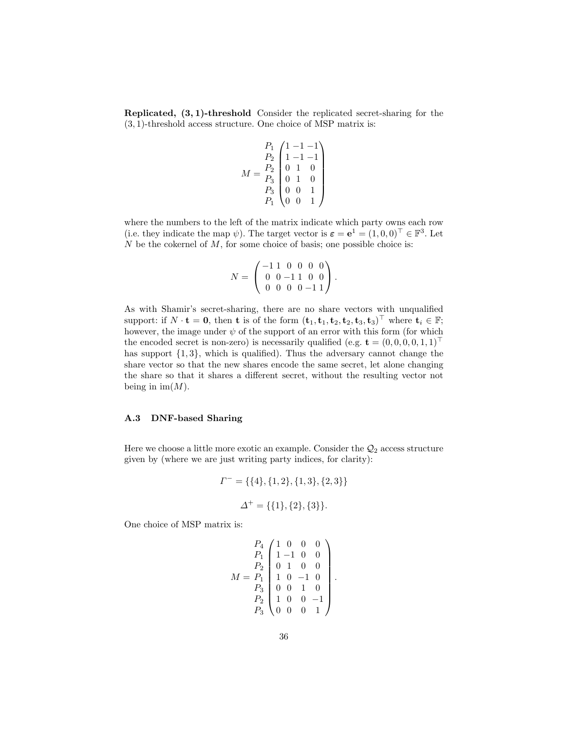**Replicated, (3, 1)-threshold** Consider the replicated secret-sharing for the (3, 1)-threshold access structure. One choice of MSP matrix is:

$$M = \begin{matrix} P_1 \\ P_2 \\ P_2 \\ P_3 \\ P_3 \\ P_1 \end{matrix} \begin{pmatrix} 1 & -1 & -1 \\ 1 & -1 & -1 \\ 0 & 1 & 0 \\ 0 & 1 & 0 \\ 0 & 0 & 1 \\ 0 & 0 & 1 \end{pmatrix}$$

where the numbers to the left of the matrix indicate which party owns each row (i.e. they indicate the map $\psi$). The target vector is $\boldsymbol{\varepsilon} = \mathbf{e}^1 = (1, 0, 0)^\top \in \mathbb{F}^3$. Let $N$ be the cokernel of $M$, for some choice of basis; one possible choice is:

$$N = \begin{pmatrix} -1 & 1 & 0 & 0 & 0 & 0 \\ 0 & 0 & -1 & 1 & 0 & 0 \\ 0 & 0 & 0 & 0 & -1 & 1 \end{pmatrix}.$$

As with Shamir's secret-sharing, there are no share vectors with unqualified support: if $N \cdot \mathbf{t} = \mathbf{0}$, then $\mathbf{t}$ is of the form $(\mathbf{t}_1, \mathbf{t}_1, \mathbf{t}_2, \mathbf{t}_2, \mathbf{t}_3, \mathbf{t}_3)^\top$ where $\mathbf{t}_i \in \mathbb{F}$; however, the image under $\psi$ of the support of an error with this form (for which the encoded secret is non-zero) is necessarily qualified (e.g. $\mathbf{t} = (0, 0, 0, 0, 1, 1)^\top$ has support $\{1, 3\}$, which is qualified). Thus the adversary cannot change the share vector so that the new shares encode the same secret, let alone changing the share so that it shares a different secret, without the resulting vector not being in $\text{im}(M)$.

### A.3 DNF-based Sharing

Here we choose a little more exotic an example. Consider the $\mathcal{Q}_2$ access structure given by (where we are just writing party indices, for clarity):

$$\Gamma^- = \{\{4\}, \{1, 2\}, \{1, 3\}, \{2, 3\}\}$$

$$\Delta^+ = \{\{1\}, \{2\}, \{3\}\}.$$

One choice of MSP matrix is:

$$M = \begin{matrix} P_4 \\ P_1 \\ P_2 \\ P_1 \\ P_3 \\ P_2 \\ P_3 \end{matrix} \begin{pmatrix} 1 & 0 & 0 & 0 \\ 1 & -1 & 0 & 0 \\ 0 & 1 & 0 & 0 \\ 1 & 0 & -1 & 0 \\ 0 & 0 & 1 & 0 \\ 1 & 0 & 0 & -1 \\ 0 & 0 & 0 & 1 \end{pmatrix}.$$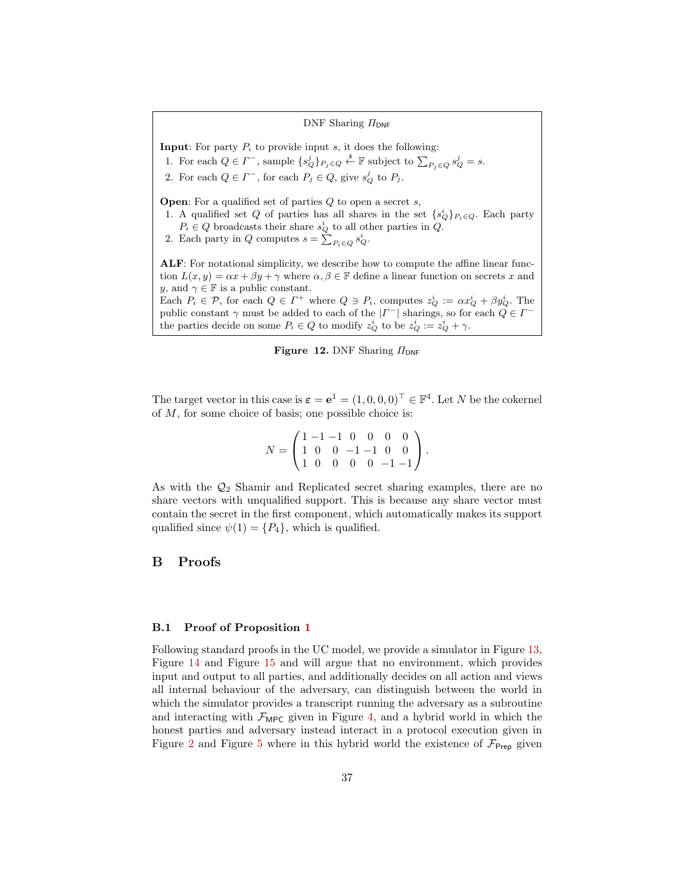DNF Sharing $\Pi_{\mathsf{DNF}}$

**Input**: For party $P_i$ to provide input $s$, it does the following:

1. For each $Q \in \Gamma^-$, sample $\{s_Q^j\}_{P_j \in Q} \xleftarrow{\$} \mathbb{F}$ subject to $\sum_{P_j \in Q} s_Q^j = s$.
2. For each $Q \in \Gamma^-$, for each $P_j \in Q$, give $s_Q^j$ to $P_j$.

**Open**: For a qualified set of parties $Q$ to open a secret $s$,

1. A qualified set $Q$ of parties has all shares in the set $\{s_Q^i\}_{P_i \in Q}$. Each party $P_i \in Q$ broadcasts their share $s_Q^i$ to all other parties in $Q$.
2. Each party in $Q$ computes $s = \sum_{P_i \in Q} s_Q^i$.

**ALF**: For notational simplicity, we describe how to compute the affine linear function $L(x, y) = \alpha x + \beta y + \gamma$ where $\alpha, \beta \in \mathbb{F}$ define a linear function on secrets $x$ and $y$, and $\gamma \in \mathbb{F}$ is a public constant.
Each $P_i \in \mathcal{P}$, for each $Q \in \Gamma^+$ where $Q \ni P_i$, computes $z_Q^i := \alpha x_Q^i + \beta y_Q^i$. The public constant $\gamma$ must be added to each of the $|\Gamma^-|$ sharings, so for each $Q \in \Gamma^-$ the parties decide on some $P_i \in Q$ to modify $z_Q^i$ to be $z_Q^i := z_Q^i + \gamma$.

**Figure 12.** DNF Sharing $\Pi_{\mathsf{DNF}}$

The target vector in this case is $\boldsymbol{\varepsilon} = \mathbf{e}^1 = (1, 0, 0, 0)^\top \in \mathbb{F}^4$. Let $N$ be the cokernel of $M$, for some choice of basis; one possible choice is:

$$N = \begin{pmatrix} 1 & -1 & -1 & 0 & 0 & 0 & 0 \\ 1 & 0 & 0 & -1 & -1 & 0 & 0 \\ 1 & 0 & 0 & 0 & 0 & -1 & -1 \end{pmatrix}.$$

As with the $\mathcal{Q}_2$ Shamir and Replicated secret sharing examples, there are no share vectors with unqualified support. This is because any share vector must contain the secret in the first component, which automatically makes its support qualified since $\psi(1) = \{P_4\}$, which is qualified.

# B Proofs

### B.1 Proof of Proposition 1

Following standard proofs in the UC model, we provide a simulator in Figure 13, Figure 14 and Figure 15 and will argue that no environment, which provides input and output to all parties, and additionally decides on all action and views all internal behaviour of the adversary, can distinguish between the world in which the simulator provides a transcript running the adversary as a subroutine and interacting with $\mathcal{F}_{\mathsf{MPC}}$ given in Figure 4, and a hybrid world in which the honest parties and adversary instead interact in a protocol execution given in Figure 2 and Figure 5 where in this hybrid world the existence of $\mathcal{F}_{\mathsf{Prep}}$ given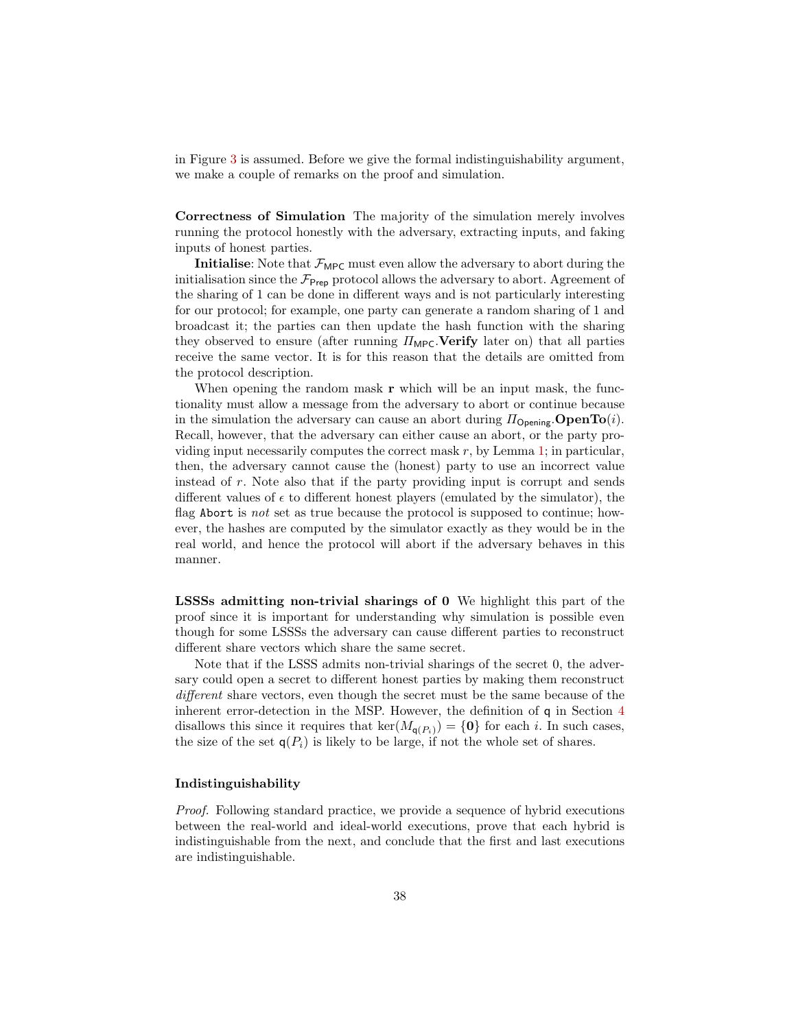in Figure 3 is assumed. Before we give the formal indistinguishability argument, we make a couple of remarks on the proof and simulation.

**Correctness of Simulation** The majority of the simulation merely involves running the protocol honestly with the adversary, extracting inputs, and faking inputs of honest parties.

**Initialise**: Note that $\mathcal{F}_{\mathsf{MPC}}$ must even allow the adversary to abort during the initialisation since the $\mathcal{F}_{\mathsf{Prep}}$ protocol allows the adversary to abort. Agreement of the sharing of 1 can be done in different ways and is not particularly interesting for our protocol; for example, one party can generate a random sharing of 1 and broadcast it; the parties can then update the hash function with the sharing they observed to ensure (after running $\Pi_{\mathsf{MPC}}$.**Verify** later on) that all parties receive the same vector. It is for this reason that the details are omitted from the protocol description.

When opening the random mask $\mathbf{r}$ which will be an input mask, the functionality must allow a message from the adversary to abort or continue because in the simulation the adversary can cause an abort during $\Pi_{\mathsf{Opening}}$.**OpenTo**$(i)$. Recall, however, that the adversary can either cause an abort, or the party providing input necessarily computes the correct mask $r$, by Lemma 1; in particular, then, the adversary cannot cause the (honest) party to use an incorrect value instead of $r$. Note also that if the party providing input is corrupt and sends different values of $\epsilon$ to different honest players (emulated by the simulator), the flag `Abort` is *not* set as true because the protocol is supposed to continue; however, the hashes are computed by the simulator exactly as they would be in the real world, and hence the protocol will abort if the adversary behaves in this manner.

**LSSSs admitting non-trivial sharings of 0** We highlight this part of the proof since it is important for understanding why simulation is possible even though for some LSSSs the adversary can cause different parties to reconstruct different share vectors which share the same secret.

Note that if the LSSS admits non-trivial sharings of the secret 0, the adversary could open a secret to different honest parties by making them reconstruct *different* share vectors, even though the secret must be the same because of the inherent error-detection in the MSP. However, the definition of $\mathsf{q}$ in Section 4 disallows this since it requires that $\ker(M_{\mathsf{q}(P_i)}) = \{\mathbf{0}\}$ for each $i$. In such cases, the size of the set $\mathsf{q}(P_i)$ is likely to be large, if not the whole set of shares.

**Indistinguishability**

*Proof.* Following standard practice, we provide a sequence of hybrid executions between the real-world and ideal-world executions, prove that each hybrid is indistinguishable from the next, and conclude that the first and last executions are indistinguishable.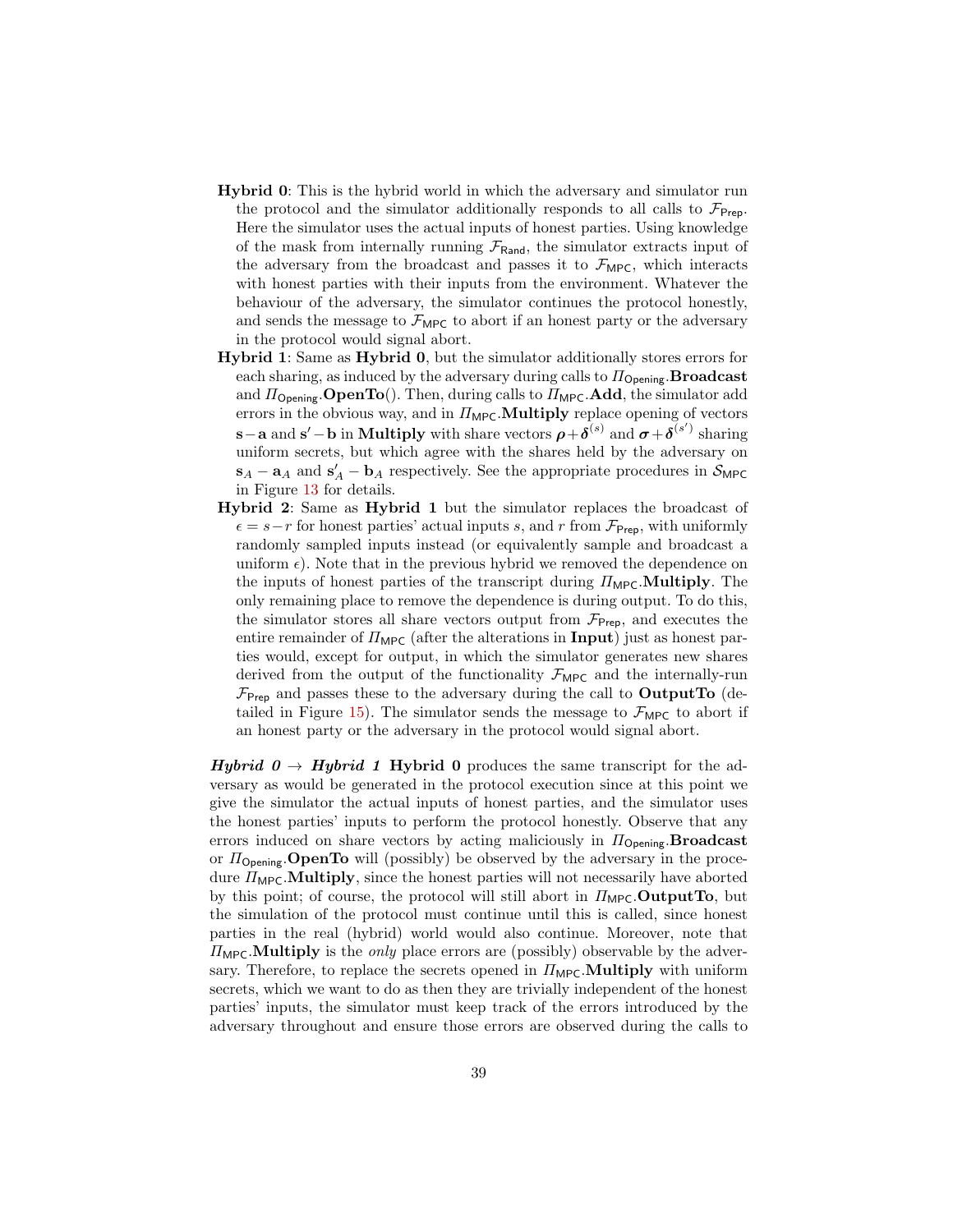- **Hybrid 0**: This is the hybrid world in which the adversary and simulator run the protocol and the simulator additionally responds to all calls to $\mathcal{F}_{\mathsf{Prep}}$. Here the simulator uses the actual inputs of honest parties. Using knowledge of the mask from internally running $\mathcal{F}_{\mathsf{Rand}}$, the simulator extracts input of the adversary from the broadcast and passes it to $\mathcal{F}_{\mathsf{MPC}}$, which interacts with honest parties with their inputs from the environment. Whatever the behaviour of the adversary, the simulator continues the protocol honestly, and sends the message to $\mathcal{F}_{\mathsf{MPC}}$ to abort if an honest party or the adversary in the protocol would signal abort.
- **Hybrid 1**: Same as **Hybrid 0**, but the simulator additionally stores errors for each sharing, as induced by the adversary during calls to $\Pi_{\mathsf{Opening}}$.**Broadcast** and $\Pi_{\mathsf{Opening}}$.**OpenTo**(). Then, during calls to $\Pi_{\mathsf{MPC}}$.**Add**, the simulator add errors in the obvious way, and in $\Pi_{\mathsf{MPC}}$.**Multiply** replace opening of vectors $\mathbf{s}-\mathbf{a}$ and $\mathbf{s}'-\mathbf{b}$ in **Multiply** with share vectors $\boldsymbol{\rho}+\boldsymbol{\delta}^{(s)}$ and $\boldsymbol{\sigma}+\boldsymbol{\delta}^{(s')}$ sharing uniform secrets, but which agree with the shares held by the adversary on $\mathbf{s}_A - \mathbf{a}_A$ and $\mathbf{s}'_A - \mathbf{b}_A$ respectively. See the appropriate procedures in $\mathcal{S}_{\mathsf{MPC}}$ in Figure 13 for details.
- **Hybrid 2**: Same as **Hybrid 1** but the simulator replaces the broadcast of $\epsilon = s - r$ for honest parties' actual inputs $s$, and $r$ from $\mathcal{F}_{\mathsf{Prep}}$, with uniformly randomly sampled inputs instead (or equivalently sample and broadcast a uniform $\epsilon$). Note that in the previous hybrid we removed the dependence on the inputs of honest parties of the transcript during $\Pi_{\mathsf{MPC}}$.**Multiply**. The only remaining place to remove the dependence is during output. To do this, the simulator stores all share vectors output from $\mathcal{F}_{\mathsf{Prep}}$, and executes the entire remainder of $\Pi_{\mathsf{MPC}}$ (after the alterations in **Input**) just as honest parties would, except for output, in which the simulator generates new shares derived from the output of the functionality $\mathcal{F}_{\mathsf{MPC}}$ and the internally-run $\mathcal{F}_{\mathsf{Prep}}$ and passes these to the adversary during the call to **OutputTo** (detailed in Figure 15). The simulator sends the message to $\mathcal{F}_{\mathsf{MPC}}$ to abort if an honest party or the adversary in the protocol would signal abort.

***Hybrid 0* $\rightarrow$ *Hybrid 1*** **Hybrid 0** produces the same transcript for the adversary as would be generated in the protocol execution since at this point we give the simulator the actual inputs of honest parties, and the simulator uses the honest parties' inputs to perform the protocol honestly. Observe that any errors induced on share vectors by acting maliciously in $\Pi_{\mathsf{Opening}}$.**Broadcast** or $\Pi_{\mathsf{Opening}}$.**OpenTo** will (possibly) be observed by the adversary in the procedure $\Pi_{\mathsf{MPC}}$.**Multiply**, since the honest parties will not necessarily have aborted by this point; of course, the protocol will still abort in $\Pi_{\mathsf{MPC}}$.**OutputTo**, but the simulation of the protocol must continue until this is called, since honest parties in the real (hybrid) world would also continue. Moreover, note that $\Pi_{\mathsf{MPC}}$.**Multiply** is the *only* place errors are (possibly) observable by the adversary. Therefore, to replace the secrets opened in $\Pi_{\mathsf{MPC}}$.**Multiply** with uniform secrets, which we want to do as then they are trivially independent of the honest parties' inputs, the simulator must keep track of the errors introduced by the adversary throughout and ensure those errors are observed during the calls to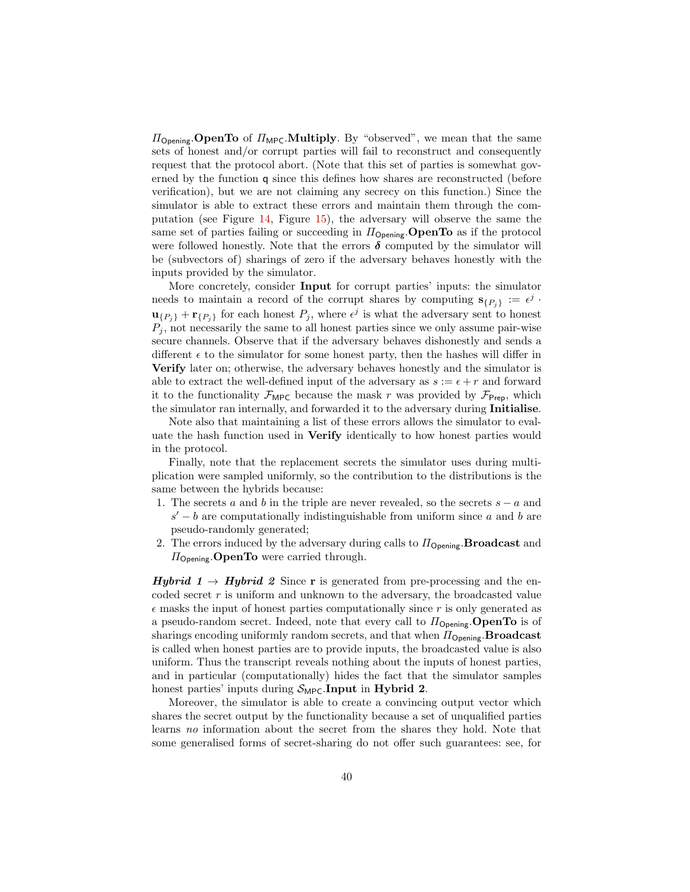$\Pi_{\mathsf{Opening}}$.**OpenTo** of $\Pi_{\mathsf{MPC}}$.**Multiply**. By "observed", we mean that the same sets of honest and/or corrupt parties will fail to reconstruct and consequently request that the protocol abort. (Note that this set of parties is somewhat governed by the function $\mathsf{q}$ since this defines how shares are reconstructed (before verification), but we are not claiming any secrecy on this function.) Since the simulator is able to extract these errors and maintain them through the computation (see Figure 14, Figure 15), the adversary will observe the same the same set of parties failing or succeeding in $\Pi_{\mathsf{Opening}}$.**OpenTo** as if the protocol were followed honestly. Note that the errors $\boldsymbol{\delta}$ computed by the simulator will be (subvectors of) sharings of zero if the adversary behaves honestly with the inputs provided by the simulator.

More concretely, consider **Input** for corrupt parties' inputs: the simulator needs to maintain a record of the corrupt shares by computing $\mathbf{s}_{\{P_j\}} := \epsilon^j \cdot \mathbf{u}_{\{P_j\}} + \mathbf{r}_{\{P_j\}}$ for each honest $P_j$, where $\epsilon^j$ is what the adversary sent to honest $P_j$, not necessarily the same to all honest parties since we only assume pair-wise secure channels. Observe that if the adversary behaves dishonestly and sends a different $\epsilon$ to the simulator for some honest party, then the hashes will differ in **Verify** later on; otherwise, the adversary behaves honestly and the simulator is able to extract the well-defined input of the adversary as $s := \epsilon + r$ and forward it to the functionality $\mathcal{F}_{\mathsf{MPC}}$ because the mask $r$ was provided by $\mathcal{F}_{\mathsf{Prep}}$, which the simulator ran internally, and forwarded it to the adversary during **Initialise**.

Note also that maintaining a list of these errors allows the simulator to evaluate the hash function used in **Verify** identically to how honest parties would in the protocol.

Finally, note that the replacement secrets the simulator uses during multiplication were sampled uniformly, so the contribution to the distributions is the same between the hybrids because:

1. The secrets $a$ and $b$ in the triple are never revealed, so the secrets $s - a$ and $s' - b$ are computationally indistinguishable from uniform since $a$ and $b$ are pseudo-randomly generated;
2. The errors induced by the adversary during calls to $\Pi_{\mathsf{Opening}}$.**Broadcast** and $\Pi_{\mathsf{Opening}}$.**OpenTo** were carried through.

***Hybrid 1* $\rightarrow$ *Hybrid 2*** Since $\mathbf{r}$ is generated from pre-processing and the encoded secret $r$ is uniform and unknown to the adversary, the broadcasted value $\epsilon$ masks the input of honest parties computationally since $r$ is only generated as a pseudo-random secret. Indeed, note that every call to $\Pi_{\mathsf{Opening}}$.**OpenTo** is of sharings encoding uniformly random secrets, and that when $\Pi_{\mathsf{Opening}}$.**Broadcast** is called when honest parties are to provide inputs, the broadcasted value is also uniform. Thus the transcript reveals nothing about the inputs of honest parties, and in particular (computationally) hides the fact that the simulator samples honest parties' inputs during $\mathcal{S}_{\mathsf{MPC}}$.**Input** in **Hybrid 2**.

Moreover, the simulator is able to create a convincing output vector which shares the secret output by the functionality because a set of unqualified parties learns *no* information about the secret from the shares they hold. Note that some generalised forms of secret-sharing do not offer such guarantees: see, for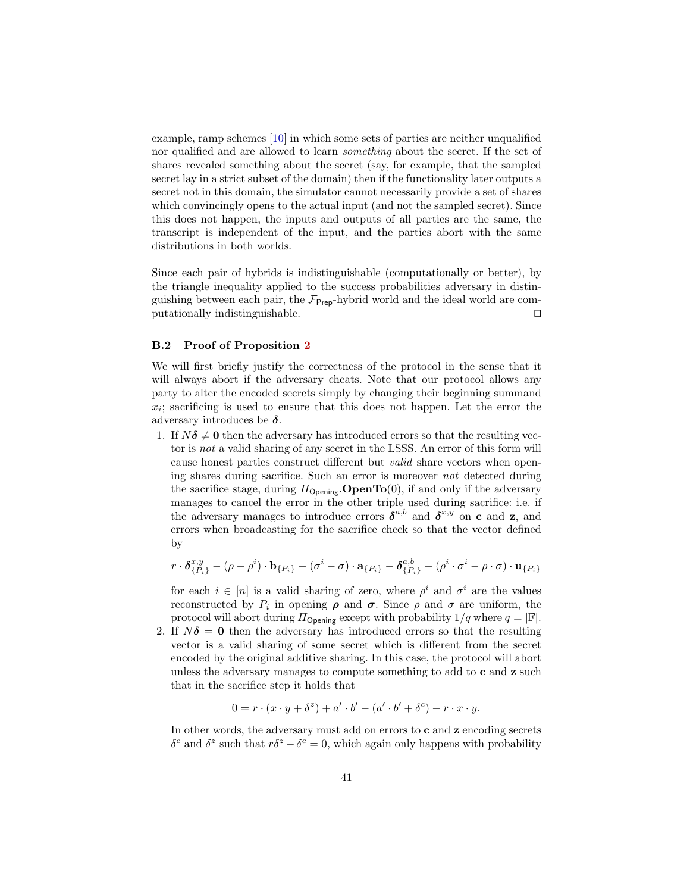example, ramp schemes [10] in which some sets of parties are neither unqualified nor qualified and are allowed to learn *something* about the secret. If the set of shares revealed something about the secret (say, for example, that the sampled secret lay in a strict subset of the domain) then if the functionality later outputs a secret not in this domain, the simulator cannot necessarily provide a set of shares which convincingly opens to the actual input (and not the sampled secret). Since this does not happen, the inputs and outputs of all parties are the same, the transcript is independent of the input, and the parties abort with the same distributions in both worlds.

Since each pair of hybrids is indistinguishable (computationally or better), by the triangle inequality applied to the success probabilities adversary in distinguishing between each pair, the $\mathcal{F}_{\mathsf{Prep}}$-hybrid world and the ideal world are computationally indistinguishable. ◻

### B.2 Proof of Proposition 2

We will first briefly justify the correctness of the protocol in the sense that it will always abort if the adversary cheats. Note that our protocol allows any party to alter the encoded secrets simply by changing their beginning summand $x_i$; sacrificing is used to ensure that this does not happen. Let the error the adversary introduces be $\boldsymbol{\delta}$.

1. If $N\boldsymbol{\delta} \neq \mathbf{0}$ then the adversary has introduced errors so that the resulting vector is *not* a valid sharing of any secret in the LSSS. An error of this form will cause honest parties construct different but *valid* share vectors when opening shares during sacrifice. Such an error is moreover *not* detected during the sacrifice stage, during $\Pi_{\mathsf{Opening}}.\mathbf{OpenTo}(0)$, if and only if the adversary manages to cancel the error in the other triple used during sacrifice: i.e. if the adversary manages to introduce errors $\boldsymbol{\delta}^{a,b}$ and $\boldsymbol{\delta}^{x,y}$ on $\mathbf{c}$ and $\mathbf{z}$, and errors when broadcasting for the sacrifice check so that the vector defined by

   $$r \cdot \boldsymbol{\delta}^{x,y}_{\{P_i\}} - (\rho - \rho^i) \cdot \mathbf{b}_{\{P_i\}} - (\sigma^i - \sigma) \cdot \mathbf{a}_{\{P_i\}} - \boldsymbol{\delta}^{a,b}_{\{P_i\}} - (\rho^i \cdot \sigma^i - \rho \cdot \sigma) \cdot \mathbf{u}_{\{P_i\}}$$

   for each $i \in [n]$ is a valid sharing of zero, where $\rho^i$ and $\sigma^i$ are the values reconstructed by $P_i$ in opening $\boldsymbol{\rho}$ and $\boldsymbol{\sigma}$. Since $\rho$ and $\sigma$ are uniform, the protocol will abort during $\Pi_{\mathsf{Opening}}$ except with probability $1/q$ where $q = |\mathbb{F}|$.

2. If $N\boldsymbol{\delta} = \mathbf{0}$ then the adversary has introduced errors so that the resulting vector is a valid sharing of some secret which is different from the secret encoded by the original additive sharing. In this case, the protocol will abort unless the adversary manages to compute something to add to $\mathbf{c}$ and $\mathbf{z}$ such that in the sacrifice step it holds that

   $$0 = r \cdot (x \cdot y + \delta^z) + a' \cdot b' - (a' \cdot b' + \delta^c) - r \cdot x \cdot y.$$

   In other words, the adversary must add on errors to $\mathbf{c}$ and $\mathbf{z}$ encoding secrets $\delta^c$ and $\delta^z$ such that $r\delta^z - \delta^c = 0$, which again only happens with probability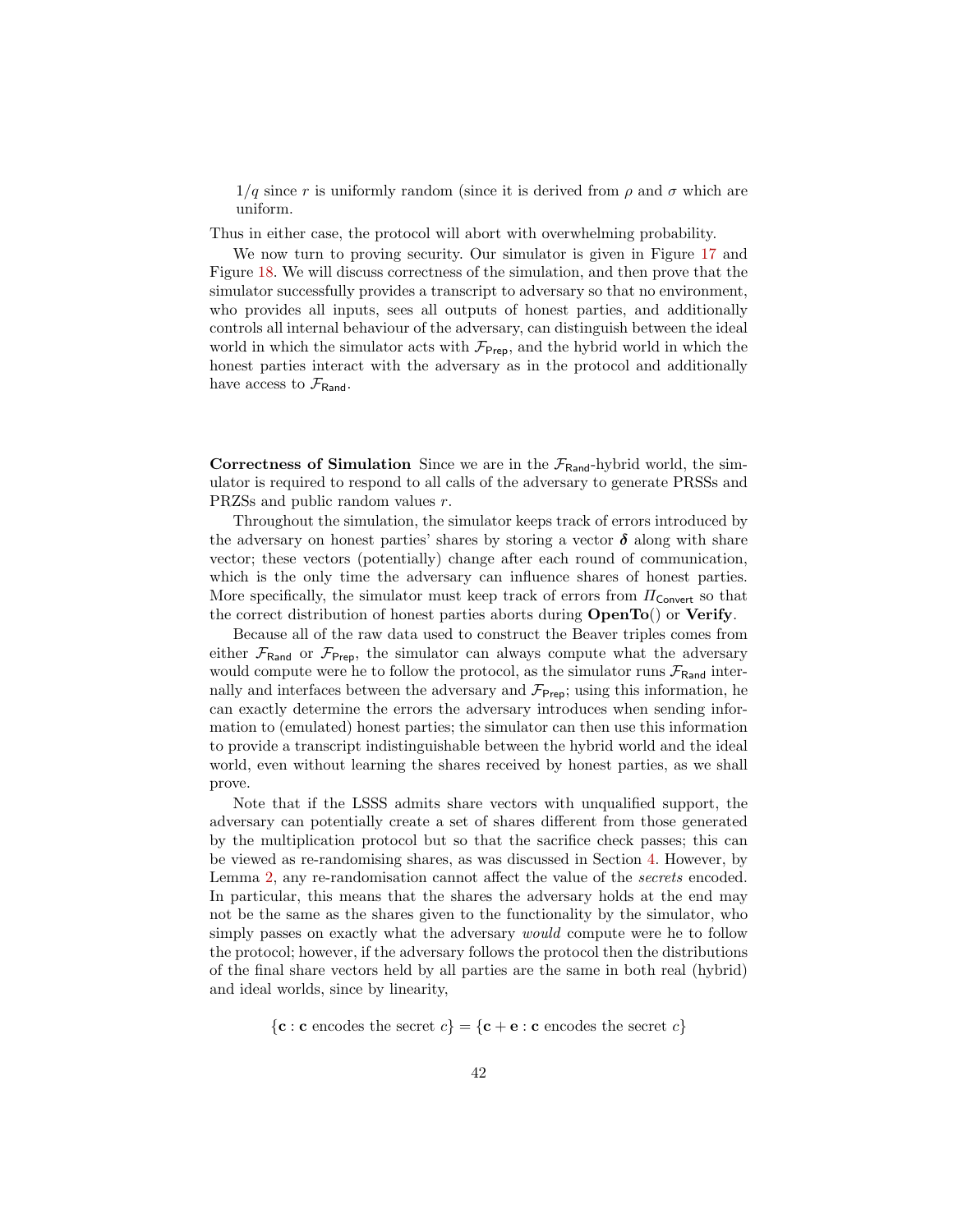$1/q$ since $r$ is uniformly random (since it is derived from $\rho$ and $\sigma$ which are uniform.

Thus in either case, the protocol will abort with overwhelming probability.

We now turn to proving security. Our simulator is given in Figure 17 and Figure 18. We will discuss correctness of the simulation, and then prove that the simulator successfully provides a transcript to adversary so that no environment, who provides all inputs, sees all outputs of honest parties, and additionally controls all internal behaviour of the adversary, can distinguish between the ideal world in which the simulator acts with $\mathcal{F}_{\mathsf{Prep}}$, and the hybrid world in which the honest parties interact with the adversary as in the protocol and additionally have access to $\mathcal{F}_{\mathsf{Rand}}$.

**Correctness of Simulation** Since we are in the $\mathcal{F}_{\mathsf{Rand}}$-hybrid world, the simulator is required to respond to all calls of the adversary to generate PRSSs and PRZSs and public random values $r$.

Throughout the simulation, the simulator keeps track of errors introduced by the adversary on honest parties' shares by storing a vector $\boldsymbol{\delta}$ along with share vector; these vectors (potentially) change after each round of communication, which is the only time the adversary can influence shares of honest parties. More specifically, the simulator must keep track of errors from $\Pi_{\mathsf{Convert}}$ so that the correct distribution of honest parties aborts during **OpenTo**() or **Verify**.

Because all of the raw data used to construct the Beaver triples comes from either $\mathcal{F}_{\mathsf{Rand}}$ or $\mathcal{F}_{\mathsf{Prep}}$, the simulator can always compute what the adversary would compute were he to follow the protocol, as the simulator runs $\mathcal{F}_{\mathsf{Rand}}$ internally and interfaces between the adversary and $\mathcal{F}_{\mathsf{Prep}}$; using this information, he can exactly determine the errors the adversary introduces when sending information to (emulated) honest parties; the simulator can then use this information to provide a transcript indistinguishable between the hybrid world and the ideal world, even without learning the shares received by honest parties, as we shall prove.

Note that if the LSSS admits share vectors with unqualified support, the adversary can potentially create a set of shares different from those generated by the multiplication protocol but so that the sacrifice check passes; this can be viewed as re-randomising shares, as was discussed in Section 4. However, by Lemma 2, any re-randomisation cannot affect the value of the *secrets* encoded. In particular, this means that the shares the adversary holds at the end may not be the same as the shares given to the functionality by the simulator, who simply passes on exactly what the adversary *would* compute were he to follow the protocol; however, if the adversary follows the protocol then the distributions of the final share vectors held by all parties are the same in both real (hybrid) and ideal worlds, since by linearity,

$$\{\mathbf{c} : \mathbf{c} \text{ encodes the secret } c\} = \{\mathbf{c} + \mathbf{e} : \mathbf{c} \text{ encodes the secret } c\}$$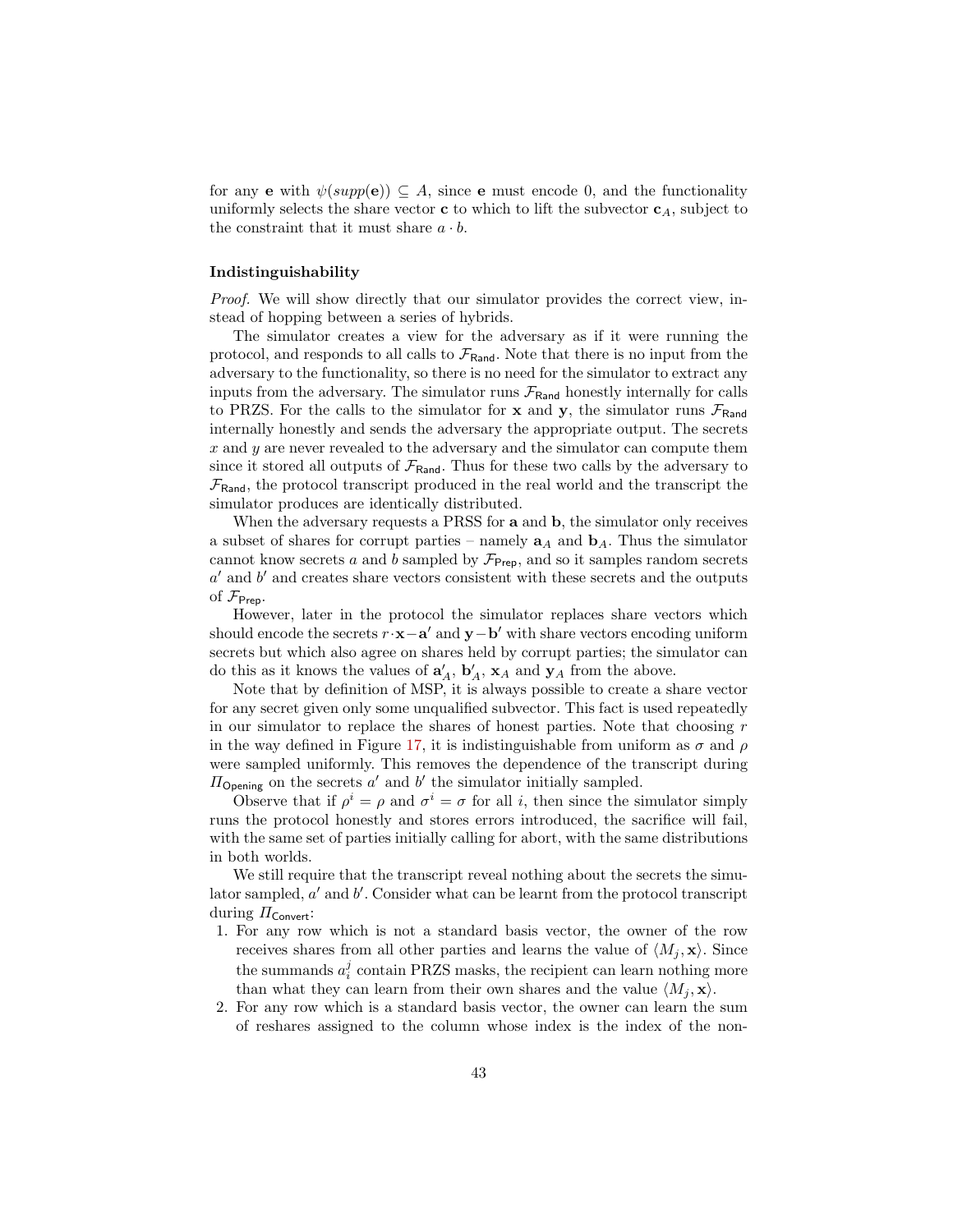for any $\mathbf{e}$ with $\psi(supp(\mathbf{e})) \subseteq A$, since $\mathbf{e}$ must encode 0, and the functionality uniformly selects the share vector $\mathbf{c}$ to which to lift the subvector $\mathbf{c}_A$, subject to the constraint that it must share $a \cdot b$.

**Indistinguishability**

*Proof.* We will show directly that our simulator provides the correct view, instead of hopping between a series of hybrids.

The simulator creates a view for the adversary as if it were running the protocol, and responds to all calls to $\mathcal{F}_{\mathsf{Rand}}$. Note that there is no input from the adversary to the functionality, so there is no need for the simulator to extract any inputs from the adversary. The simulator runs $\mathcal{F}_{\mathsf{Rand}}$ honestly internally for calls to PRZS. For the calls to the simulator for $\mathbf{x}$ and $\mathbf{y}$, the simulator runs $\mathcal{F}_{\mathsf{Rand}}$ internally honestly and sends the adversary the appropriate output. The secrets $x$ and $y$ are never revealed to the adversary and the simulator can compute them since it stored all outputs of $\mathcal{F}_{\mathsf{Rand}}$. Thus for these two calls by the adversary to $\mathcal{F}_{\mathsf{Rand}}$, the protocol transcript produced in the real world and the transcript the simulator produces are identically distributed.

When the adversary requests a PRSS for $\mathbf{a}$ and $\mathbf{b}$, the simulator only receives a subset of shares for corrupt parties – namely $\mathbf{a}_A$ and $\mathbf{b}_A$. Thus the simulator cannot know secrets $a$ and $b$ sampled by $\mathcal{F}_{\mathsf{Prep}}$, and so it samples random secrets $a'$ and $b'$ and creates share vectors consistent with these secrets and the outputs of $\mathcal{F}_{\mathsf{Prep}}$.

However, later in the protocol the simulator replaces share vectors which should encode the secrets $r\cdot\mathbf{x}-\mathbf{a}'$ and $\mathbf{y}-\mathbf{b}'$ with share vectors encoding uniform secrets but which also agree on shares held by corrupt parties; the simulator can do this as it knows the values of $\mathbf{a}'_A$, $\mathbf{b}'_A$, $\mathbf{x}_A$ and $\mathbf{y}_A$ from the above.

Note that by definition of MSP, it is always possible to create a share vector for any secret given only some unqualified subvector. This fact is used repeatedly in our simulator to replace the shares of honest parties. Note that choosing $r$ in the way defined in Figure 17, it is indistinguishable from uniform as $\sigma$ and $\rho$ were sampled uniformly. This removes the dependence of the transcript during $\Pi_{\mathsf{Opening}}$ on the secrets $a'$ and $b'$ the simulator initially sampled.

Observe that if $\rho^i = \rho$ and $\sigma^i = \sigma$ for all $i$, then since the simulator simply runs the protocol honestly and stores errors introduced, the sacrifice will fail, with the same set of parties initially calling for abort, with the same distributions in both worlds.

We still require that the transcript reveal nothing about the secrets the simulator sampled, $a'$ and $b'$. Consider what can be learnt from the protocol transcript during $\Pi_{\mathsf{Convert}}$:

1. For any row which is not a standard basis vector, the owner of the row receives shares from all other parties and learns the value of $\langle M_j, \mathbf{x}\rangle$. Since the summands $a_i^j$ contain PRZS masks, the recipient can learn nothing more than what they can learn from their own shares and the value $\langle M_j, \mathbf{x}\rangle$.
2. For any row which is a standard basis vector, the owner can learn the sum of reshares assigned to the column whose index is the index of the non-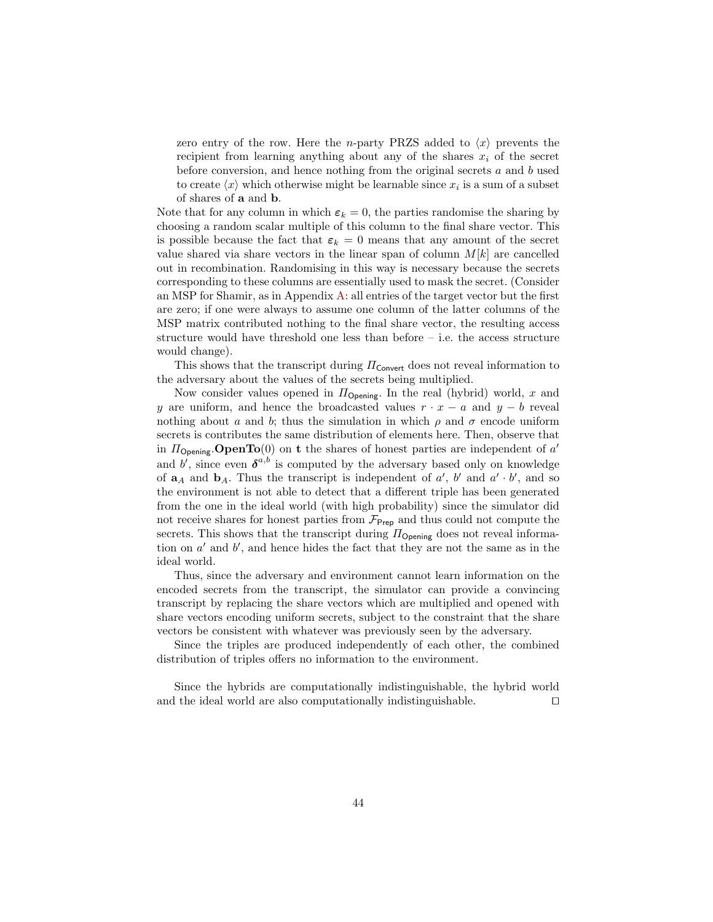zero entry of the row. Here the $n$-party PRZS added to $\langle x \rangle$ prevents the recipient from learning anything about any of the shares $x_i$ of the secret before conversion, and hence nothing from the original secrets $a$ and $b$ used to create $\langle x \rangle$ which otherwise might be learnable since $x_i$ is a sum of a subset of shares of $\mathbf{a}$ and $\mathbf{b}$.

Note that for any column in which $\boldsymbol{\varepsilon}_k = 0$, the parties randomise the sharing by choosing a random scalar multiple of this column to the final share vector. This is possible because the fact that $\boldsymbol{\varepsilon}_k = 0$ means that any amount of the secret value shared via share vectors in the linear span of column $M[k]$ are cancelled out in recombination. Randomising in this way is necessary because the secrets corresponding to these columns are essentially used to mask the secret. (Consider an MSP for Shamir, as in Appendix A: all entries of the target vector but the first are zero; if one were always to assume one column of the latter columns of the MSP matrix contributed nothing to the final share vector, the resulting access structure would have threshold one less than before – i.e. the access structure would change).

This shows that the transcript during $\Pi_{\mathsf{Convert}}$ does not reveal information to the adversary about the values of the secrets being multiplied.

Now consider values opened in $\Pi_{\mathsf{Opening}}$. In the real (hybrid) world, $x$ and $y$ are uniform, and hence the broadcasted values $r \cdot x - a$ and $y - b$ reveal nothing about $a$ and $b$; thus the simulation in which $\rho$ and $\sigma$ encode uniform secrets is contributes the same distribution of elements here. Then, observe that in $\Pi_{\mathsf{Opening}}.\mathbf{OpenTo}(0)$ on $\mathbf{t}$ the shares of honest parties are independent of $a'$ and $b'$, since even $\boldsymbol{\delta}^{a,b}$ is computed by the adversary based only on knowledge of $\mathbf{a}_A$ and $\mathbf{b}_A$. Thus the transcript is independent of $a'$, $b'$ and $a' \cdot b'$, and so the environment is not able to detect that a different triple has been generated from the one in the ideal world (with high probability) since the simulator did not receive shares for honest parties from $\mathcal{F}_{\mathsf{Prep}}$ and thus could not compute the secrets. This shows that the transcript during $\Pi_{\mathsf{Opening}}$ does not reveal information on $a'$ and $b'$, and hence hides the fact that they are not the same as in the ideal world.

Thus, since the adversary and environment cannot learn information on the encoded secrets from the transcript, the simulator can provide a convincing transcript by replacing the share vectors which are multiplied and opened with share vectors encoding uniform secrets, subject to the constraint that the share vectors be consistent with whatever was previously seen by the adversary.

Since the triples are produced independently of each other, the combined distribution of triples offers no information to the environment.

Since the hybrids are computationally indistinguishable, the hybrid world and the ideal world are also computationally indistinguishable. □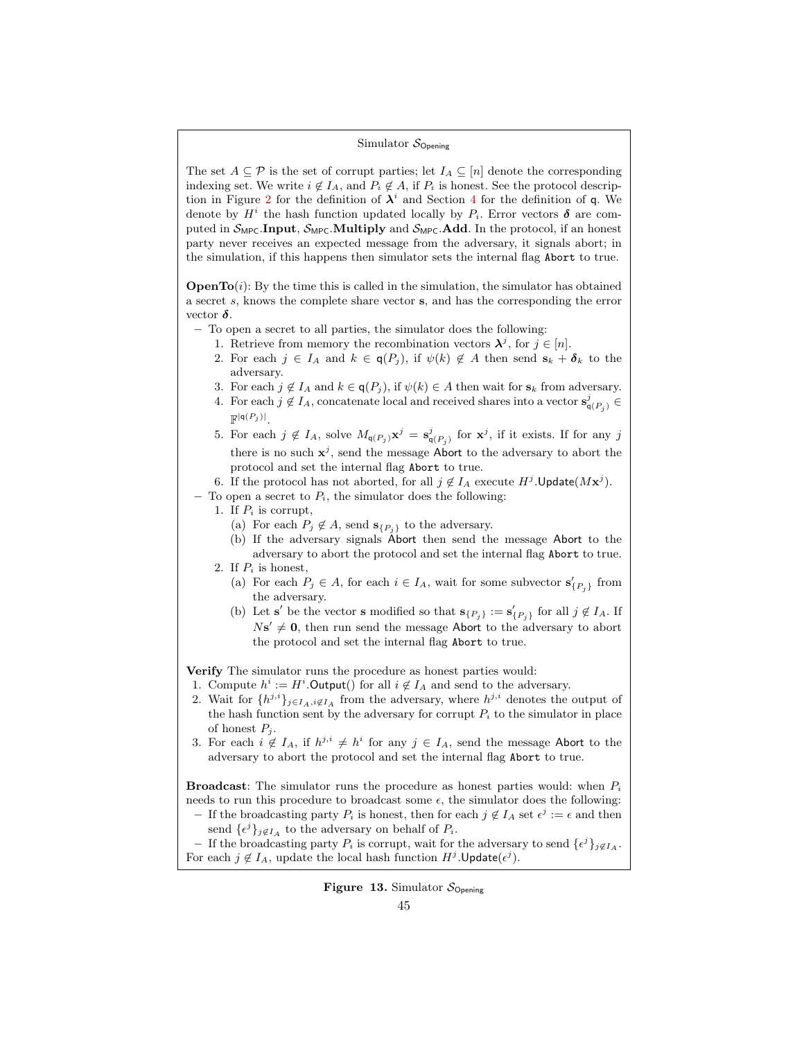Simulator $\mathcal{S}_{\mathsf{Opening}}$

The set $A \subseteq \mathcal{P}$ is the set of corrupt parties; let $I_A \subseteq [n]$ denote the corresponding indexing set. We write $i \notin I_A$, and $P_i \notin A$, if $P_i$ is honest. See the protocol description in Figure 2 for the definition of $\boldsymbol{\lambda}^i$ and Section 4 for the definition of $\mathsf{q}$. We denote by $H^i$ the hash function updated locally by $P_i$. Error vectors $\boldsymbol{\delta}$ are computed in $\mathcal{S}_{\mathsf{MPC}}$.**Input**, $\mathcal{S}_{\mathsf{MPC}}$.**Multiply** and $\mathcal{S}_{\mathsf{MPC}}$.**Add**. In the protocol, if an honest party never receives an expected message from the adversary, it signals abort; in the simulation, if this happens then simulator sets the internal flag `Abort` to true.

**OpenTo**$(i)$: By the time this is called in the simulation, the simulator has obtained a secret $s$, knows the complete share vector $\mathbf{s}$, and has the corresponding the error vector $\boldsymbol{\delta}$.

- To open a secret to all parties, the simulator does the following:
  1. Retrieve from memory the recombination vectors $\boldsymbol{\lambda}^j$, for $j \in [n]$.
  2. For each $j \in I_A$ and $k \in \mathsf{q}(P_j)$, if $\psi(k) \notin A$ then send $\mathbf{s}_k + \boldsymbol{\delta}_k$ to the adversary.
  3. For each $j \notin I_A$ and $k \in \mathsf{q}(P_j)$, if $\psi(k) \in A$ then wait for $\mathbf{s}_k$ from adversary.
  4. For each $j \notin I_A$, concatenate local and received shares into a vector $\mathbf{s}^j_{\mathsf{q}(P_j)} \in \mathbb{F}^{|\mathsf{q}(P_j)|}$.
  5. For each $j \notin I_A$, solve $M_{\mathsf{q}(P_j)}\mathbf{x}^j = \mathbf{s}^j_{\mathsf{q}(P_j)}$ for $\mathbf{x}^j$, if it exists. If for any $j$ there is no such $\mathbf{x}^j$, send the message Abort to the adversary to abort the protocol and set the internal flag `Abort` to true.
  6. If the protocol has not aborted, for all $j \notin I_A$ execute $H^j.\mathsf{Update}(M\mathbf{x}^j)$.
- To open a secret to $P_i$, the simulator does the following:
  1. If $P_i$ is corrupt,
     (a) For each $P_j \notin A$, send $\mathbf{s}_{\{P_j\}}$ to the adversary.
     (b) If the adversary signals Abort then send the message Abort to the adversary to abort the protocol and set the internal flag `Abort` to true.
  2. If $P_i$ is honest,
     (a) For each $P_j \in A$, for each $i \in I_A$, wait for some subvector $\mathbf{s}'_{\{P_j\}}$ from the adversary.
     (b) Let $\mathbf{s}'$ be the vector $\mathbf{s}$ modified so that $\mathbf{s}_{\{P_j\}} := \mathbf{s}'_{\{P_j\}}$ for all $j \notin I_A$. If $N\mathbf{s}' \neq \mathbf{0}$, then run send the message Abort to the adversary to abort the protocol and set the internal flag `Abort` to true.

**Verify** The simulator runs the procedure as honest parties would:

1. Compute $h^i := H^i.\mathsf{Output}()$ for all $i \notin I_A$ and send to the adversary.
2. Wait for $\{h^{j,i}\}_{j \in I_A, i \notin I_A}$ from the adversary, where $h^{j,i}$ denotes the output of the hash function sent by the adversary for corrupt $P_i$ to the simulator in place of honest $P_j$.
3. For each $i \notin I_A$, if $h^{j,i} \neq h^i$ for any $j \in I_A$, send the message Abort to the adversary to abort the protocol and set the internal flag `Abort` to true.

**Broadcast**: The simulator runs the procedure as honest parties would: when $P_i$ needs to run this procedure to broadcast some $\epsilon$, the simulator does the following:

- If the broadcasting party $P_i$ is honest, then for each $j \notin I_A$ set $\epsilon^j := \epsilon$ and then send $\{\epsilon^j\}_{j \notin I_A}$ to the adversary on behalf of $P_i$.
- If the broadcasting party $P_i$ is corrupt, wait for the adversary to send $\{\epsilon^j\}_{j \notin I_A}$.

For each $j \notin I_A$, update the local hash function $H^j.\mathsf{Update}(\epsilon^j)$.

**Figure 13.** Simulator $\mathcal{S}_{\mathsf{Opening}}$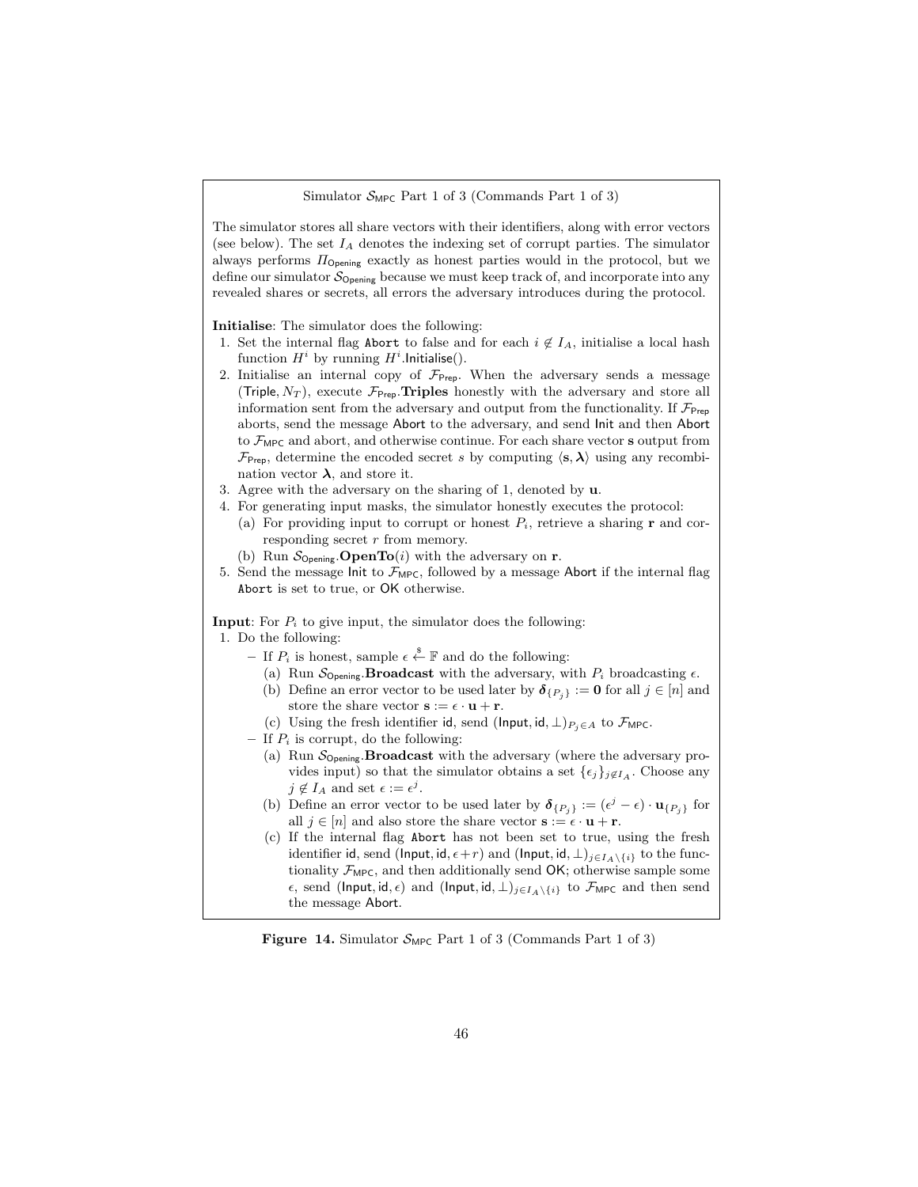Simulator $\mathcal{S}_{\mathsf{MPC}}$ Part 1 of 3 (Commands Part 1 of 3)

The simulator stores all share vectors with their identifiers, along with error vectors (see below). The set $I_A$ denotes the indexing set of corrupt parties. The simulator always performs $\Pi_{\mathsf{Opening}}$ exactly as honest parties would in the protocol, but we define our simulator $\mathcal{S}_{\mathsf{Opening}}$ because we must keep track of, and incorporate into any revealed shares or secrets, all errors the adversary introduces during the protocol.

**Initialise**: The simulator does the following:

1. Set the internal flag `Abort` to false and for each $i \notin I_A$, initialise a local hash function $H^i$ by running $H^i.\mathsf{Initialise}()$.
2. Initialise an internal copy of $\mathcal{F}_{\mathsf{Prep}}$. When the adversary sends a message $(\mathsf{Triple}, N_T)$, execute $\mathcal{F}_{\mathsf{Prep}}.\textbf{Triples}$ honestly with the adversary and store all information sent from the adversary and output from the functionality. If $\mathcal{F}_{\mathsf{Prep}}$ aborts, send the message $\mathsf{Abort}$ to the adversary, and send $\mathsf{Init}$ and then $\mathsf{Abort}$ to $\mathcal{F}_{\mathsf{MPC}}$ and abort, and otherwise continue. For each share vector $\mathbf{s}$ output from $\mathcal{F}_{\mathsf{Prep}}$, determine the encoded secret $s$ by computing $\langle \mathbf{s}, \boldsymbol{\lambda} \rangle$ using any recombination vector $\boldsymbol{\lambda}$, and store it.
3. Agree with the adversary on the sharing of 1, denoted by $\mathbf{u}$.
4. For generating input masks, the simulator honestly executes the protocol:
   (a) For providing input to corrupt or honest $P_i$, retrieve a sharing $\mathbf{r}$ and corresponding secret $r$ from memory.
   (b) Run $\mathcal{S}_{\mathsf{Opening}}.\textbf{OpenTo}(i)$ with the adversary on $\mathbf{r}$.
5. Send the message $\mathsf{Init}$ to $\mathcal{F}_{\mathsf{MPC}}$, followed by a message $\mathsf{Abort}$ if the internal flag `Abort` is set to true, or $\mathsf{OK}$ otherwise.

**Input**: For $P_i$ to give input, the simulator does the following:

1. Do the following:
   - If $P_i$ is honest, sample $\epsilon \xleftarrow{\$} \mathbb{F}$ and do the following:
     (a) Run $\mathcal{S}_{\mathsf{Opening}}.\textbf{Broadcast}$ with the adversary, with $P_i$ broadcasting $\epsilon$.
     (b) Define an error vector to be used later by $\boldsymbol{\delta}_{\{P_j\}} := \mathbf{0}$ for all $j \in [n]$ and store the share vector $\mathbf{s} := \epsilon \cdot \mathbf{u} + \mathbf{r}$.
     (c) Using the fresh identifier $\mathsf{id}$, send $(\mathsf{Input}, \mathsf{id}, \perp)_{P_j \in A}$ to $\mathcal{F}_{\mathsf{MPC}}$.
   - If $P_i$ is corrupt, do the following:
     (a) Run $\mathcal{S}_{\mathsf{Opening}}.\textbf{Broadcast}$ with the adversary (where the adversary provides input) so that the simulator obtains a set $\{\epsilon_j\}_{j \notin I_A}$. Choose any $j \notin I_A$ and set $\epsilon := \epsilon^j$.
     (b) Define an error vector to be used later by $\boldsymbol{\delta}_{\{P_j\}} := (\epsilon^j - \epsilon) \cdot \mathbf{u}_{\{P_j\}}$ for all $j \in [n]$ and also store the share vector $\mathbf{s} := \epsilon \cdot \mathbf{u} + \mathbf{r}$.
     (c) If the internal flag `Abort` has not been set to true, using the fresh identifier $\mathsf{id}$, send $(\mathsf{Input}, \mathsf{id}, \epsilon + r)$ and $(\mathsf{Input}, \mathsf{id}, \perp)_{j \in I_A \setminus \{i\}}$ to the functionality $\mathcal{F}_{\mathsf{MPC}}$, and then additionally send $\mathsf{OK}$; otherwise sample some $\epsilon$, send $(\mathsf{Input}, \mathsf{id}, \epsilon)$ and $(\mathsf{Input}, \mathsf{id}, \perp)_{j \in I_A \setminus \{i\}}$ to $\mathcal{F}_{\mathsf{MPC}}$ and then send the message $\mathsf{Abort}$.

**Figure 14.** Simulator $\mathcal{S}_{\mathsf{MPC}}$ Part 1 of 3 (Commands Part 1 of 3)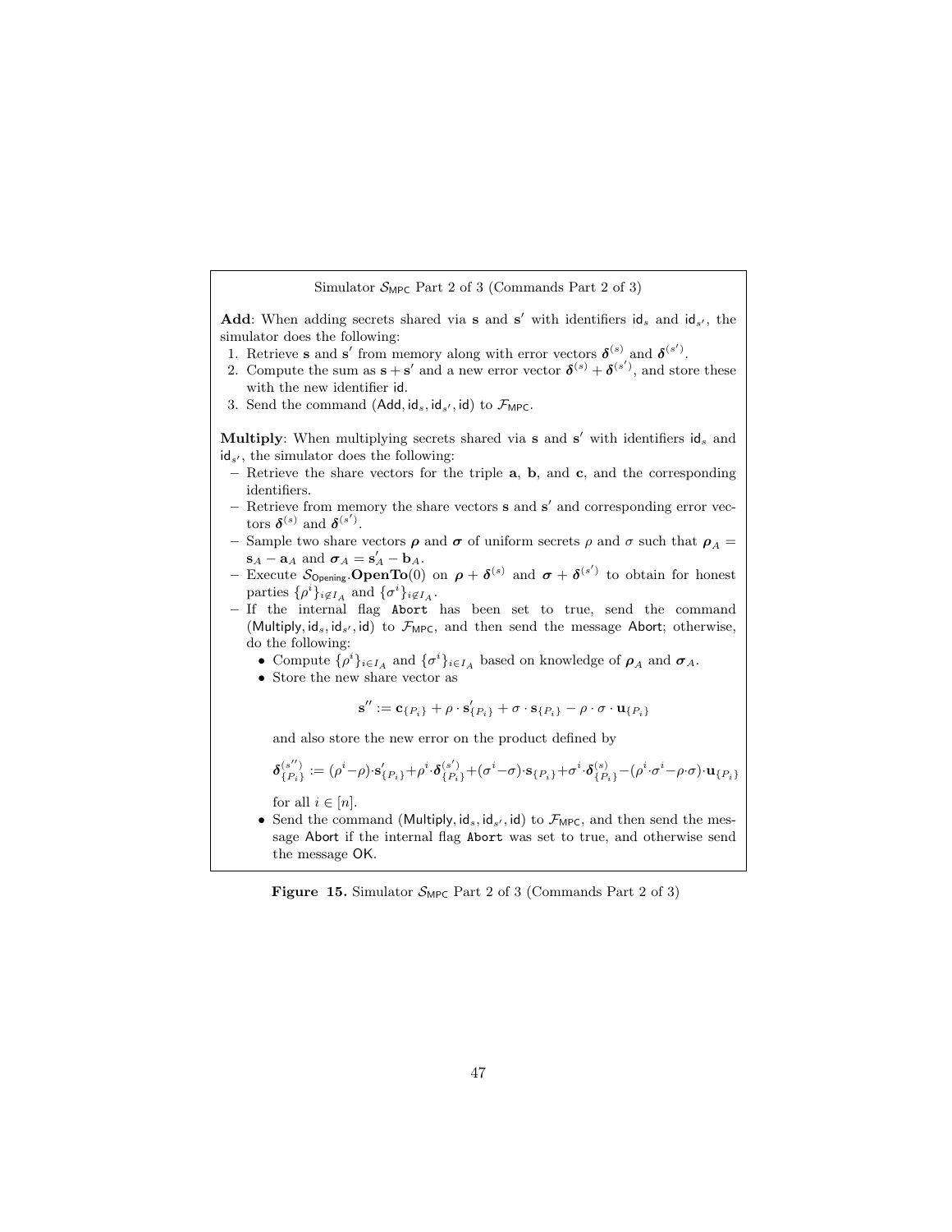Simulator $\mathcal{S}_{\mathsf{MPC}}$ Part 2 of 3 (Commands Part 2 of 3)

**Add**: When adding secrets shared via $\mathbf{s}$ and $\mathbf{s}'$ with identifiers $\mathsf{id}_s$ and $\mathsf{id}_{s'}$, the simulator does the following:

1. Retrieve $\mathbf{s}$ and $\mathbf{s}'$ from memory along with error vectors $\boldsymbol{\delta}^{(s)}$ and $\boldsymbol{\delta}^{(s')}$.
2. Compute the sum as $\mathbf{s} + \mathbf{s}'$ and a new error vector $\boldsymbol{\delta}^{(s)} + \boldsymbol{\delta}^{(s')}$, and store these with the new identifier $\mathsf{id}$.
3. Send the command $(\mathsf{Add}, \mathsf{id}_s, \mathsf{id}_{s'}, \mathsf{id})$ to $\mathcal{F}_{\mathsf{MPC}}$.

**Multiply**: When multiplying secrets shared via $\mathbf{s}$ and $\mathbf{s}'$ with identifiers $\mathsf{id}_s$ and $\mathsf{id}_{s'}$, the simulator does the following:

- Retrieve the share vectors for the triple $\mathbf{a}$, $\mathbf{b}$, and $\mathbf{c}$, and the corresponding identifiers.
- Retrieve from memory the share vectors $\mathbf{s}$ and $\mathbf{s}'$ and corresponding error vectors $\boldsymbol{\delta}^{(s)}$ and $\boldsymbol{\delta}^{(s')}$.
- Sample two share vectors $\boldsymbol{\rho}$ and $\boldsymbol{\sigma}$ of uniform secrets $\rho$ and $\sigma$ such that $\boldsymbol{\rho}_A = \mathbf{s}_A - \mathbf{a}_A$ and $\boldsymbol{\sigma}_A = \mathbf{s}'_A - \mathbf{b}_A$.
- Execute $\mathcal{S}_{\mathsf{Opening}}.\mathbf{OpenTo}(0)$ on $\boldsymbol{\rho} + \boldsymbol{\delta}^{(s)}$ and $\boldsymbol{\sigma} + \boldsymbol{\delta}^{(s')}$ to obtain for honest parties $\{\rho^i\}_{i \notin I_A}$ and $\{\sigma^i\}_{i \notin I_A}$.
- If the internal flag `Abort` has been set to true, send the command $(\mathsf{Multiply}, \mathsf{id}_s, \mathsf{id}_{s'}, \mathsf{id})$ to $\mathcal{F}_{\mathsf{MPC}}$, and then send the message $\mathsf{Abort}$; otherwise, do the following:
  - Compute $\{\rho^i\}_{i \in I_A}$ and $\{\sigma^i\}_{i \in I_A}$ based on knowledge of $\boldsymbol{\rho}_A$ and $\boldsymbol{\sigma}_A$.
  - Store the new share vector as

$$\mathbf{s}'' := \mathbf{c}_{\{P_i\}} + \rho \cdot \mathbf{s}'_{\{P_i\}} + \sigma \cdot \mathbf{s}_{\{P_i\}} - \rho \cdot \sigma \cdot \mathbf{u}_{\{P_i\}}$$

    and also store the new error on the product defined by

$$\boldsymbol{\delta}^{(s'')}_{\{P_i\}} := (\rho^i - \rho) \cdot \mathbf{s}'_{\{P_i\}} + \rho^i \cdot \boldsymbol{\delta}^{(s')}_{\{P_i\}} + (\sigma^i - \sigma) \cdot \mathbf{s}_{\{P_i\}} + \sigma^i \cdot \boldsymbol{\delta}^{(s)}_{\{P_i\}} - (\rho^i \cdot \sigma^i - \rho \cdot \sigma) \cdot \mathbf{u}_{\{P_i\}}$$

    for all $i \in [n]$.
  - Send the command $(\mathsf{Multiply}, \mathsf{id}_s, \mathsf{id}_{s'}, \mathsf{id})$ to $\mathcal{F}_{\mathsf{MPC}}$, and then send the message $\mathsf{Abort}$ if the internal flag `Abort` was set to true, and otherwise send the message $\mathsf{OK}$.

**Figure 15.** Simulator $\mathcal{S}_{\mathsf{MPC}}$ Part 2 of 3 (Commands Part 2 of 3)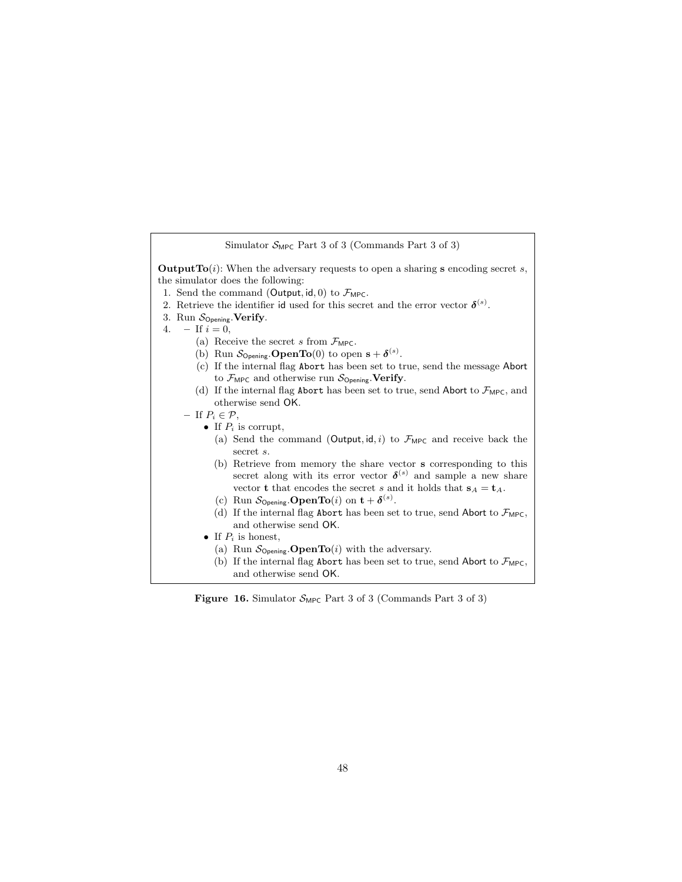Simulator $\mathcal{S}_{\mathsf{MPC}}$ Part 3 of 3 (Commands Part 3 of 3)

**OutputTo**$(i)$: When the adversary requests to open a sharing $\mathbf{s}$ encoding secret $s$, the simulator does the following:

1. Send the command $(\mathsf{Output}, \mathsf{id}, 0)$ to $\mathcal{F}_{\mathsf{MPC}}$.
2. Retrieve the identifier $\mathsf{id}$ used for this secret and the error vector $\boldsymbol{\delta}^{(s)}$.
3. Run $\mathcal{S}_{\mathsf{Opening}}.\mathbf{Verify}$.
4. – If $i = 0$,
   - (a) Receive the secret $s$ from $\mathcal{F}_{\mathsf{MPC}}$.
   - (b) Run $\mathcal{S}_{\mathsf{Opening}}.\mathbf{OpenTo}(0)$ to open $\mathbf{s} + \boldsymbol{\delta}^{(s)}$.
   - (c) If the internal flag `Abort` has been set to true, send the message $\mathsf{Abort}$ to $\mathcal{F}_{\mathsf{MPC}}$ and otherwise run $\mathcal{S}_{\mathsf{Opening}}.\mathbf{Verify}$.
   - (d) If the internal flag `Abort` has been set to true, send $\mathsf{Abort}$ to $\mathcal{F}_{\mathsf{MPC}}$, and otherwise send $\mathsf{OK}$.

   – If $P_i \in \mathcal{P}$,
   - If $P_i$ is corrupt,
     - (a) Send the command $(\mathsf{Output}, \mathsf{id}, i)$ to $\mathcal{F}_{\mathsf{MPC}}$ and receive back the secret $s$.
     - (b) Retrieve from memory the share vector $\mathbf{s}$ corresponding to this secret along with its error vector $\boldsymbol{\delta}^{(s)}$ and sample a new share vector $\mathbf{t}$ that encodes the secret $s$ and it holds that $\mathbf{s}_A = \mathbf{t}_A$.
     - (c) Run $\mathcal{S}_{\mathsf{Opening}}.\mathbf{OpenTo}(i)$ on $\mathbf{t} + \boldsymbol{\delta}^{(s)}$.
     - (d) If the internal flag `Abort` has been set to true, send $\mathsf{Abort}$ to $\mathcal{F}_{\mathsf{MPC}}$, and otherwise send $\mathsf{OK}$.
   - If $P_i$ is honest,
     - (a) Run $\mathcal{S}_{\mathsf{Opening}}.\mathbf{OpenTo}(i)$ with the adversary.
     - (b) If the internal flag `Abort` has been set to true, send $\mathsf{Abort}$ to $\mathcal{F}_{\mathsf{MPC}}$, and otherwise send $\mathsf{OK}$.

**Figure 16.** Simulator $\mathcal{S}_{\mathsf{MPC}}$ Part 3 of 3 (Commands Part 3 of 3)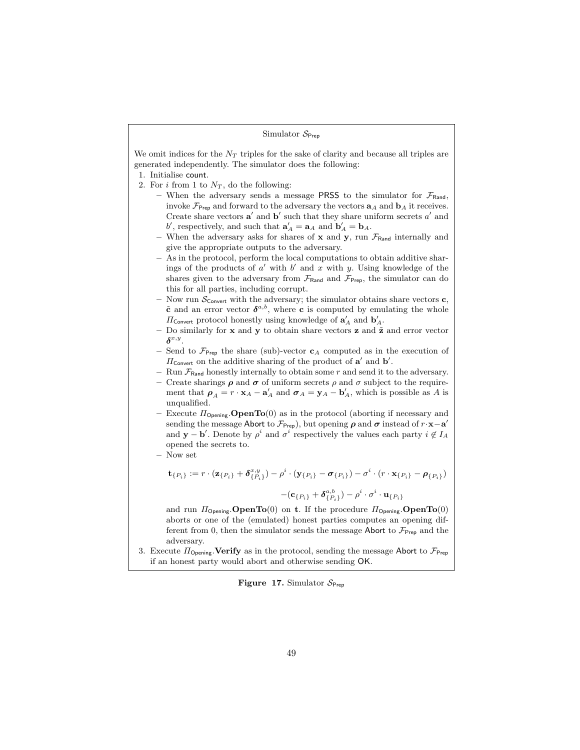**Simulator $\mathcal{S}_{\mathsf{Prep}}$**

We omit indices for the $N_T$ triples for the sake of clarity and because all triples are generated independently. The simulator does the following:

1. Initialise $\mathsf{count}$.
2. For $i$ from 1 to $N_T$, do the following:
   - When the adversary sends a message $\mathsf{PRSS}$ to the simulator for $\mathcal{F}_{\mathsf{Rand}}$, invoke $\mathcal{F}_{\mathsf{Prep}}$ and forward to the adversary the vectors $\mathbf{a}_A$ and $\mathbf{b}_A$ it receives. Create share vectors $\mathbf{a}'$ and $\mathbf{b}'$ such that they share uniform secrets $a'$ and $b'$, respectively, and such that $\mathbf{a}'_A = \mathbf{a}_A$ and $\mathbf{b}'_A = \mathbf{b}_A$.
   - When the adversary asks for shares of $\mathbf{x}$ and $\mathbf{y}$, run $\mathcal{F}_{\mathsf{Rand}}$ internally and give the appropriate outputs to the adversary.
   - As in the protocol, perform the local computations to obtain additive sharings of the products of $a'$ with $b'$ and $x$ with $y$. Using knowledge of the shares given to the adversary from $\mathcal{F}_{\mathsf{Rand}}$ and $\mathcal{F}_{\mathsf{Prep}}$, the simulator can do this for all parties, including corrupt.
   - Now run $\mathcal{S}_{\mathsf{Convert}}$ with the adversary; the simulator obtains share vectors $\mathbf{c}$, $\tilde{\mathbf{c}}$ and an error vector $\boldsymbol{\delta}^{a,b}$, where $\mathbf{c}$ is computed by emulating the whole $\Pi_{\mathsf{Convert}}$ protocol honestly using knowledge of $\mathbf{a}'_A$ and $\mathbf{b}'_A$.
   - Do similarly for $\mathbf{x}$ and $\mathbf{y}$ to obtain share vectors $\mathbf{z}$ and $\tilde{\mathbf{z}}$ and error vector $\boldsymbol{\delta}^{x,y}$.
   - Send to $\mathcal{F}_{\mathsf{Prep}}$ the share (sub)-vector $\mathbf{c}_A$ computed as in the execution of $\Pi_{\mathsf{Convert}}$ on the additive sharing of the product of $\mathbf{a}'$ and $\mathbf{b}'$.
   - Run $\mathcal{F}_{\mathsf{Rand}}$ honestly internally to obtain some $r$ and send it to the adversary.
   - Create sharings $\boldsymbol{\rho}$ and $\boldsymbol{\sigma}$ of uniform secrets $\rho$ and $\sigma$ subject to the requirement that $\boldsymbol{\rho}_A = r \cdot \mathbf{x}_A - \mathbf{a}'_A$ and $\boldsymbol{\sigma}_A = \mathbf{y}_A - \mathbf{b}'_A$, which is possible as $A$ is unqualified.
   - Execute $\Pi_{\mathsf{Opening}}.\mathbf{OpenTo}(0)$ as in the protocol (aborting if necessary and sending the message $\mathsf{Abort}$ to $\mathcal{F}_{\mathsf{Prep}}$), but opening $\boldsymbol{\rho}$ and $\boldsymbol{\sigma}$ instead of $r \cdot \mathbf{x} - \mathbf{a}'$ and $\mathbf{y} - \mathbf{b}'$. Denote by $\rho^i$ and $\sigma^i$ respectively the values each party $i \notin I_A$ opened the secrets to.
   - Now set

$$\mathbf{t}_{\{P_i\}} := r \cdot (\mathbf{z}_{\{P_i\}} + \boldsymbol{\delta}^{x,y}_{\{P_i\}}) - \rho^i \cdot (\mathbf{y}_{\{P_i\}} - \boldsymbol{\sigma}_{\{P_i\}}) - \sigma^i \cdot (r \cdot \mathbf{x}_{\{P_i\}} - \boldsymbol{\rho}_{\{P_i\}})$$
$$- (\mathbf{c}_{\{P_i\}} + \boldsymbol{\delta}^{a,b}_{\{P_i\}}) - \rho^i \cdot \sigma^i \cdot \mathbf{u}_{\{P_i\}}$$

     and run $\Pi_{\mathsf{Opening}}.\mathbf{OpenTo}(0)$ on $\mathbf{t}$. If the procedure $\Pi_{\mathsf{Opening}}.\mathbf{OpenTo}(0)$ aborts or one of the (emulated) honest parties computes an opening different from 0, then the simulator sends the message $\mathsf{Abort}$ to $\mathcal{F}_{\mathsf{Prep}}$ and the adversary.
3. Execute $\Pi_{\mathsf{Opening}}.\mathbf{Verify}$ as in the protocol, sending the message $\mathsf{Abort}$ to $\mathcal{F}_{\mathsf{Prep}}$ if an honest party would abort and otherwise sending $\mathsf{OK}$.

**Figure 17.** Simulator $\mathcal{S}_{\mathsf{Prep}}$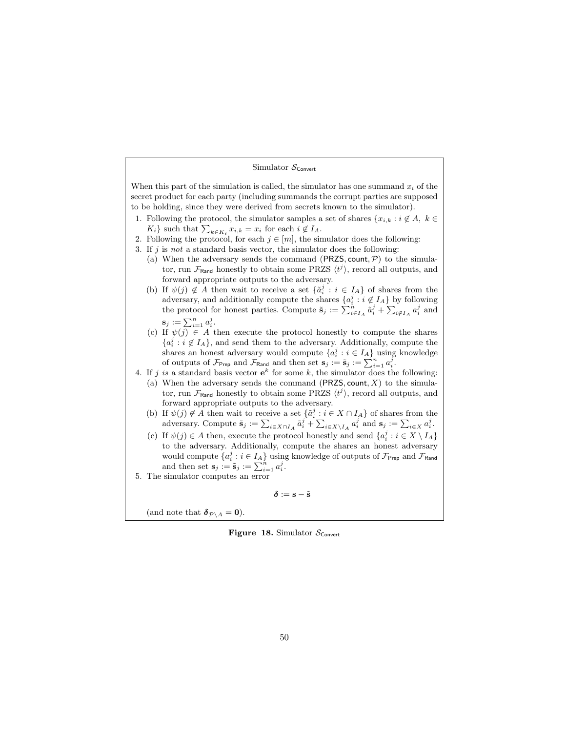Simulator $\mathcal{S}_{\mathsf{Convert}}$

When this part of the simulation is called, the simulator has one summand $x_i$ of the secret product for each party (including summands the corrupt parties are supposed to be holding, since they were derived from secrets known to the simulator).

1. Following the protocol, the simulator samples a set of shares $\{x_{i,k} : i \notin A,\ k \in K_i\}$ such that $\sum_{k \in K_i} x_{i,k} = x_i$ for each $i \notin I_A$.
2. Following the protocol, for each $j \in [m]$, the simulator does the following:
3. If $j$ is *not* a standard basis vector, the simulator does the following:
   (a) When the adversary sends the command $(\mathsf{PRZS}, \mathsf{count}, \mathcal{P})$ to the simulator, run $\mathcal{F}_{\mathsf{Rand}}$ honestly to obtain some PRZS $\langle t^j \rangle$, record all outputs, and forward appropriate outputs to the adversary.
   (b) If $\psi(j) \notin A$ then wait to receive a set $\{\tilde{a}_i^j : i \in I_A\}$ of shares from the adversary, and additionally compute the shares $\{a_i^j : i \notin I_A\}$ by following the protocol for honest parties. Compute $\tilde{\mathbf{s}}_j := \sum_{i \in I_A}^n \tilde{a}_i^j + \sum_{i \notin I_A} a_i^j$ and $\mathbf{s}_j := \sum_{i=1}^n a_i^j$.
   (c) If $\psi(j) \in A$ then execute the protocol honestly to compute the shares $\{a_i^j : i \notin I_A\}$, and send them to the adversary. Additionally, compute the shares an honest adversary would compute $\{a_i^j : i \in I_A\}$ using knowledge of outputs of $\mathcal{F}_{\mathsf{Prep}}$ and $\mathcal{F}_{\mathsf{Rand}}$ and then set $\mathbf{s}_j := \tilde{\mathbf{s}}_j := \sum_{i=1}^n a_i^j$.
4. If $j$ *is* a standard basis vector $\mathbf{e}^k$ for some $k$, the simulator does the following:
   (a) When the adversary sends the command $(\mathsf{PRZS}, \mathsf{count}, X)$ to the simulator, run $\mathcal{F}_{\mathsf{Rand}}$ honestly to obtain some PRZS $\langle t^j \rangle$, record all outputs, and forward appropriate outputs to the adversary.
   (b) If $\psi(j) \notin A$ then wait to receive a set $\{\tilde{a}_i^j : i \in X \cap I_A\}$ of shares from the adversary. Compute $\tilde{\mathbf{s}}_j := \sum_{i \in X \cap I_A} \tilde{a}_i^j + \sum_{i \in X \setminus I_A} a_i^j$ and $\mathbf{s}_j := \sum_{i \in X} a_i^j$.
   (c) If $\psi(j) \in A$ then, execute the protocol honestly and send $\{a_i^j : i \in X \setminus I_A\}$ to the adversary. Additionally, compute the shares an honest adversary would compute $\{a_i^j : i \in I_A\}$ using knowledge of outputs of $\mathcal{F}_{\mathsf{Prep}}$ and $\mathcal{F}_{\mathsf{Rand}}$ and then set $\mathbf{s}_j := \tilde{\mathbf{s}}_j := \sum_{i=1}^n a_i^j$.
5. The simulator computes an error

$$\boldsymbol{\delta} := \mathbf{s} - \tilde{\mathbf{s}}$$

(and note that $\boldsymbol{\delta}_{\mathcal{P} \setminus A} = \mathbf{0}$).

**Figure 18.** Simulator $\mathcal{S}_{\mathsf{Convert}}$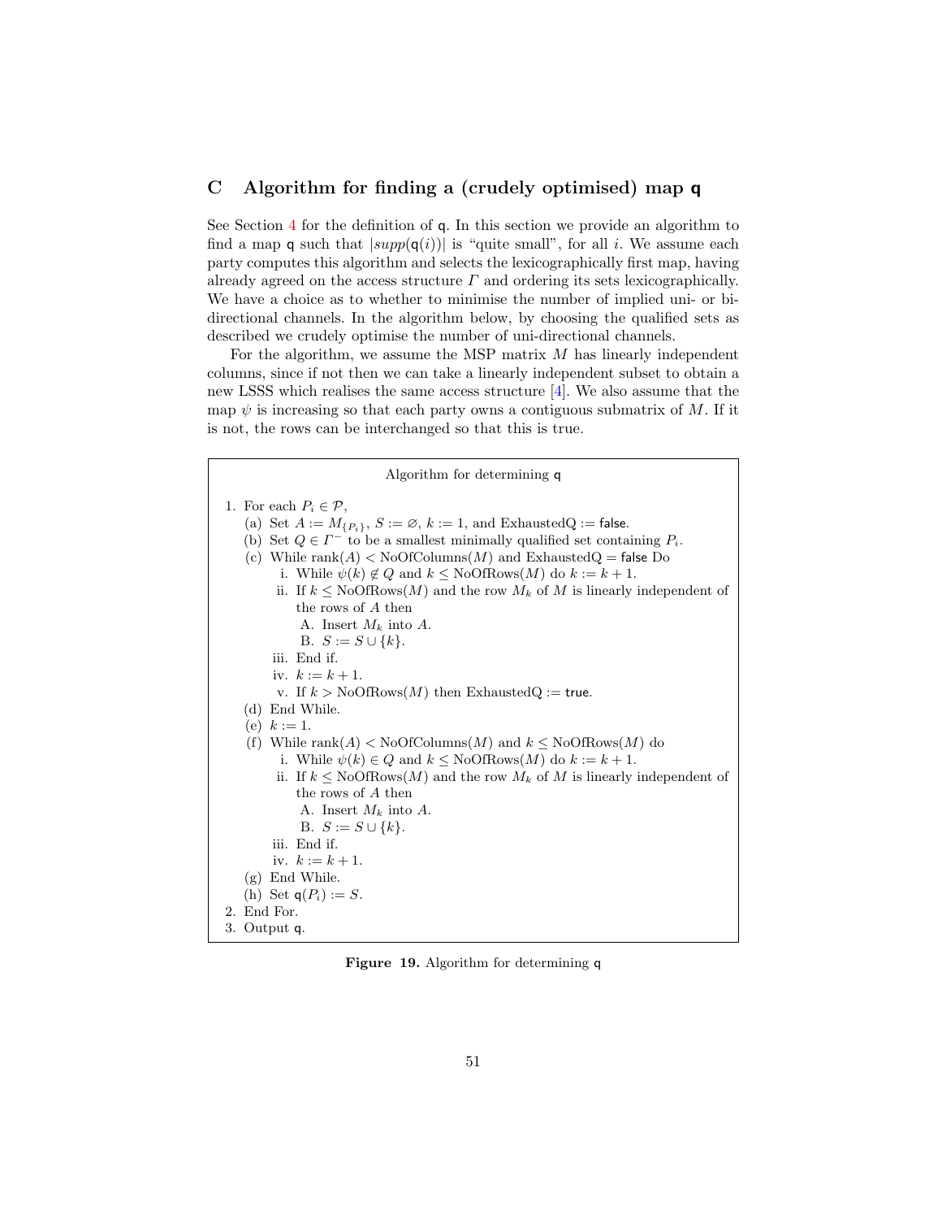## C Algorithm for finding a (crudely optimised) map $\mathsf{q}$

See Section 4 for the definition of $\mathsf{q}$. In this section we provide an algorithm to find a map $\mathsf{q}$ such that $|supp(\mathsf{q}(i))|$ is "quite small", for all $i$. We assume each party computes this algorithm and selects the lexicographically first map, having already agreed on the access structure $\Gamma$ and ordering its sets lexicographically. We have a choice as to whether to minimise the number of implied uni- or bi-directional channels. In the algorithm below, by choosing the qualified sets as described we crudely optimise the number of uni-directional channels.

For the algorithm, we assume the MSP matrix $M$ has linearly independent columns, since if not then we can take a linearly independent subset to obtain a new LSSS which realises the same access structure [4]. We also assume that the map $\psi$ is increasing so that each party owns a contiguous submatrix of $M$. If it is not, the rows can be interchanged so that this is true.

---

**Algorithm for determining $\mathsf{q}$**

1. For each $P_i \in \mathcal{P}$,
   - (a) Set $A := M_{\{P_i\}}$, $S := \varnothing$, $k := 1$, and ExhaustedQ := false.
   - (b) Set $Q \in \Gamma^-$ to be a smallest minimally qualified set containing $P_i$.
   - (c) While rank$(A) <$ NoOfColumns$(M)$ and ExhaustedQ = false Do
     - i. While $\psi(k) \notin Q$ and $k \leq$ NoOfRows$(M)$ do $k := k + 1$.
     - ii. If $k \leq$ NoOfRows$(M)$ and the row $M_k$ of $M$ is linearly independent of the rows of $A$ then
       - A. Insert $M_k$ into $A$.
       - B. $S := S \cup \{k\}$.
     - iii. End if.
     - iv. $k := k + 1$.
     - v. If $k >$ NoOfRows$(M)$ then ExhaustedQ := true.
   - (d) End While.
   - (e) $k := 1$.
   - (f) While rank$(A) <$ NoOfColumns$(M)$ and $k \leq$ NoOfRows$(M)$ do
     - i. While $\psi(k) \in Q$ and $k \leq$ NoOfRows$(M)$ do $k := k + 1$.
     - ii. If $k \leq$ NoOfRows$(M)$ and the row $M_k$ of $M$ is linearly independent of the rows of $A$ then
       - A. Insert $M_k$ into $A$.
       - B. $S := S \cup \{k\}$.
     - iii. End if.
     - iv. $k := k + 1$.
   - (g) End While.
   - (h) Set $\mathsf{q}(P_i) := S$.
2. End For.
3. Output $\mathsf{q}$.

---

**Figure 19.** Algorithm for determining $\mathsf{q}$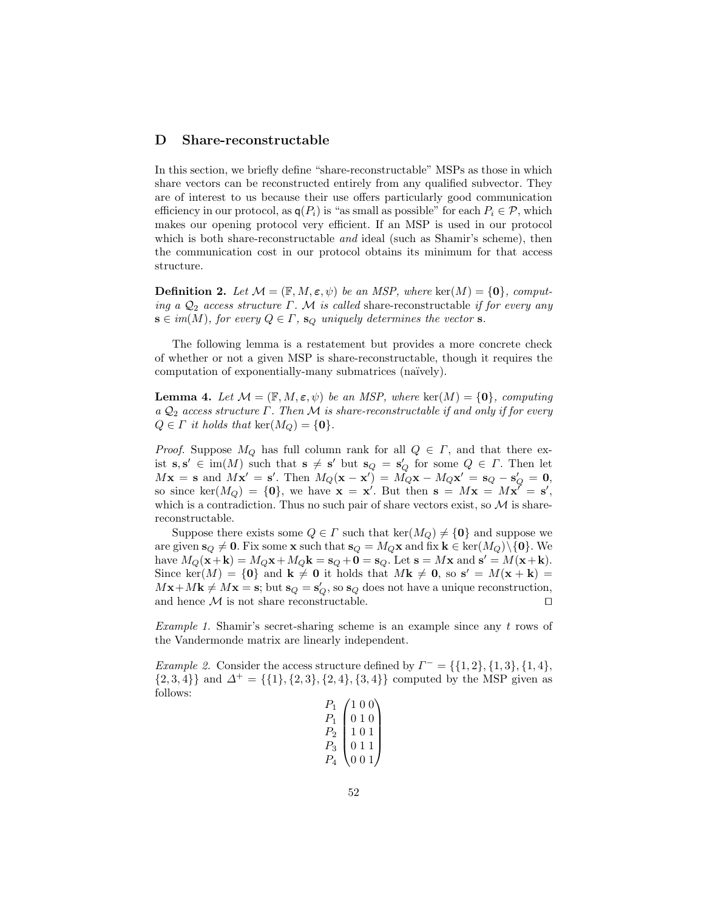## D Share-reconstructable

In this section, we briefly define "share-reconstructable" MSPs as those in which share vectors can be reconstructed entirely from any qualified subvector. They are of interest to us because their use offers particularly good communication efficiency in our protocol, as $\mathsf{q}(P_i)$ is "as small as possible" for each $P_i \in \mathcal{P}$, which makes our opening protocol very efficient. If an MSP is used in our protocol which is both share-reconstructable *and* ideal (such as Shamir's scheme), then the communication cost in our protocol obtains its minimum for that access structure.

**Definition 2.** *Let $\mathcal{M} = (\mathbb{F}, M, \boldsymbol{\varepsilon}, \psi)$ be an MSP, where $\ker(M) = \{\mathbf{0}\}$, computing a $\mathcal{Q}_2$ access structure $\Gamma$. $\mathcal{M}$ is called* share-reconstructable *if for every any $\mathbf{s} \in im(M)$, for every $Q \in \Gamma$, $\mathbf{s}_Q$ uniquely determines the vector $\mathbf{s}$.*

The following lemma is a restatement but provides a more concrete check of whether or not a given MSP is share-reconstructable, though it requires the computation of exponentially-many submatrices (naïvely).

**Lemma 4.** *Let $\mathcal{M} = (\mathbb{F}, M, \boldsymbol{\varepsilon}, \psi)$ be an MSP, where $\ker(M) = \{\mathbf{0}\}$, computing a $\mathcal{Q}_2$ access structure $\Gamma$. Then $\mathcal{M}$ is share-reconstructable if and only if for every $Q \in \Gamma$ it holds that $\ker(M_Q) = \{\mathbf{0}\}$.*

*Proof.* Suppose $M_Q$ has full column rank for all $Q \in \Gamma$, and that there exist $\mathbf{s}, \mathbf{s}' \in \mathrm{im}(M)$ such that $\mathbf{s} \neq \mathbf{s}'$ but $\mathbf{s}_Q = \mathbf{s}'_Q$ for some $Q \in \Gamma$. Then let $M\mathbf{x} = \mathbf{s}$ and $M\mathbf{x}' = \mathbf{s}'$. Then $M_Q(\mathbf{x} - \mathbf{x}') = M_Q\mathbf{x} - M_Q\mathbf{x}' = \mathbf{s}_Q - \mathbf{s}'_Q = \mathbf{0}$, so since $\ker(M_Q) = \{\mathbf{0}\}$, we have $\mathbf{x} = \mathbf{x}'$. But then $\mathbf{s} = M\mathbf{x} = M\mathbf{x}' = \mathbf{s}'$, which is a contradiction. Thus no such pair of share vectors exist, so $\mathcal{M}$ is share-reconstructable.

Suppose there exists some $Q \in \Gamma$ such that $\ker(M_Q) \neq \{\mathbf{0}\}$ and suppose we are given $\mathbf{s}_Q \neq \mathbf{0}$. Fix some $\mathbf{x}$ such that $\mathbf{s}_Q = M_Q\mathbf{x}$ and fix $\mathbf{k} \in \ker(M_Q)\backslash\{\mathbf{0}\}$. We have $M_Q(\mathbf{x}+\mathbf{k}) = M_Q\mathbf{x} + M_Q\mathbf{k} = \mathbf{s}_Q + \mathbf{0} = \mathbf{s}_Q$. Let $\mathbf{s} = M\mathbf{x}$ and $\mathbf{s}' = M(\mathbf{x}+\mathbf{k})$. Since $\ker(M) = \{\mathbf{0}\}$ and $\mathbf{k} \neq \mathbf{0}$ it holds that $M\mathbf{k} \neq \mathbf{0}$, so $\mathbf{s}' = M(\mathbf{x} + \mathbf{k}) = M\mathbf{x} + M\mathbf{k} \neq M\mathbf{x} = \mathbf{s}$; but $\mathbf{s}_Q = \mathbf{s}'_Q$, so $\mathbf{s}_Q$ does not have a unique reconstruction, and hence $\mathcal{M}$ is not share reconstructable. ◻

*Example 1.* Shamir's secret-sharing scheme is an example since any $t$ rows of the Vandermonde matrix are linearly independent.

*Example 2.* Consider the access structure defined by $\Gamma^- = \{\{1,2\},\{1,3\},\{1,4\}, \{2,3,4\}\}$ and $\Delta^+ = \{\{1\},\{2,3\},\{2,4\},\{3,4\}\}$ computed by the MSP given as follows:

$$
\begin{matrix} P_1 \\ P_1 \\ P_2 \\ P_3 \\ P_4 \end{matrix}
\begin{pmatrix} 1 & 0 & 0 \\ 0 & 1 & 0 \\ 1 & 0 & 1 \\ 0 & 1 & 1 \\ 0 & 0 & 1 \end{pmatrix}
$$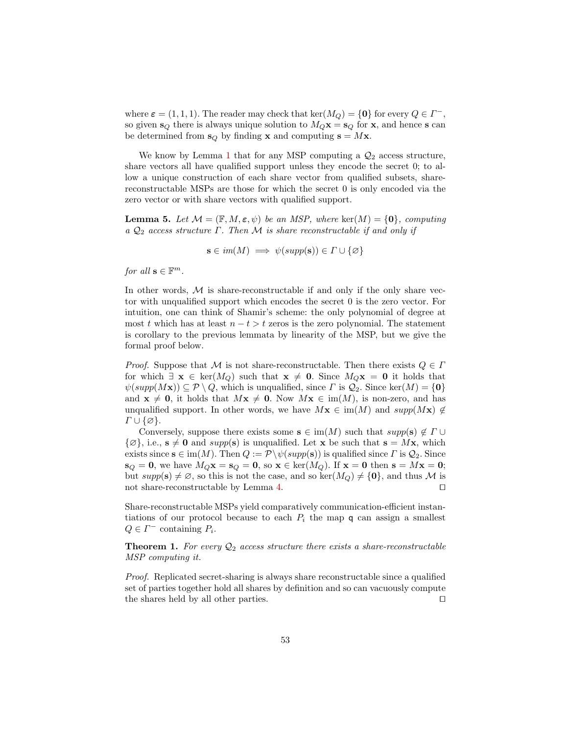where $\boldsymbol{\varepsilon} = (1, 1, 1)$. The reader may check that $\ker(M_Q) = \{\mathbf{0}\}$ for every $Q \in \Gamma^-$, so given $\mathbf{s}_Q$ there is always unique solution to $M_Q\mathbf{x} = \mathbf{s}_Q$ for $\mathbf{x}$, and hence $\mathbf{s}$ can be determined from $\mathbf{s}_Q$ by finding $\mathbf{x}$ and computing $\mathbf{s} = M\mathbf{x}$.

We know by Lemma 1 that for any MSP computing a $\mathcal{Q}_2$ access structure, share vectors all have qualified support unless they encode the secret 0; to allow a unique construction of each share vector from qualified subsets, share-reconstructable MSPs are those for which the secret 0 is only encoded via the zero vector or with share vectors with qualified support.

**Lemma 5.** *Let $\mathcal{M} = (\mathbb{F}, M, \boldsymbol{\varepsilon}, \psi)$ be an MSP, where $\ker(M) = \{\mathbf{0}\}$, computing a $\mathcal{Q}_2$ access structure $\Gamma$. Then $\mathcal{M}$ is share reconstructable if and only if*

$$\mathbf{s} \in im(M) \implies \psi(supp(\mathbf{s})) \in \Gamma \cup \{\varnothing\}$$

*for all $\mathbf{s} \in \mathbb{F}^m$.*

In other words, $\mathcal{M}$ is share-reconstructable if and only if the only share vector with unqualified support which encodes the secret 0 is the zero vector. For intuition, one can think of Shamir's scheme: the only polynomial of degree at most $t$ which has at least $n - t > t$ zeros is the zero polynomial. The statement is corollary to the previous lemmata by linearity of the MSP, but we give the formal proof below.

*Proof.* Suppose that $\mathcal{M}$ is not share-reconstructable. Then there exists $Q \in \Gamma$ for which $\exists\ \mathbf{x} \in \ker(M_Q)$ such that $\mathbf{x} \neq \mathbf{0}$. Since $M_Q\mathbf{x} = \mathbf{0}$ it holds that $\psi(supp(M\mathbf{x})) \subseteq \mathcal{P} \setminus Q$, which is unqualified, since $\Gamma$ is $\mathcal{Q}_2$. Since $\ker(M) = \{\mathbf{0}\}$ and $\mathbf{x} \neq \mathbf{0}$, it holds that $M\mathbf{x} \neq \mathbf{0}$. Now $M\mathbf{x} \in \text{im}(M)$, is non-zero, and has unqualified support. In other words, we have $M\mathbf{x} \in \text{im}(M)$ and $supp(M\mathbf{x}) \notin \Gamma \cup \{\varnothing\}$.

Conversely, suppose there exists some $\mathbf{s} \in \text{im}(M)$ such that $supp(\mathbf{s}) \notin \Gamma \cup \{\varnothing\}$, i.e., $\mathbf{s} \neq \mathbf{0}$ and $supp(\mathbf{s})$ is unqualified. Let $\mathbf{x}$ be such that $\mathbf{s} = M\mathbf{x}$, which exists since $\mathbf{s} \in \text{im}(M)$. Then $Q := \mathcal{P} \setminus \psi(supp(\mathbf{s}))$ is qualified since $\Gamma$ is $\mathcal{Q}_2$. Since $\mathbf{s}_Q = \mathbf{0}$, we have $M_Q\mathbf{x} = \mathbf{s}_Q = \mathbf{0}$, so $\mathbf{x} \in \ker(M_Q)$. If $\mathbf{x} = \mathbf{0}$ then $\mathbf{s} = M\mathbf{x} = \mathbf{0}$; but $supp(\mathbf{s}) \neq \varnothing$, so this is not the case, and so $\ker(M_Q) \neq \{\mathbf{0}\}$, and thus $\mathcal{M}$ is not share-reconstructable by Lemma 4. ◻

Share-reconstructable MSPs yield comparatively communication-efficient instantiations of our protocol because to each $P_i$ the map $\mathsf{q}$ can assign a smallest $Q \in \Gamma^-$ containing $P_i$.

**Theorem 1.** *For every $\mathcal{Q}_2$ access structure there exists a share-reconstructable MSP computing it.*

*Proof.* Replicated secret-sharing is always share reconstructable since a qualified set of parties together hold all shares by definition and so can vacuously compute the shares held by all other parties. ◻